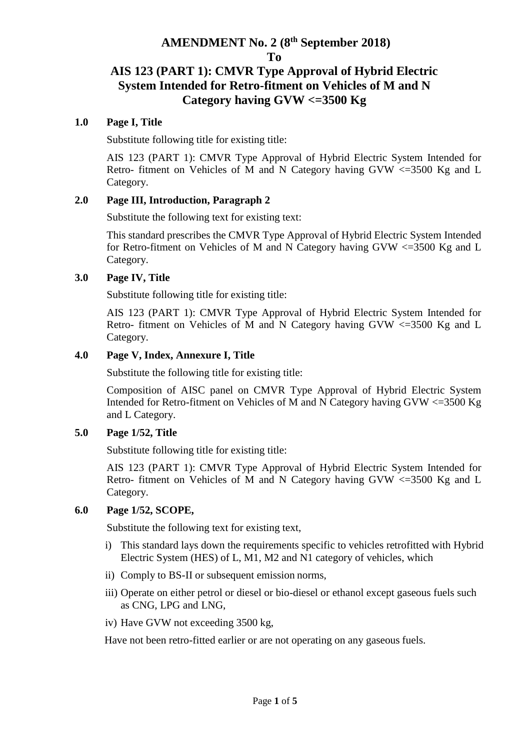# AMENDMENT No. 2 (8th September 2018)

# To

# AIS 123 (PART 1): CMVR Type Approval of Hybrid Electric System Intended for Retro-fitment on Vehicles of M and N Category having GVW <=3500 Kg

**1.0 Page I, Title**

Substitute following title for existing title:

AIS 123 (PART 1): CMVR Type Approval of Hybrid Electric System Intended for Retro- fitment on Vehicles of M and N Category having GVW <=3500 Kg and L Category.

**2.0 Page III, Introduction, Paragraph 2**

Substitute the following text for existing text:

This standard prescribes the CMVR Type Approval of Hybrid Electric System Intended for Retro-fitment on Vehicles of M and N Category having GVW <=3500 Kg and L Category.

**3.0 Page IV, Title**

Substitute following title for existing title:

AIS 123 (PART 1): CMVR Type Approval of Hybrid Electric System Intended for Retro- fitment on Vehicles of M and N Category having GVW <=3500 Kg and L Category.

**4.0 Page V, Index, Annexure I, Title**

Substitute the following title for existing title:

Composition of AISC panel on CMVR Type Approval of Hybrid Electric System Intended for Retro-fitment on Vehicles of M and N Category having GVW <=3500 Kg and L Category.

**5.0 Page 1/52, Title**

Substitute following title for existing title:

AIS 123 (PART 1): CMVR Type Approval of Hybrid Electric System Intended for Retro- fitment on Vehicles of M and N Category having GVW <=3500 Kg and L Category.

**6.0 Page 1/52, SCOPE,**

Substitute the following text for existing text,

i) This standard lays down the requirements specific to vehicles retrofitted with Hybrid Electric System (HES) of L, M1, M2 and N1 category of vehicles, which

ii) Comply to BS-II or subsequent emission norms,

iii) Operate on either petrol or diesel or bio-diesel or ethanol except gaseous fuels such as CNG, LPG and LNG,

iv) Have GVW not exceeding 3500 kg,

Have not been retro-fitted earlier or are not operating on any gaseous fuels.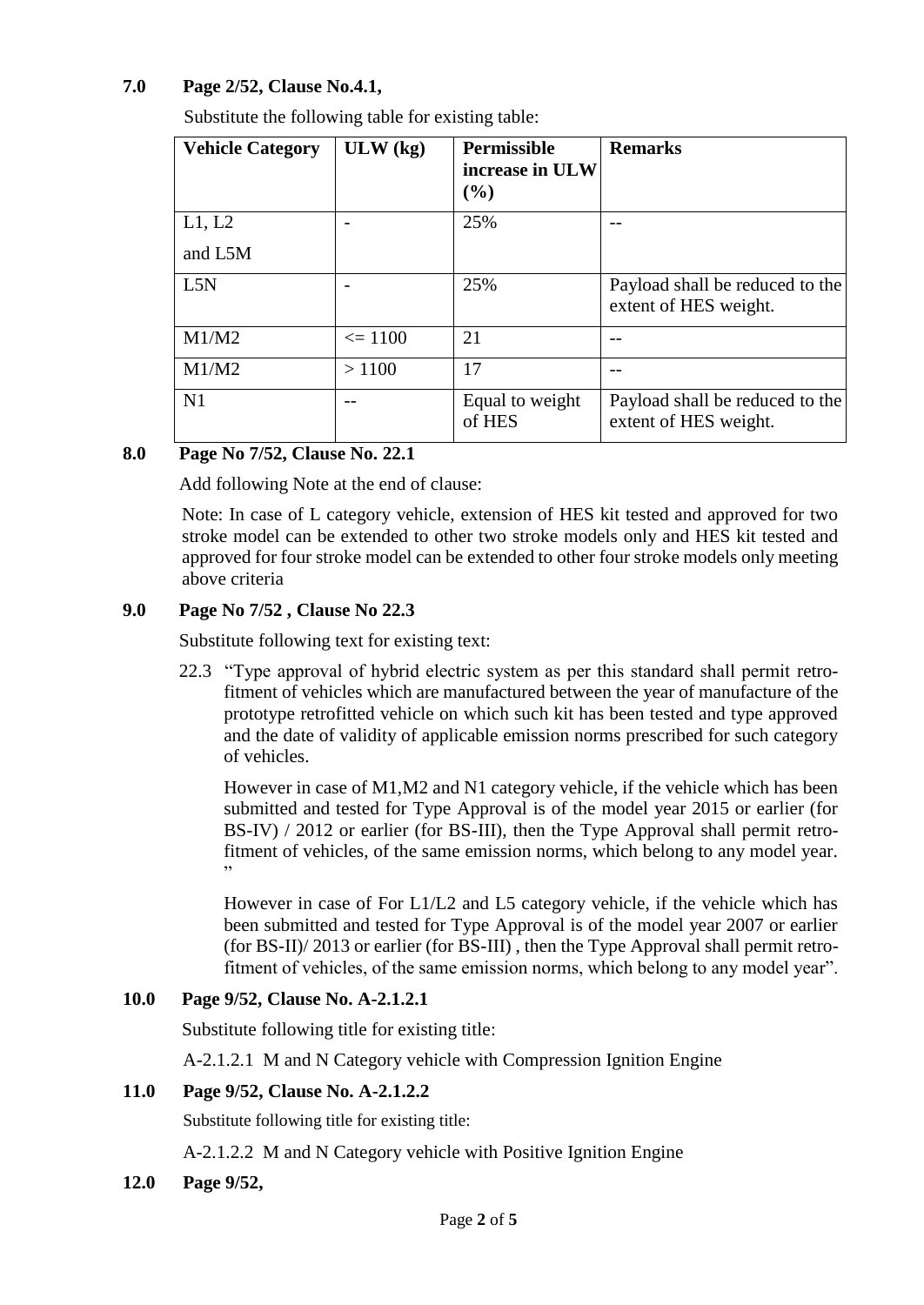**7.0 Page 2/52, Clause No.4.1,**

Substitute the following table for existing table:

| Vehicle Category | ULW (kg) | Permissible increase in ULW (%) | Remarks |
|---|---|---|---|
| L1, L2 and L5M | - | 25% | -- |
| L5N | - | 25% | Payload shall be reduced to the extent of HES weight. |
| M1/M2 | <= 1100 | 21 | -- |
| M1/M2 | > 1100 | 17 | -- |
| N1 | -- | Equal to weight of HES | Payload shall be reduced to the extent of HES weight. |

**8.0 Page No 7/52, Clause No. 22.1**

Add following Note at the end of clause:

Note: In case of L category vehicle, extension of HES kit tested and approved for two stroke model can be extended to other two stroke models only and HES kit tested and approved for four stroke model can be extended to other four stroke models only meeting above criteria

**9.0 Page No 7/52 , Clause No 22.3**

Substitute following text for existing text:

22.3 "Type approval of hybrid electric system as per this standard shall permit retro-fitment of vehicles which are manufactured between the year of manufacture of the prototype retrofitted vehicle on which such kit has been tested and type approved and the date of validity of applicable emission norms prescribed for such category of vehicles.

However in case of M1,M2 and N1 category vehicle, if the vehicle which has been submitted and tested for Type Approval is of the model year 2015 or earlier (for BS-IV) / 2012 or earlier (for BS-III), then the Type Approval shall permit retro-fitment of vehicles, of the same emission norms, which belong to any model year. "

However in case of For L1/L2 and L5 category vehicle, if the vehicle which has been submitted and tested for Type Approval is of the model year 2007 or earlier (for BS-II)/ 2013 or earlier (for BS-III) , then the Type Approval shall permit retro-fitment of vehicles, of the same emission norms, which belong to any model year".

**10.0 Page 9/52, Clause No. A-2.1.2.1**

Substitute following title for existing title:

A-2.1.2.1 M and N Category vehicle with Compression Ignition Engine

**11.0 Page 9/52, Clause No. A-2.1.2.2**

Substitute following title for existing title:

A-2.1.2.2 M and N Category vehicle with Positive Ignition Engine

**12.0 Page 9/52,**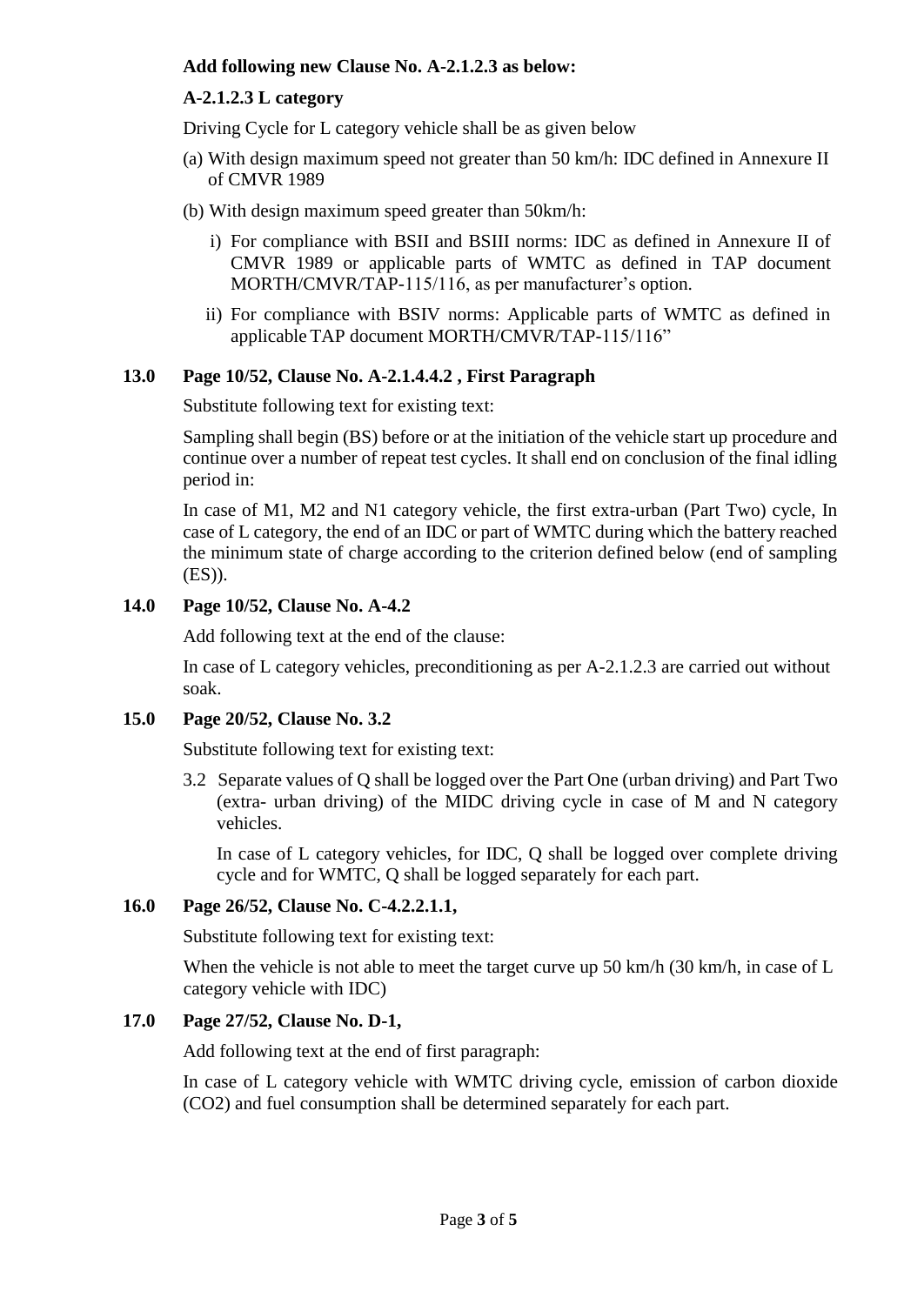**Add following new Clause No. A-2.1.2.3 as below:**

**A-2.1.2.3 L category**

Driving Cycle for L category vehicle shall be as given below

(a) With design maximum speed not greater than 50 km/h: IDC defined in Annexure II of CMVR 1989

(b) With design maximum speed greater than 50km/h:

  i) For compliance with BSII and BSIII norms: IDC as defined in Annexure II of CMVR 1989 or applicable parts of WMTC as defined in TAP document MORTH/CMVR/TAP-115/116, as per manufacturer's option.

  ii) For compliance with BSIV norms: Applicable parts of WMTC as defined in applicable TAP document MORTH/CMVR/TAP-115/116"

**13.0 Page 10/52, Clause No. A-2.1.4.4.2 , First Paragraph**

Substitute following text for existing text:

Sampling shall begin (BS) before or at the initiation of the vehicle start up procedure and continue over a number of repeat test cycles. It shall end on conclusion of the final idling period in:

In case of M1, M2 and N1 category vehicle, the first extra-urban (Part Two) cycle, In case of L category, the end of an IDC or part of WMTC during which the battery reached the minimum state of charge according to the criterion defined below (end of sampling (ES)).

**14.0 Page 10/52, Clause No. A-4.2**

Add following text at the end of the clause:

In case of L category vehicles, preconditioning as per A-2.1.2.3 are carried out without soak.

**15.0 Page 20/52, Clause No. 3.2**

Substitute following text for existing text:

3.2 Separate values of Q shall be logged over the Part One (urban driving) and Part Two (extra- urban driving) of the MIDC driving cycle in case of M and N category vehicles.

In case of L category vehicles, for IDC, Q shall be logged over complete driving cycle and for WMTC, Q shall be logged separately for each part.

**16.0 Page 26/52, Clause No. C-4.2.2.1.1,**

Substitute following text for existing text:

When the vehicle is not able to meet the target curve up 50 km/h (30 km/h, in case of L category vehicle with IDC)

**17.0 Page 27/52, Clause No. D-1,**

Add following text at the end of first paragraph:

In case of L category vehicle with WMTC driving cycle, emission of carbon dioxide ($CO_2$) and fuel consumption shall be determined separately for each part.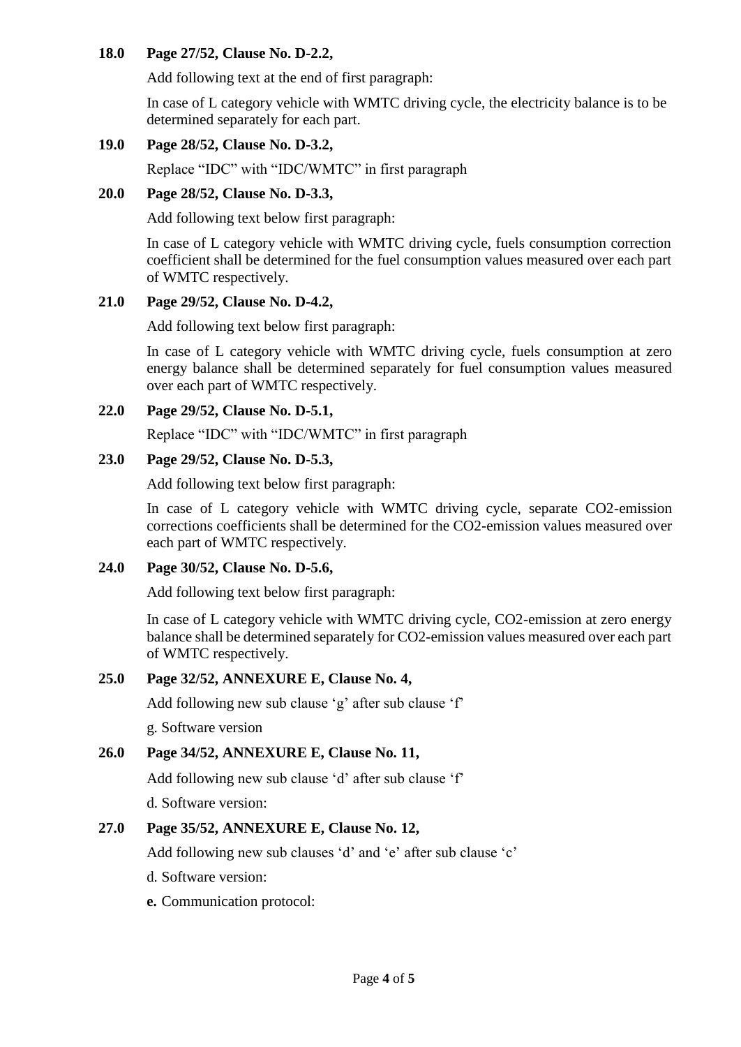**18.0 Page 27/52, Clause No. D-2.2,**

Add following text at the end of first paragraph:

In case of L category vehicle with WMTC driving cycle, the electricity balance is to be determined separately for each part.

**19.0 Page 28/52, Clause No. D-3.2,**

Replace "IDC" with "IDC/WMTC" in first paragraph

**20.0 Page 28/52, Clause No. D-3.3,**

Add following text below first paragraph:

In case of L category vehicle with WMTC driving cycle, fuels consumption correction coefficient shall be determined for the fuel consumption values measured over each part of WMTC respectively.

**21.0 Page 29/52, Clause No. D-4.2,**

Add following text below first paragraph:

In case of L category vehicle with WMTC driving cycle, fuels consumption at zero energy balance shall be determined separately for fuel consumption values measured over each part of WMTC respectively.

**22.0 Page 29/52, Clause No. D-5.1,**

Replace "IDC" with "IDC/WMTC" in first paragraph

**23.0 Page 29/52, Clause No. D-5.3,**

Add following text below first paragraph:

In case of L category vehicle with WMTC driving cycle, separate CO2-emission corrections coefficients shall be determined for the CO2-emission values measured over each part of WMTC respectively.

**24.0 Page 30/52, Clause No. D-5.6,**

Add following text below first paragraph:

In case of L category vehicle with WMTC driving cycle, CO2-emission at zero energy balance shall be determined separately for CO2-emission values measured over each part of WMTC respectively.

**25.0 Page 32/52, ANNEXURE E, Clause No. 4,**

Add following new sub clause 'g' after sub clause 'f'

g. Software version

**26.0 Page 34/52, ANNEXURE E, Clause No. 11,**

Add following new sub clause 'd' after sub clause 'f'

d. Software version:

**27.0 Page 35/52, ANNEXURE E, Clause No. 12,**

Add following new sub clauses 'd' and 'e' after sub clause 'c'

d. Software version:

**e.** Communication protocol: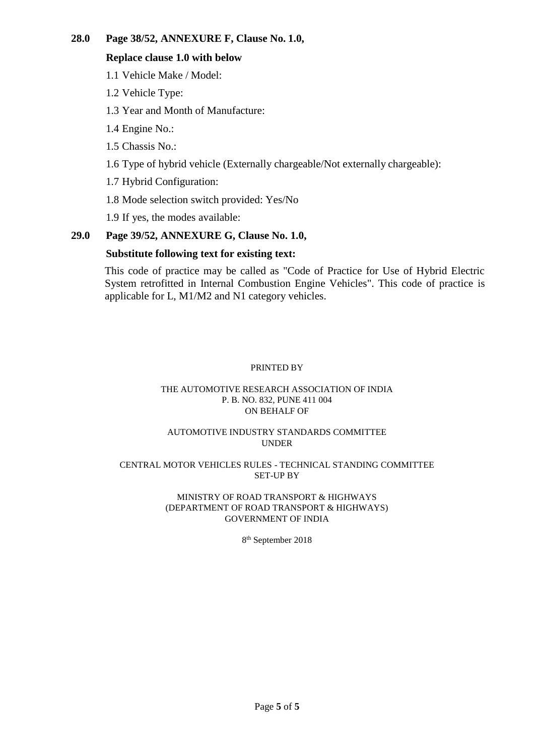**28.0 Page 38/52, ANNEXURE F, Clause No. 1.0,**

**Replace clause 1.0 with below**

1.1 Vehicle Make / Model:

1.2 Vehicle Type:

1.3 Year and Month of Manufacture:

1.4 Engine No.:

1.5 Chassis No.:

1.6 Type of hybrid vehicle (Externally chargeable/Not externally chargeable):

1.7 Hybrid Configuration:

1.8 Mode selection switch provided: Yes/No

1.9 If yes, the modes available:

**29.0 Page 39/52, ANNEXURE G, Clause No. 1.0,**

**Substitute following text for existing text:**

This code of practice may be called as "Code of Practice for Use of Hybrid Electric System retrofitted in Internal Combustion Engine Vehicles". This code of practice is applicable for L, M1/M2 and N1 category vehicles.

PRINTED BY

THE AUTOMOTIVE RESEARCH ASSOCIATION OF INDIA
P. B. NO. 832, PUNE 411 004
ON BEHALF OF

AUTOMOTIVE INDUSTRY STANDARDS COMMITTEE
UNDER

CENTRAL MOTOR VEHICLES RULES - TECHNICAL STANDING COMMITTEE
SET-UP BY

MINISTRY OF ROAD TRANSPORT & HIGHWAYS
(DEPARTMENT OF ROAD TRANSPORT & HIGHWAYS)
GOVERNMENT OF INDIA

8th September 2018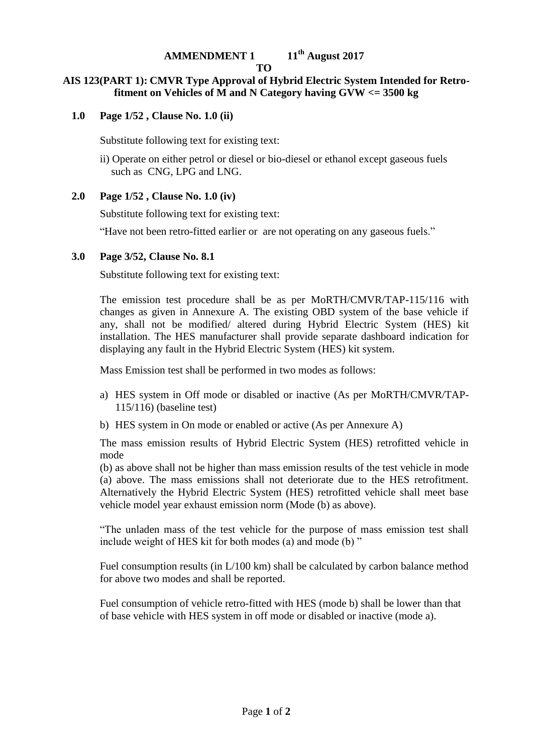**AMMENDMENT 1 11th August 2017**

**TO**

**AIS 123(PART 1): CMVR Type Approval of Hybrid Electric System Intended for Retro-fitment on Vehicles of M and N Category having GVW <= 3500 kg**

**1.0 Page 1/52 , Clause No. 1.0 (ii)**

Substitute following text for existing text:

ii) Operate on either petrol or diesel or bio-diesel or ethanol except gaseous fuels such as CNG, LPG and LNG.

**2.0 Page 1/52 , Clause No. 1.0 (iv)**

Substitute following text for existing text:

"Have not been retro-fitted earlier or are not operating on any gaseous fuels."

**3.0 Page 3/52, Clause No. 8.1**

Substitute following text for existing text:

The emission test procedure shall be as per MoRTH/CMVR/TAP-115/116 with changes as given in Annexure A. The existing OBD system of the base vehicle if any, shall not be modified/ altered during Hybrid Electric System (HES) kit installation. The HES manufacturer shall provide separate dashboard indication for displaying any fault in the Hybrid Electric System (HES) kit system.

Mass Emission test shall be performed in two modes as follows:

a) HES system in Off mode or disabled or inactive (As per MoRTH/CMVR/TAP-115/116) (baseline test)

b) HES system in On mode or enabled or active (As per Annexure A)

The mass emission results of Hybrid Electric System (HES) retrofitted vehicle in mode (b) as above shall not be higher than mass emission results of the test vehicle in mode (a) above. The mass emissions shall not deteriorate due to the HES retrofitment. Alternatively the Hybrid Electric System (HES) retrofitted vehicle shall meet base vehicle model year exhaust emission norm (Mode (b) as above).

"The unladen mass of the test vehicle for the purpose of mass emission test shall include weight of HES kit for both modes (a) and mode (b) "

Fuel consumption results (in L/100 km) shall be calculated by carbon balance method for above two modes and shall be reported.

Fuel consumption of vehicle retro-fitted with HES (mode b) shall be lower than that of base vehicle with HES system in off mode or disabled or inactive (mode a).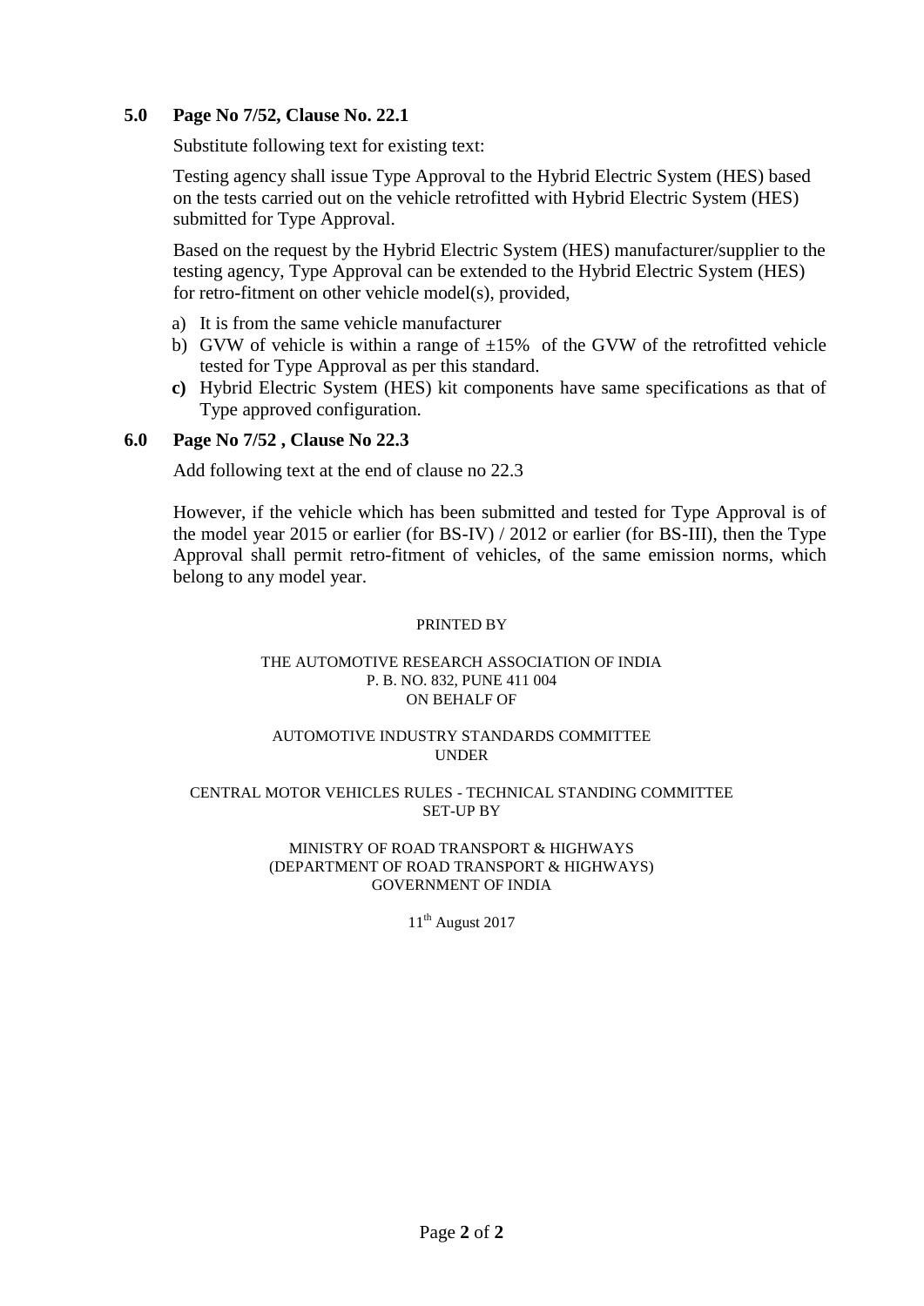**5.0 Page No 7/52, Clause No. 22.1**

Substitute following text for existing text:

Testing agency shall issue Type Approval to the Hybrid Electric System (HES) based on the tests carried out on the vehicle retrofitted with Hybrid Electric System (HES) submitted for Type Approval.

Based on the request by the Hybrid Electric System (HES) manufacturer/supplier to the testing agency, Type Approval can be extended to the Hybrid Electric System (HES) for retro-fitment on other vehicle model(s), provided,

a) It is from the same vehicle manufacturer
b) GVW of vehicle is within a range of ±15% of the GVW of the retrofitted vehicle tested for Type Approval as per this standard.
**c)** Hybrid Electric System (HES) kit components have same specifications as that of Type approved configuration.

**6.0 Page No 7/52 , Clause No 22.3**

Add following text at the end of clause no 22.3

However, if the vehicle which has been submitted and tested for Type Approval is of the model year 2015 or earlier (for BS-IV) / 2012 or earlier (for BS-III), then the Type Approval shall permit retro-fitment of vehicles, of the same emission norms, which belong to any model year.

PRINTED BY

THE AUTOMOTIVE RESEARCH ASSOCIATION OF INDIA
P. B. NO. 832, PUNE 411 004
ON BEHALF OF

AUTOMOTIVE INDUSTRY STANDARDS COMMITTEE
UNDER

CENTRAL MOTOR VEHICLES RULES - TECHNICAL STANDING COMMITTEE
SET-UP BY

MINISTRY OF ROAD TRANSPORT & HIGHWAYS
(DEPARTMENT OF ROAD TRANSPORT & HIGHWAYS)
GOVERNMENT OF INDIA

11th August 2017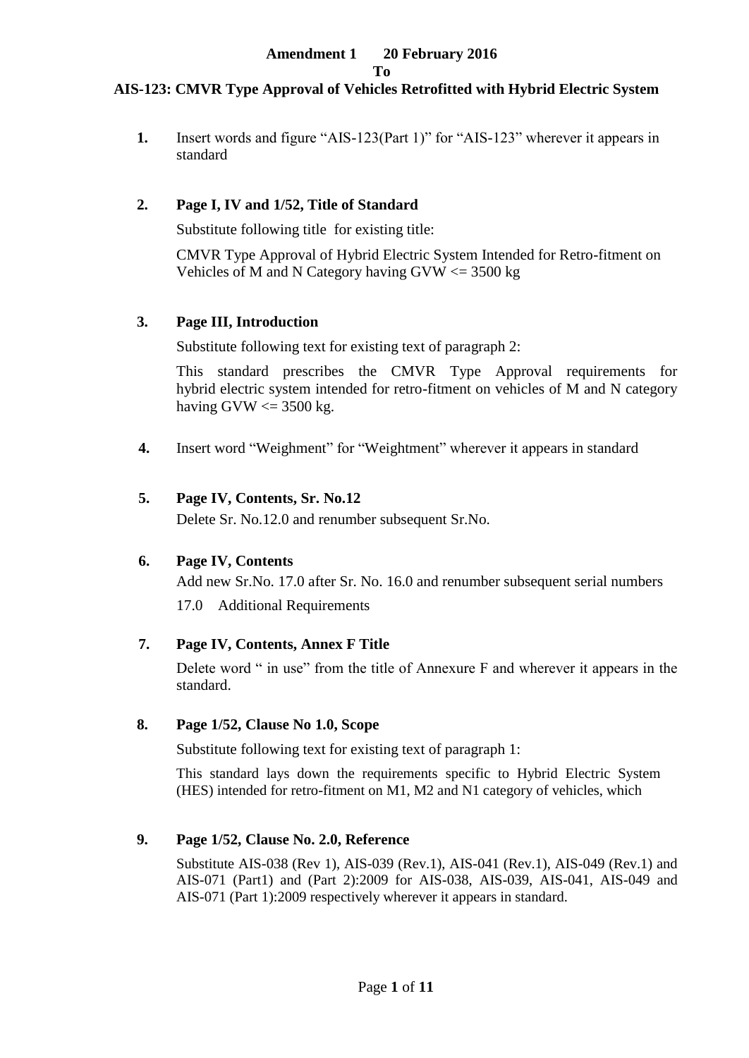**Amendment 1 20 February 2016**

**To**

**AIS-123: CMVR Type Approval of Vehicles Retrofitted with Hybrid Electric System**

**1.** Insert words and figure "AIS-123(Part 1)" for "AIS-123" wherever it appears in standard

**2. Page I, IV and 1/52, Title of Standard**

Substitute following title for existing title:

CMVR Type Approval of Hybrid Electric System Intended for Retro-fitment on Vehicles of M and N Category having GVW <= 3500 kg

**3. Page III, Introduction**

Substitute following text for existing text of paragraph 2:

This standard prescribes the CMVR Type Approval requirements for hybrid electric system intended for retro-fitment on vehicles of M and N category having GVW <= 3500 kg.

**4.** Insert word "Weighment" for "Weightment" wherever it appears in standard

**5. Page IV, Contents, Sr. No.12**

Delete Sr. No.12.0 and renumber subsequent Sr.No.

**6. Page IV, Contents**

Add new Sr.No. 17.0 after Sr. No. 16.0 and renumber subsequent serial numbers

17.0 Additional Requirements

**7. Page IV, Contents, Annex F Title**

Delete word " in use" from the title of Annexure F and wherever it appears in the standard.

**8. Page 1/52, Clause No 1.0, Scope**

Substitute following text for existing text of paragraph 1:

This standard lays down the requirements specific to Hybrid Electric System (HES) intended for retro-fitment on M1, M2 and N1 category of vehicles, which

**9. Page 1/52, Clause No. 2.0, Reference**

Substitute AIS-038 (Rev 1), AIS-039 (Rev.1), AIS-041 (Rev.1), AIS-049 (Rev.1) and AIS-071 (Part1) and (Part 2):2009 for AIS-038, AIS-039, AIS-041, AIS-049 and AIS-071 (Part 1):2009 respectively wherever it appears in standard.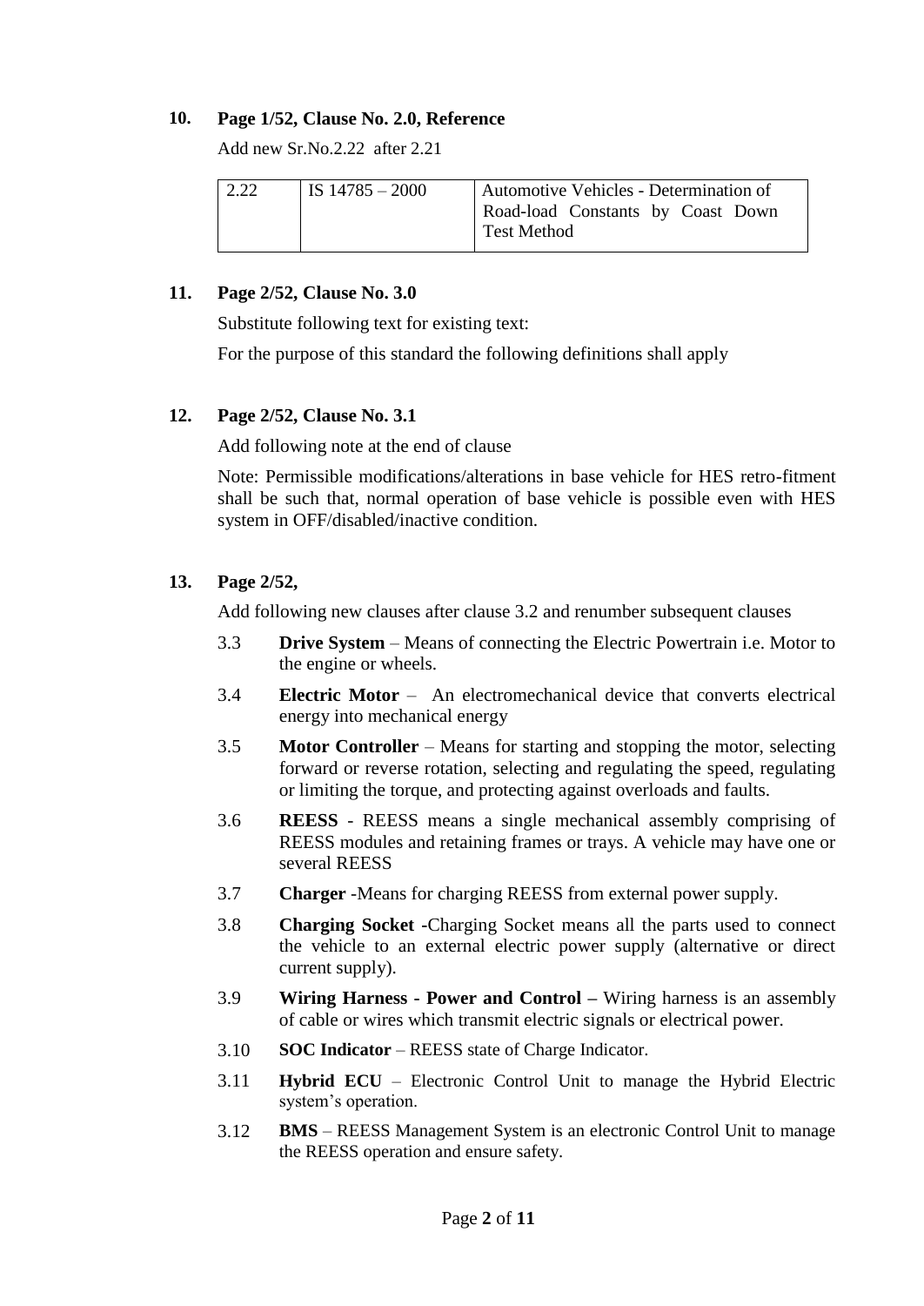**10. Page 1/52, Clause No. 2.0, Reference**

Add new Sr.No.2.22 after 2.21

| 2.22 | IS 14785 – 2000 | Automotive Vehicles - Determination of Road-load Constants by Coast Down Test Method |
|---|---|---|

**11. Page 2/52, Clause No. 3.0**

Substitute following text for existing text:

For the purpose of this standard the following definitions shall apply

**12. Page 2/52, Clause No. 3.1**

Add following note at the end of clause

Note: Permissible modifications/alterations in base vehicle for HES retro-fitment shall be such that, normal operation of base vehicle is possible even with HES system in OFF/disabled/inactive condition.

**13. Page 2/52,**

Add following new clauses after clause 3.2 and renumber subsequent clauses

3.3 **Drive System** – Means of connecting the Electric Powertrain i.e. Motor to the engine or wheels.

3.4 **Electric Motor** – An electromechanical device that converts electrical energy into mechanical energy

3.5 **Motor Controller** – Means for starting and stopping the motor, selecting forward or reverse rotation, selecting and regulating the speed, regulating or limiting the torque, and protecting against overloads and faults.

3.6 **REESS** - REESS means a single mechanical assembly comprising of REESS modules and retaining frames or trays. A vehicle may have one or several REESS

3.7 **Charger** -Means for charging REESS from external power supply.

3.8 **Charging Socket** -Charging Socket means all the parts used to connect the vehicle to an external electric power supply (alternative or direct current supply).

3.9 **Wiring Harness - Power and Control –** Wiring harness is an assembly of cable or wires which transmit electric signals or electrical power.

3.10 **SOC Indicator** – REESS state of Charge Indicator.

3.11 **Hybrid ECU** – Electronic Control Unit to manage the Hybrid Electric system's operation.

3.12 **BMS** – REESS Management System is an electronic Control Unit to manage the REESS operation and ensure safety.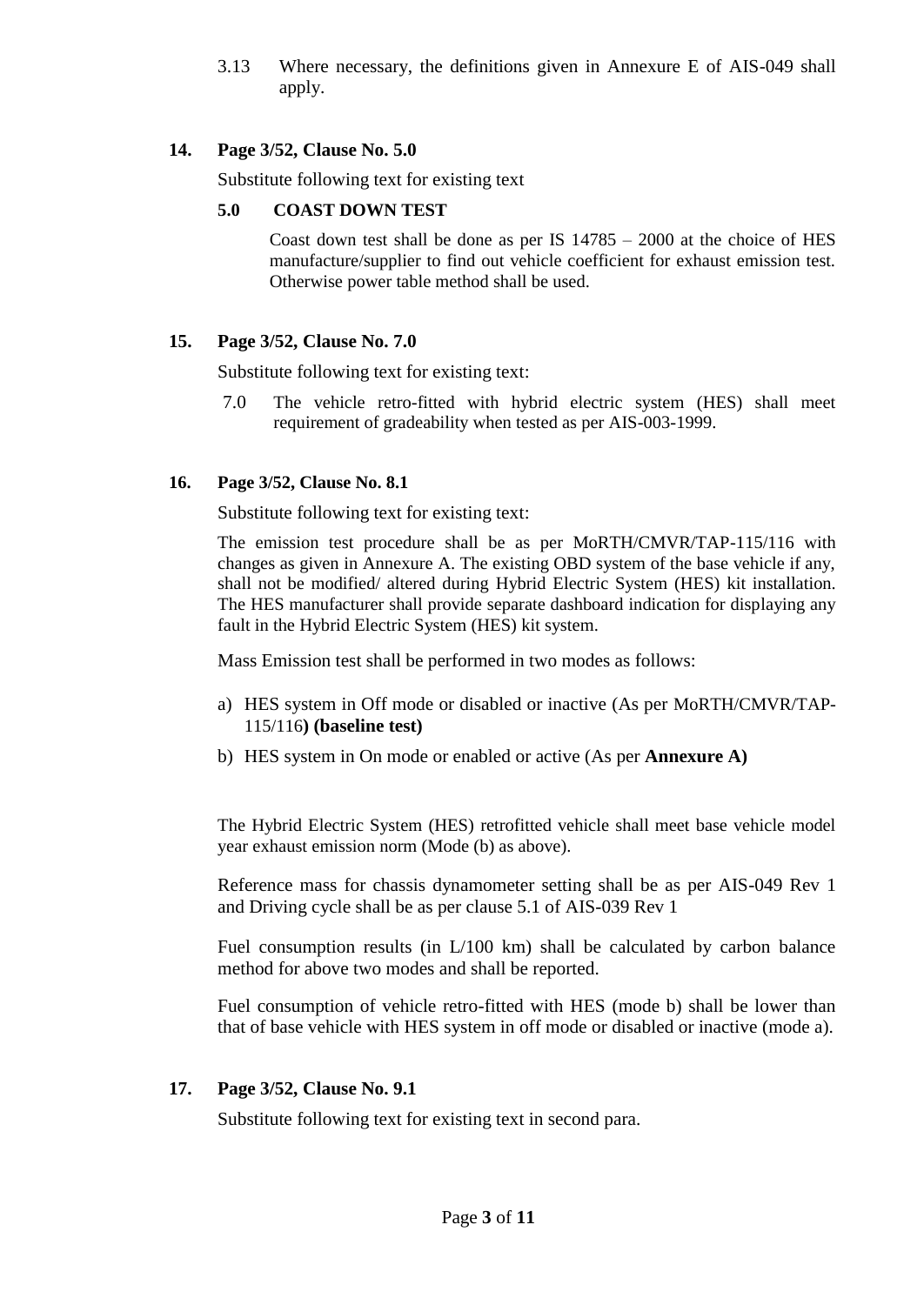3.13 Where necessary, the definitions given in Annexure E of AIS-049 shall apply.

**14. Page 3/52, Clause No. 5.0**

Substitute following text for existing text

**5.0 COAST DOWN TEST**

Coast down test shall be done as per IS 14785 – 2000 at the choice of HES manufacture/supplier to find out vehicle coefficient for exhaust emission test. Otherwise power table method shall be used.

**15. Page 3/52, Clause No. 7.0**

Substitute following text for existing text:

7.0 The vehicle retro-fitted with hybrid electric system (HES) shall meet requirement of gradeability when tested as per AIS-003-1999.

**16. Page 3/52, Clause No. 8.1**

Substitute following text for existing text:

The emission test procedure shall be as per MoRTH/CMVR/TAP-115/116 with changes as given in Annexure A. The existing OBD system of the base vehicle if any, shall not be modified/ altered during Hybrid Electric System (HES) kit installation. The HES manufacturer shall provide separate dashboard indication for displaying any fault in the Hybrid Electric System (HES) kit system.

Mass Emission test shall be performed in two modes as follows:

a) HES system in Off mode or disabled or inactive (As per MoRTH/CMVR/TAP-115/116**) (baseline test)**

b) HES system in On mode or enabled or active (As per **Annexure A)**

The Hybrid Electric System (HES) retrofitted vehicle shall meet base vehicle model year exhaust emission norm (Mode (b) as above).

Reference mass for chassis dynamometer setting shall be as per AIS-049 Rev 1 and Driving cycle shall be as per clause 5.1 of AIS-039 Rev 1

Fuel consumption results (in L/100 km) shall be calculated by carbon balance method for above two modes and shall be reported.

Fuel consumption of vehicle retro-fitted with HES (mode b) shall be lower than that of base vehicle with HES system in off mode or disabled or inactive (mode a).

**17. Page 3/52, Clause No. 9.1**

Substitute following text for existing text in second para.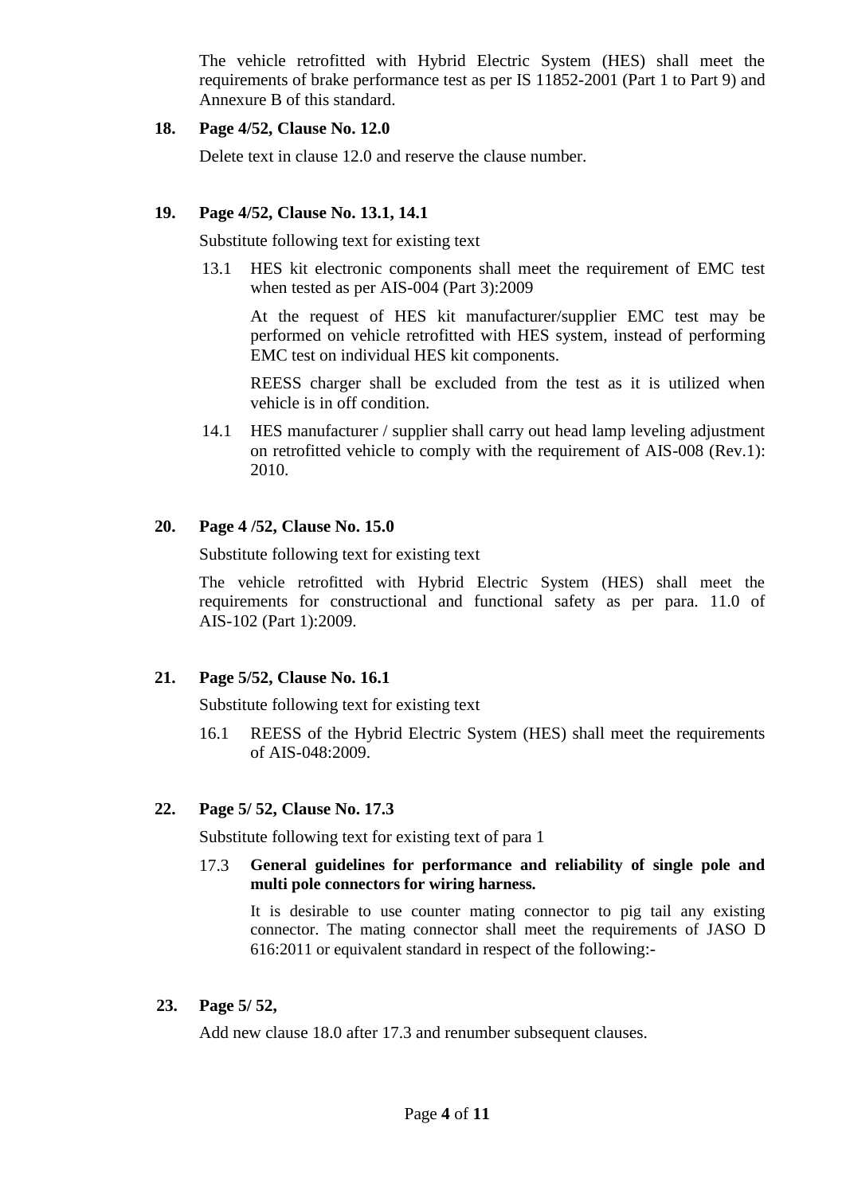The vehicle retrofitted with Hybrid Electric System (HES) shall meet the requirements of brake performance test as per IS 11852-2001 (Part 1 to Part 9) and Annexure B of this standard.

**18. Page 4/52, Clause No. 12.0**

Delete text in clause 12.0 and reserve the clause number.

**19. Page 4/52, Clause No. 13.1, 14.1**

Substitute following text for existing text

13.1 HES kit electronic components shall meet the requirement of EMC test when tested as per AIS-004 (Part 3):2009

At the request of HES kit manufacturer/supplier EMC test may be performed on vehicle retrofitted with HES system, instead of performing EMC test on individual HES kit components.

REESS charger shall be excluded from the test as it is utilized when vehicle is in off condition.

14.1 HES manufacturer / supplier shall carry out head lamp leveling adjustment on retrofitted vehicle to comply with the requirement of AIS-008 (Rev.1): 2010.

**20. Page 4 /52, Clause No. 15.0**

Substitute following text for existing text

The vehicle retrofitted with Hybrid Electric System (HES) shall meet the requirements for constructional and functional safety as per para. 11.0 of AIS-102 (Part 1):2009.

**21. Page 5/52, Clause No. 16.1**

Substitute following text for existing text

16.1 REESS of the Hybrid Electric System (HES) shall meet the requirements of AIS-048:2009.

**22. Page 5/ 52, Clause No. 17.3**

Substitute following text for existing text of para 1

17.3 **General guidelines for performance and reliability of single pole and multi pole connectors for wiring harness.**

It is desirable to use counter mating connector to pig tail any existing connector. The mating connector shall meet the requirements of JASO D 616:2011 or equivalent standard in respect of the following:-

**23. Page 5/ 52,**

Add new clause 18.0 after 17.3 and renumber subsequent clauses.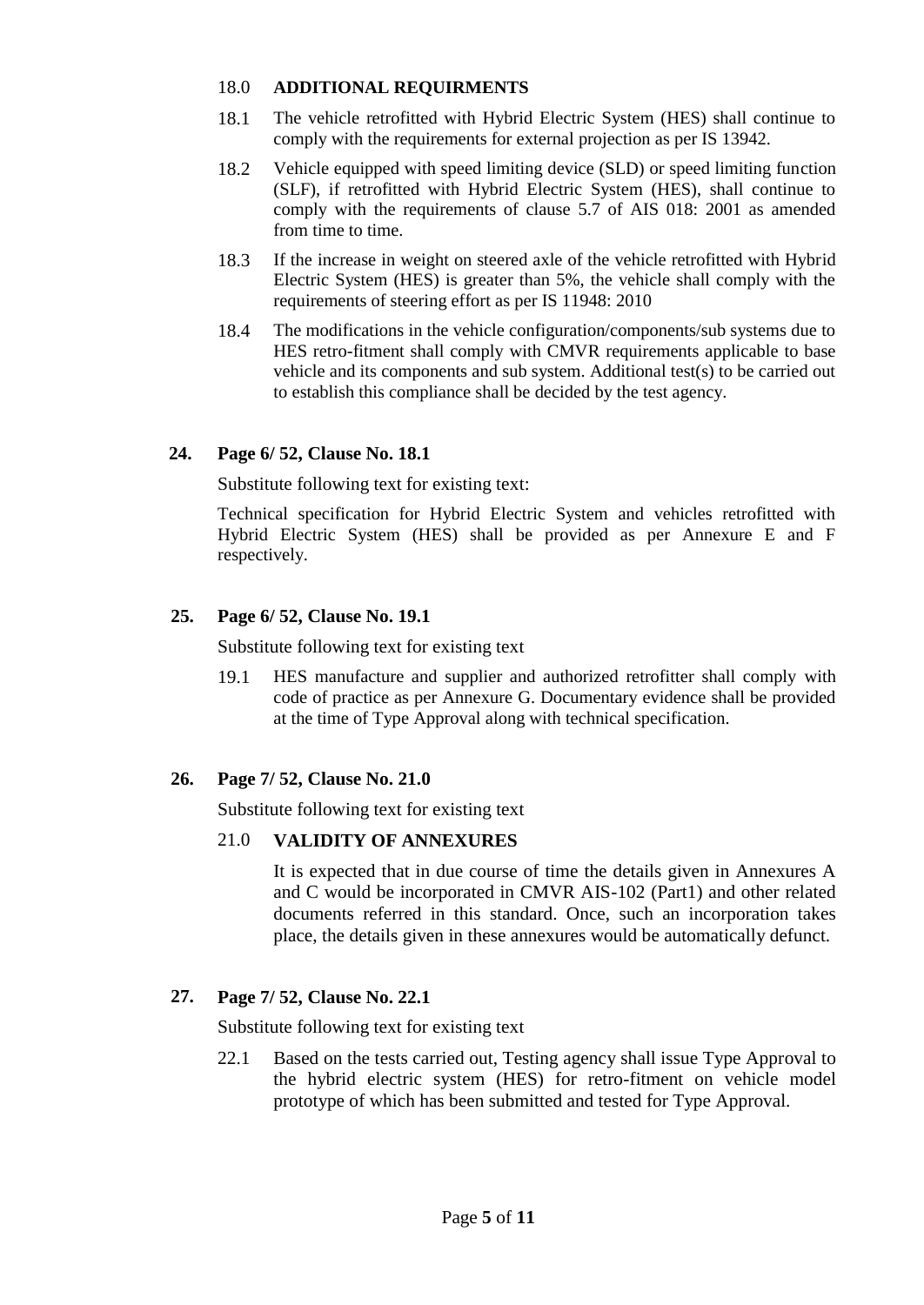18.0 **ADDITIONAL REQUIRMENTS**

18.1 The vehicle retrofitted with Hybrid Electric System (HES) shall continue to comply with the requirements for external projection as per IS 13942.

18.2 Vehicle equipped with speed limiting device (SLD) or speed limiting function (SLF), if retrofitted with Hybrid Electric System (HES), shall continue to comply with the requirements of clause 5.7 of AIS 018: 2001 as amended from time to time.

18.3 If the increase in weight on steered axle of the vehicle retrofitted with Hybrid Electric System (HES) is greater than 5%, the vehicle shall comply with the requirements of steering effort as per IS 11948: 2010

18.4 The modifications in the vehicle configuration/components/sub systems due to HES retro-fitment shall comply with CMVR requirements applicable to base vehicle and its components and sub system. Additional test(s) to be carried out to establish this compliance shall be decided by the test agency.

**24. Page 6/ 52, Clause No. 18.1**

Substitute following text for existing text:

Technical specification for Hybrid Electric System and vehicles retrofitted with Hybrid Electric System (HES) shall be provided as per Annexure E and F respectively.

**25. Page 6/ 52, Clause No. 19.1**

Substitute following text for existing text

19.1 HES manufacture and supplier and authorized retrofitter shall comply with code of practice as per Annexure G. Documentary evidence shall be provided at the time of Type Approval along with technical specification.

**26. Page 7/ 52, Clause No. 21.0**

Substitute following text for existing text

21.0 **VALIDITY OF ANNEXURES**

It is expected that in due course of time the details given in Annexures A and C would be incorporated in CMVR AIS-102 (Part1) and other related documents referred in this standard. Once, such an incorporation takes place, the details given in these annexures would be automatically defunct.

**27. Page 7/ 52, Clause No. 22.1**

Substitute following text for existing text

22.1 Based on the tests carried out, Testing agency shall issue Type Approval to the hybrid electric system (HES) for retro-fitment on vehicle model prototype of which has been submitted and tested for Type Approval.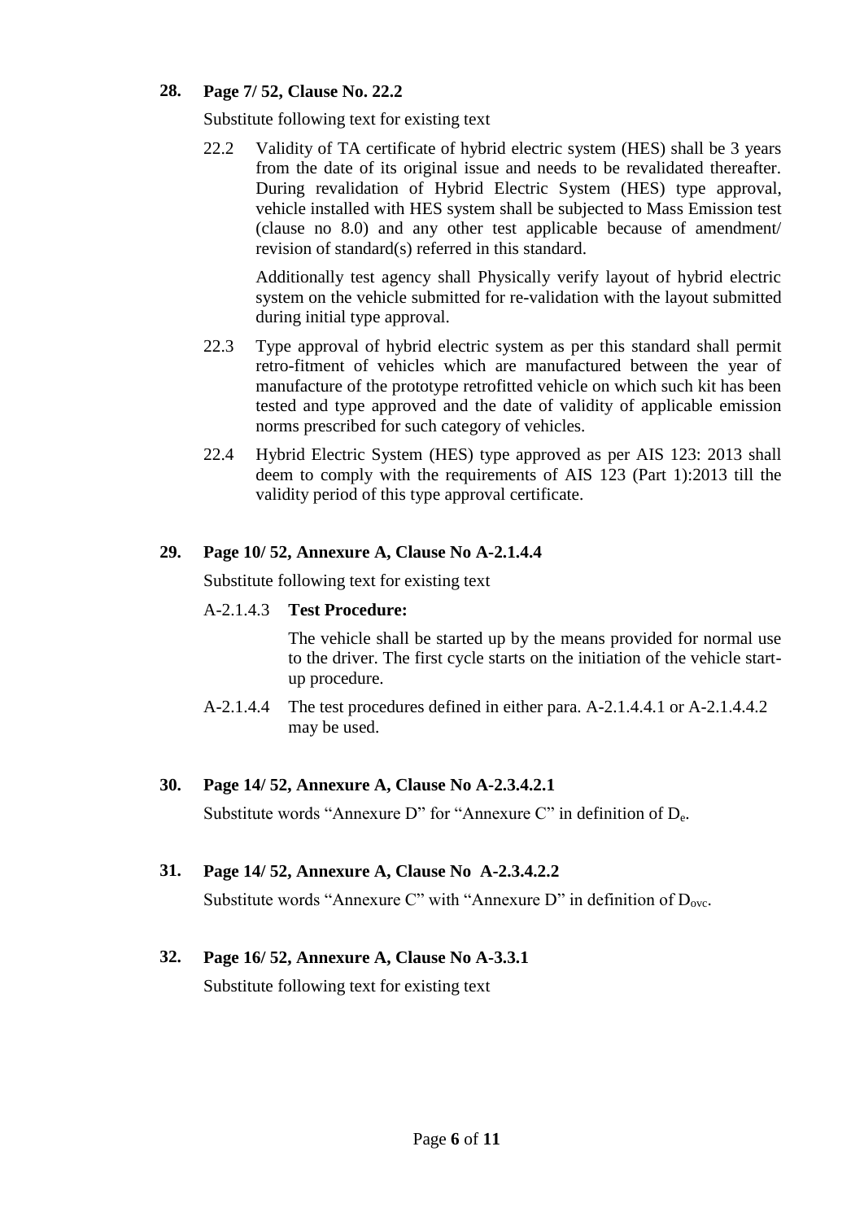**28. Page 7/ 52, Clause No. 22.2**

Substitute following text for existing text

22.2 Validity of TA certificate of hybrid electric system (HES) shall be 3 years from the date of its original issue and needs to be revalidated thereafter. During revalidation of Hybrid Electric System (HES) type approval, vehicle installed with HES system shall be subjected to Mass Emission test (clause no 8.0) and any other test applicable because of amendment/ revision of standard(s) referred in this standard.

Additionally test agency shall Physically verify layout of hybrid electric system on the vehicle submitted for re-validation with the layout submitted during initial type approval.

22.3 Type approval of hybrid electric system as per this standard shall permit retro-fitment of vehicles which are manufactured between the year of manufacture of the prototype retrofitted vehicle on which such kit has been tested and type approved and the date of validity of applicable emission norms prescribed for such category of vehicles.

22.4 Hybrid Electric System (HES) type approved as per AIS 123: 2013 shall deem to comply with the requirements of AIS 123 (Part 1):2013 till the validity period of this type approval certificate.

**29. Page 10/ 52, Annexure A, Clause No A-2.1.4.4**

Substitute following text for existing text

A-2.1.4.3 **Test Procedure:**

The vehicle shall be started up by the means provided for normal use to the driver. The first cycle starts on the initiation of the vehicle start-up procedure.

A-2.1.4.4 The test procedures defined in either para. A-2.1.4.4.1 or A-2.1.4.4.2 may be used.

**30. Page 14/ 52, Annexure A, Clause No A-2.3.4.2.1**

Substitute words "Annexure D" for "Annexure C" in definition of $D_e$.

**31. Page 14/ 52, Annexure A, Clause No A-2.3.4.2.2**

Substitute words "Annexure C" with "Annexure D" in definition of $D_{ovc}$.

**32. Page 16/ 52, Annexure A, Clause No A-3.3.1**

Substitute following text for existing text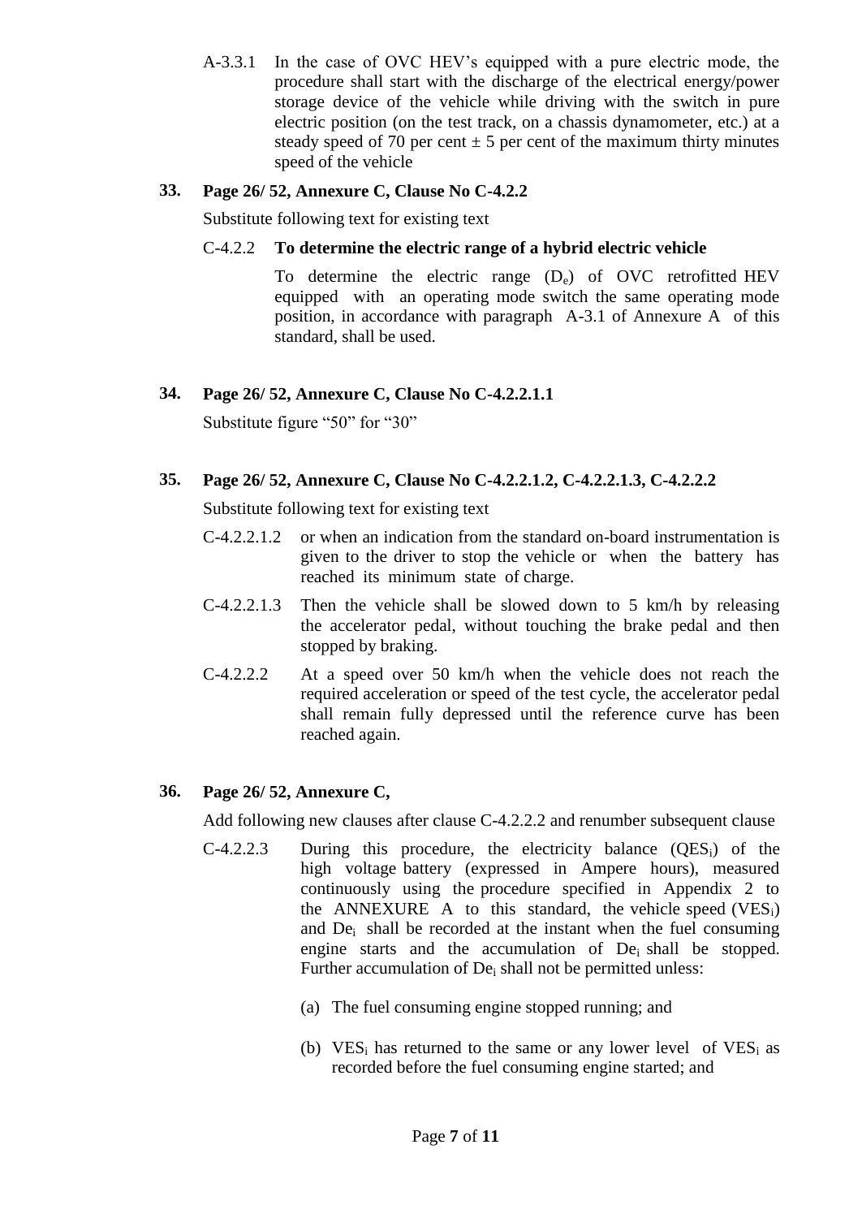A-3.3.1 In the case of OVC HEV's equipped with a pure electric mode, the procedure shall start with the discharge of the electrical energy/power storage device of the vehicle while driving with the switch in pure electric position (on the test track, on a chassis dynamometer, etc.) at a steady speed of 70 per cent ± 5 per cent of the maximum thirty minutes speed of the vehicle

**33. Page 26/ 52, Annexure C, Clause No C-4.2.2**

Substitute following text for existing text

C-4.2.2 **To determine the electric range of a hybrid electric vehicle**

To determine the electric range ($D_e$) of OVC retrofitted HEV equipped with an operating mode switch the same operating mode position, in accordance with paragraph A-3.1 of Annexure A of this standard, shall be used.

**34. Page 26/ 52, Annexure C, Clause No C-4.2.2.1.1**

Substitute figure "50" for "30"

**35. Page 26/ 52, Annexure C, Clause No C-4.2.2.1.2, C-4.2.2.1.3, C-4.2.2.2**

Substitute following text for existing text

C-4.2.2.1.2 or when an indication from the standard on-board instrumentation is given to the driver to stop the vehicle or when the battery has reached its minimum state of charge.

C-4.2.2.1.3 Then the vehicle shall be slowed down to 5 km/h by releasing the accelerator pedal, without touching the brake pedal and then stopped by braking.

C-4.2.2.2 At a speed over 50 km/h when the vehicle does not reach the required acceleration or speed of the test cycle, the accelerator pedal shall remain fully depressed until the reference curve has been reached again.

**36. Page 26/ 52, Annexure C,**

Add following new clauses after clause C-4.2.2.2 and renumber subsequent clause

C-4.2.2.3 During this procedure, the electricity balance ($QES_i$) of the high voltage battery (expressed in Ampere hours), measured continuously using the procedure specified in Appendix 2 to the ANNEXURE A to this standard, the vehicle speed ($VES_i$) and $De_i$ shall be recorded at the instant when the fuel consuming engine starts and the accumulation of $De_i$ shall be stopped. Further accumulation of $De_i$ shall not be permitted unless:

(a) The fuel consuming engine stopped running; and

(b) $VES_i$ has returned to the same or any lower level of $VES_i$ as recorded before the fuel consuming engine started; and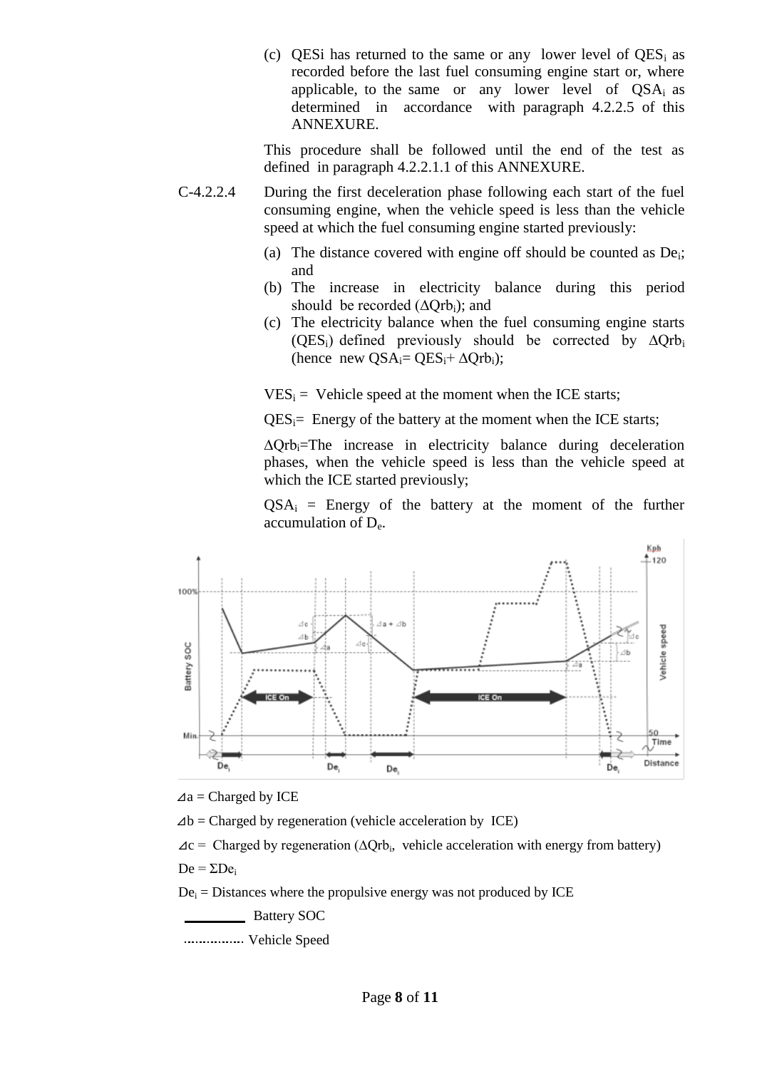(c) QESi has returned to the same or any lower level of $QES_i$ as recorded before the last fuel consuming engine start or, where applicable, to the same or any lower level of $QSA_i$ as determined in accordance with paragraph 4.2.2.5 of this ANNEXURE.

This procedure shall be followed until the end of the test as defined in paragraph 4.2.2.1.1 of this ANNEXURE.

C-4.2.2.4 During the first deceleration phase following each start of the fuel consuming engine, when the vehicle speed is less than the vehicle speed at which the fuel consuming engine started previously:

(a) The distance covered with engine off should be counted as $De_i$; and

(b) The increase in electricity balance during this period should be recorded ($\Delta Qrb_i$); and

(c) The electricity balance when the fuel consuming engine starts ($QES_i$) defined previously should be corrected by $\Delta Qrb_i$ (hence new $QSA_i = QES_i + \Delta Qrb_i$);

$VES_i$ = Vehicle speed at the moment when the ICE starts;

$QES_i$= Energy of the battery at the moment when the ICE starts;

$\Delta Qrb_i$=The increase in electricity balance during deceleration phases, when the vehicle speed is less than the vehicle speed at which the ICE started previously;

$QSA_i$ = Energy of the battery at the moment of the further accumulation of $D_e$.

$\Delta a$ = Charged by ICE

$\Delta b$ = Charged by regeneration (vehicle acceleration by ICE)

$\Delta c$ = Charged by regeneration ($\Delta Qrb_i$, vehicle acceleration with energy from battery)

$De = \Sigma De_i$

$De_i$ = Distances where the propulsive energy was not produced by ICE

———— Battery SOC

................ Vehicle Speed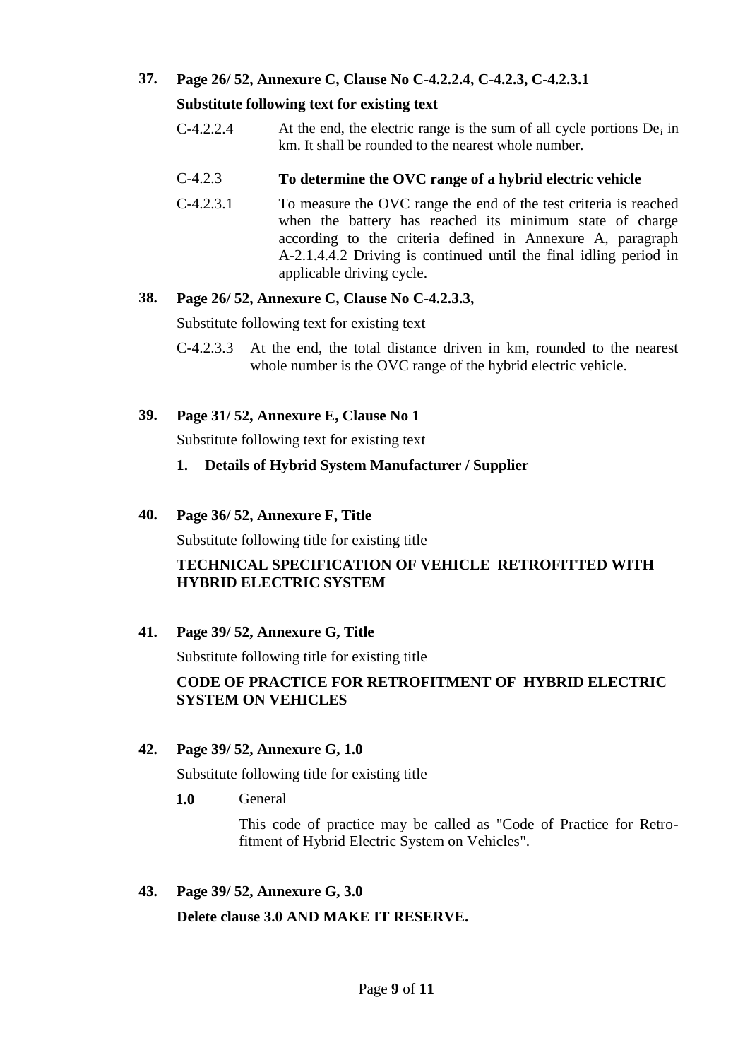**37. Page 26/ 52, Annexure C, Clause No C-4.2.2.4, C-4.2.3, C-4.2.3.1**

**Substitute following text for existing text**

C-4.2.2.4 At the end, the electric range is the sum of all cycle portions $De_i$ in km. It shall be rounded to the nearest whole number.

C-4.2.3 **To determine the OVC range of a hybrid electric vehicle**

C-4.2.3.1 To measure the OVC range the end of the test criteria is reached when the battery has reached its minimum state of charge according to the criteria defined in Annexure A, paragraph A-2.1.4.4.2 Driving is continued until the final idling period in applicable driving cycle.

**38. Page 26/ 52, Annexure C, Clause No C-4.2.3.3,**

Substitute following text for existing text

C-4.2.3.3 At the end, the total distance driven in km, rounded to the nearest whole number is the OVC range of the hybrid electric vehicle.

**39. Page 31/ 52, Annexure E, Clause No 1**

Substitute following text for existing text

**1. Details of Hybrid System Manufacturer / Supplier**

**40. Page 36/ 52, Annexure F, Title**

Substitute following title for existing title

**TECHNICAL SPECIFICATION OF VEHICLE RETROFITTED WITH HYBRID ELECTRIC SYSTEM**

**41. Page 39/ 52, Annexure G, Title**

Substitute following title for existing title

**CODE OF PRACTICE FOR RETROFITMENT OF HYBRID ELECTRIC SYSTEM ON VEHICLES**

**42. Page 39/ 52, Annexure G, 1.0**

Substitute following title for existing title

**1.0** General

This code of practice may be called as "Code of Practice for Retro-fitment of Hybrid Electric System on Vehicles".

**43. Page 39/ 52, Annexure G, 3.0**

**Delete clause 3.0 AND MAKE IT RESERVE.**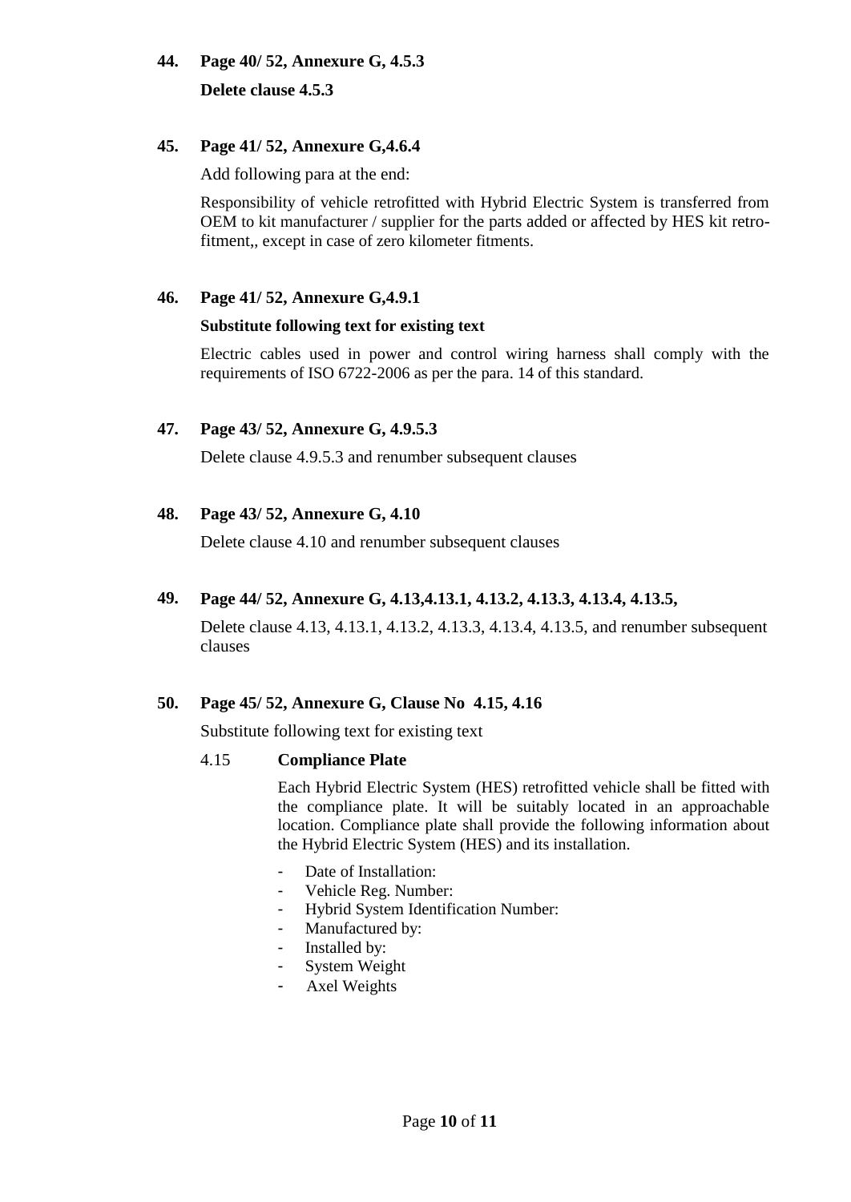**44. Page 40/ 52, Annexure G, 4.5.3**

**Delete clause 4.5.3**

**45. Page 41/ 52, Annexure G,4.6.4**

Add following para at the end:

Responsibility of vehicle retrofitted with Hybrid Electric System is transferred from OEM to kit manufacturer / supplier for the parts added or affected by HES kit retro-fitment,, except in case of zero kilometer fitments.

**46. Page 41/ 52, Annexure G,4.9.1**

**Substitute following text for existing text**

Electric cables used in power and control wiring harness shall comply with the requirements of ISO 6722-2006 as per the para. 14 of this standard.

**47. Page 43/ 52, Annexure G, 4.9.5.3**

Delete clause 4.9.5.3 and renumber subsequent clauses

**48. Page 43/ 52, Annexure G, 4.10**

Delete clause 4.10 and renumber subsequent clauses

**49. Page 44/ 52, Annexure G, 4.13,4.13.1, 4.13.2, 4.13.3, 4.13.4, 4.13.5,**

Delete clause 4.13, 4.13.1, 4.13.2, 4.13.3, 4.13.4, 4.13.5, and renumber subsequent clauses

**50. Page 45/ 52, Annexure G, Clause No 4.15, 4.16**

Substitute following text for existing text

4.15 **Compliance Plate**

Each Hybrid Electric System (HES) retrofitted vehicle shall be fitted with the compliance plate. It will be suitably located in an approachable location. Compliance plate shall provide the following information about the Hybrid Electric System (HES) and its installation.

- Date of Installation:
- Vehicle Reg. Number:
- Hybrid System Identification Number:
- Manufactured by:
- Installed by:
- System Weight
- Axel Weights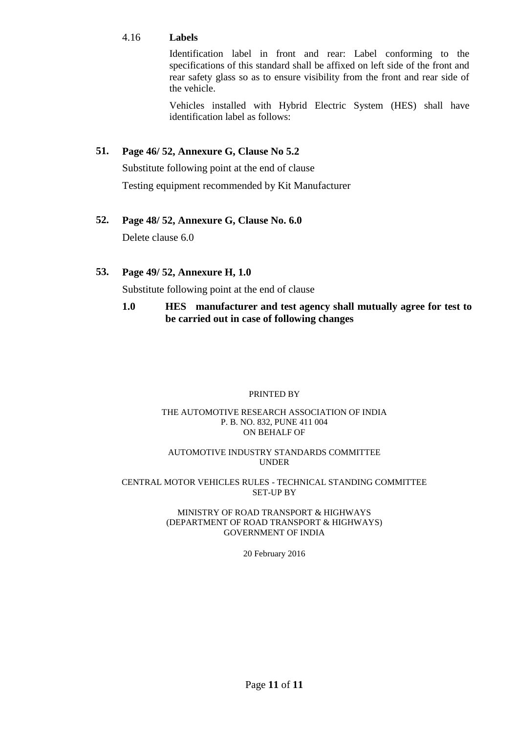4.16 **Labels**

Identification label in front and rear: Label conforming to the specifications of this standard shall be affixed on left side of the front and rear safety glass so as to ensure visibility from the front and rear side of the vehicle.

Vehicles installed with Hybrid Electric System (HES) shall have identification label as follows:

**51. Page 46/ 52, Annexure G, Clause No 5.2**

Substitute following point at the end of clause

Testing equipment recommended by Kit Manufacturer

**52. Page 48/ 52, Annexure G, Clause No. 6.0**

Delete clause 6.0

**53. Page 49/ 52, Annexure H, 1.0**

Substitute following point at the end of clause

**1.0 HES manufacturer and test agency shall mutually agree for test to be carried out in case of following changes**

PRINTED BY

THE AUTOMOTIVE RESEARCH ASSOCIATION OF INDIA
P. B. NO. 832, PUNE 411 004
ON BEHALF OF

AUTOMOTIVE INDUSTRY STANDARDS COMMITTEE
UNDER

CENTRAL MOTOR VEHICLES RULES - TECHNICAL STANDING COMMITTEE
SET-UP BY

MINISTRY OF ROAD TRANSPORT & HIGHWAYS
(DEPARTMENT OF ROAD TRANSPORT & HIGHWAYS)
GOVERNMENT OF INDIA

20 February 2016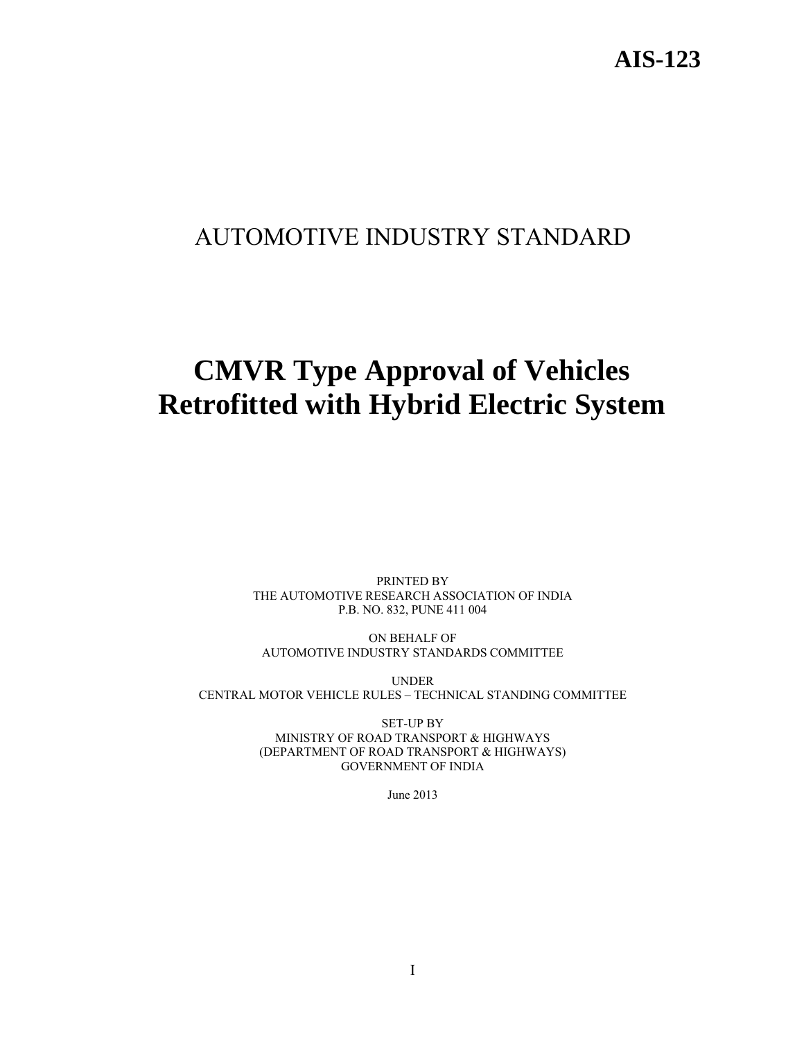# AIS-123

## AUTOMOTIVE INDUSTRY STANDARD

# CMVR Type Approval of Vehicles Retrofitted with Hybrid Electric System

PRINTED BY
THE AUTOMOTIVE RESEARCH ASSOCIATION OF INDIA
P.B. NO. 832, PUNE 411 004

ON BEHALF OF
AUTOMOTIVE INDUSTRY STANDARDS COMMITTEE

UNDER
CENTRAL MOTOR VEHICLE RULES – TECHNICAL STANDING COMMITTEE

SET-UP BY
MINISTRY OF ROAD TRANSPORT & HIGHWAYS
(DEPARTMENT OF ROAD TRANSPORT & HIGHWAYS)
GOVERNMENT OF INDIA

June 2013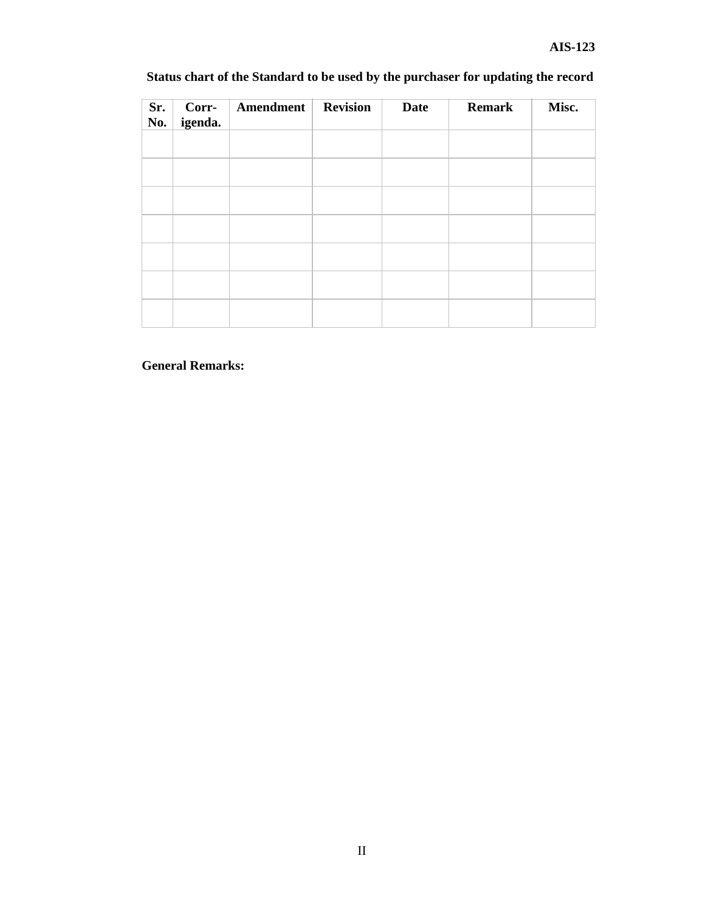**Status chart of the Standard to be used by the purchaser for updating the record**

| Sr. No. | Corr-igenda. | Amendment | Revision | Date | Remark | Misc. |
|---|---|---|---|---|---|---|
| | | | | | | |
| | | | | | | |
| | | | | | | |
| | | | | | | |
| | | | | | | |
| | | | | | | |
| | | | | | | |

**General Remarks:**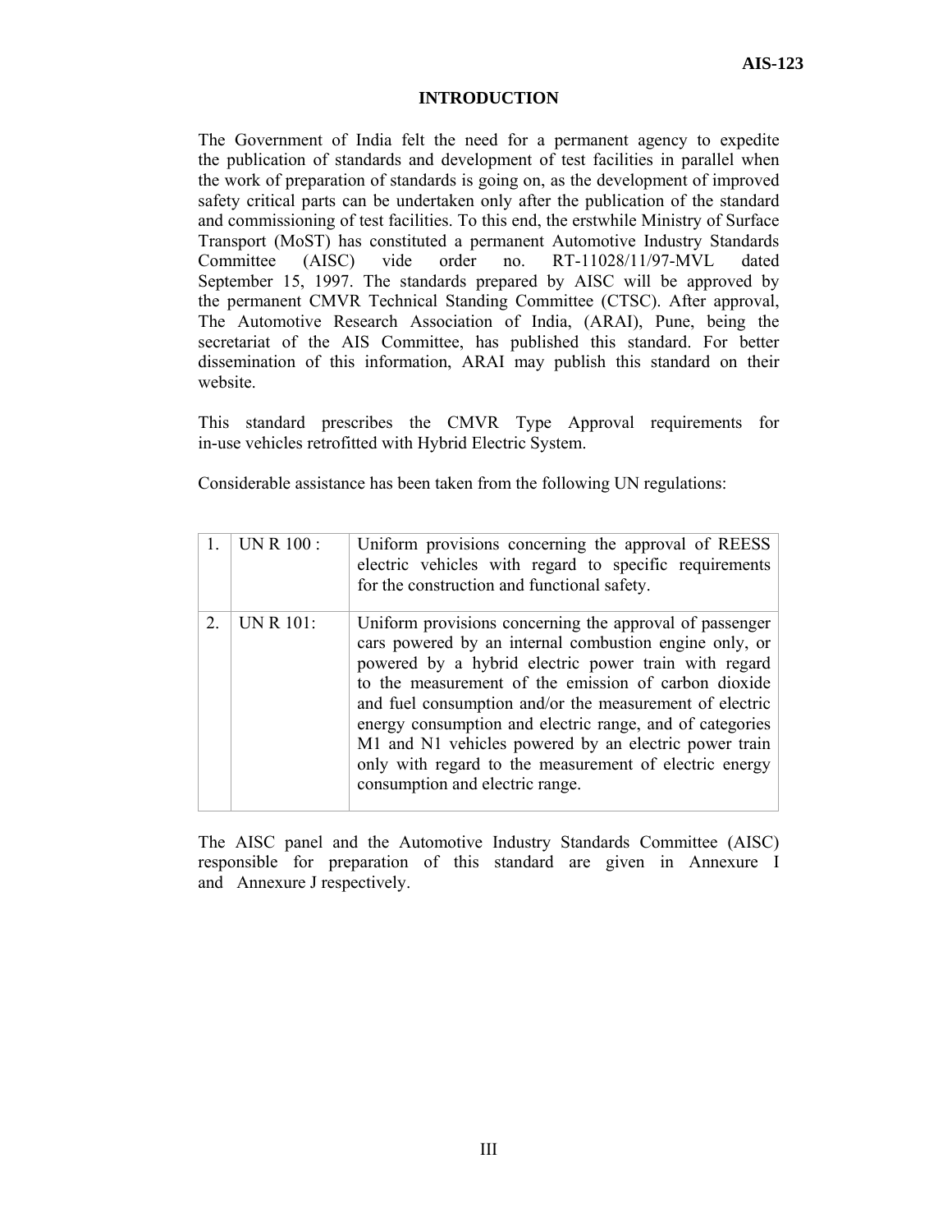# INTRODUCTION

The Government of India felt the need for a permanent agency to expedite the publication of standards and development of test facilities in parallel when the work of preparation of standards is going on, as the development of improved safety critical parts can be undertaken only after the publication of the standard and commissioning of test facilities. To this end, the erstwhile Ministry of Surface Transport (MoST) has constituted a permanent Automotive Industry Standards Committee (AISC) vide order no. RT-11028/11/97-MVL dated September 15, 1997. The standards prepared by AISC will be approved by the permanent CMVR Technical Standing Committee (CTSC). After approval, The Automotive Research Association of India, (ARAI), Pune, being the secretariat of the AIS Committee, has published this standard. For better dissemination of this information, ARAI may publish this standard on their website.

This standard prescribes the CMVR Type Approval requirements for in-use vehicles retrofitted with Hybrid Electric System.

Considerable assistance has been taken from the following UN regulations:

| | | |
|---|---|---|
| 1. | UN R 100 : | Uniform provisions concerning the approval of REESS electric vehicles with regard to specific requirements for the construction and functional safety. |
| 2. | UN R 101: | Uniform provisions concerning the approval of passenger cars powered by an internal combustion engine only, or powered by a hybrid electric power train with regard to the measurement of the emission of carbon dioxide and fuel consumption and/or the measurement of electric energy consumption and electric range, and of categories M1 and N1 vehicles powered by an electric power train only with regard to the measurement of electric energy consumption and electric range. |

The AISC panel and the Automotive Industry Standards Committee (AISC) responsible for preparation of this standard are given in Annexure I and Annexure J respectively.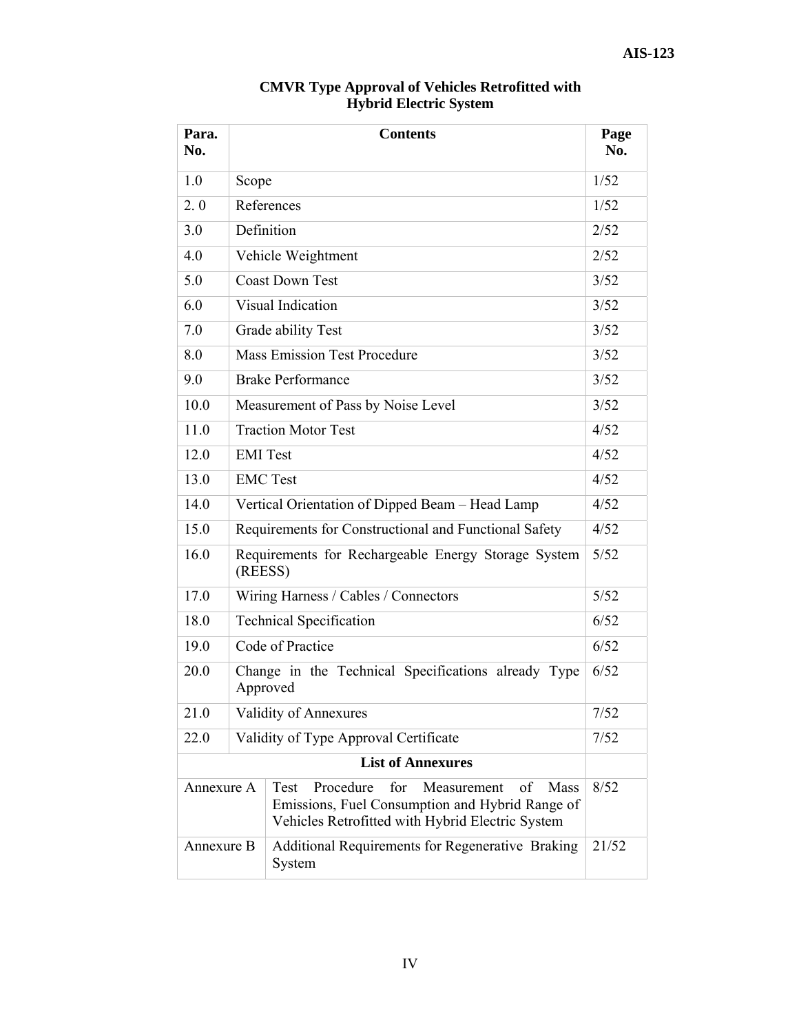# CMVR Type Approval of Vehicles Retrofitted with Hybrid Electric System

| Para. No. | Contents | Page No. |
|---|---|---|
| 1.0 | Scope | 1/52 |
| 2. 0 | References | 1/52 |
| 3.0 | Definition | 2/52 |
| 4.0 | Vehicle Weightment | 2/52 |
| 5.0 | Coast Down Test | 3/52 |
| 6.0 | Visual Indication | 3/52 |
| 7.0 | Grade ability Test | 3/52 |
| 8.0 | Mass Emission Test Procedure | 3/52 |
| 9.0 | Brake Performance | 3/52 |
| 10.0 | Measurement of Pass by Noise Level | 3/52 |
| 11.0 | Traction Motor Test | 4/52 |
| 12.0 | EMI Test | 4/52 |
| 13.0 | EMC Test | 4/52 |
| 14.0 | Vertical Orientation of Dipped Beam – Head Lamp | 4/52 |
| 15.0 | Requirements for Constructional and Functional Safety | 4/52 |
| 16.0 | Requirements for Rechargeable Energy Storage System (REESS) | 5/52 |
| 17.0 | Wiring Harness / Cables / Connectors | 5/52 |
| 18.0 | Technical Specification | 6/52 |
| 19.0 | Code of Practice | 6/52 |
| 20.0 | Change in the Technical Specifications already Type Approved | 6/52 |
| 21.0 | Validity of Annexures | 7/52 |
| 22.0 | Validity of Type Approval Certificate | 7/52 |
| | **List of Annexures** | |
| Annexure A | Test Procedure for Measurement of Mass Emissions, Fuel Consumption and Hybrid Range of Vehicles Retrofitted with Hybrid Electric System | 8/52 |
| Annexure B | Additional Requirements for Regenerative Braking System | 21/52 |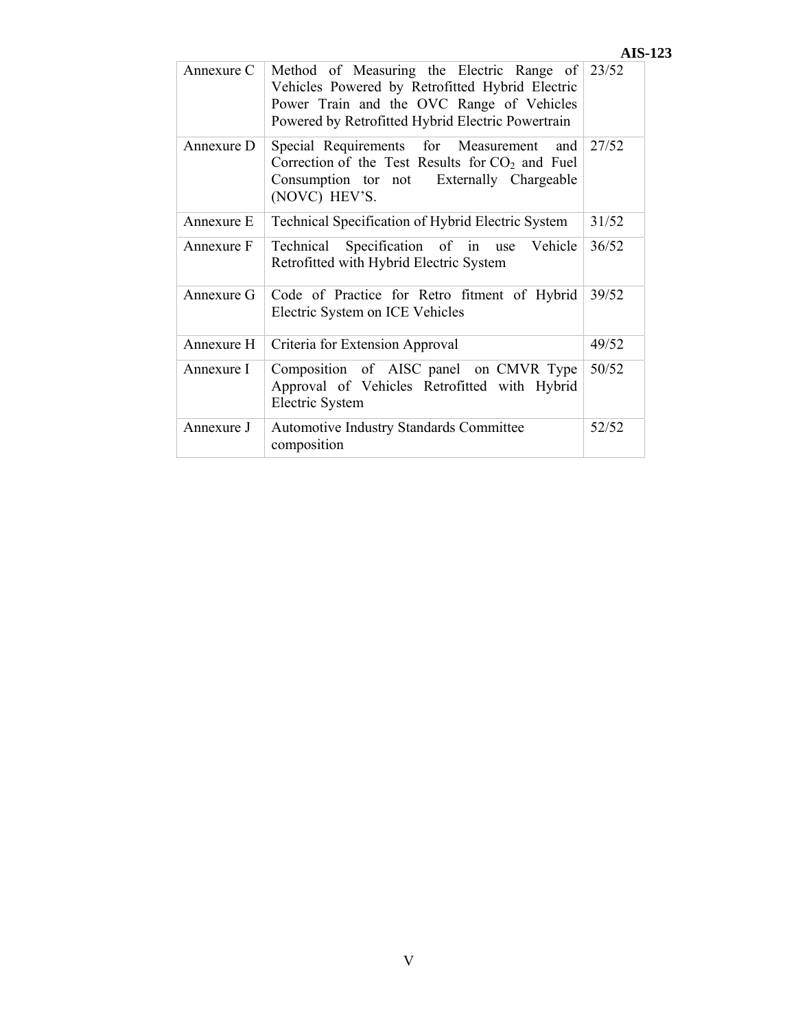| | | |
|---|---|---|
| Annexure C | Method of Measuring the Electric Range of Vehicles Powered by Retrofitted Hybrid Electric Power Train and the OVC Range of Vehicles Powered by Retrofitted Hybrid Electric Powertrain | 23/52 |
| Annexure D | Special Requirements for Measurement and Correction of the Test Results for $CO_2$ and Fuel Consumption tor not Externally Chargeable (NOVC) HEV'S. | 27/52 |
| Annexure E | Technical Specification of Hybrid Electric System | 31/52 |
| Annexure F | Technical Specification of in use Vehicle Retrofitted with Hybrid Electric System | 36/52 |
| Annexure G | Code of Practice for Retro fitment of Hybrid Electric System on ICE Vehicles | 39/52 |
| Annexure H | Criteria for Extension Approval | 49/52 |
| Annexure I | Composition of AISC panel on CMVR Type Approval of Vehicles Retrofitted with Hybrid Electric System | 50/52 |
| Annexure J | Automotive Industry Standards Committee composition | 52/52 |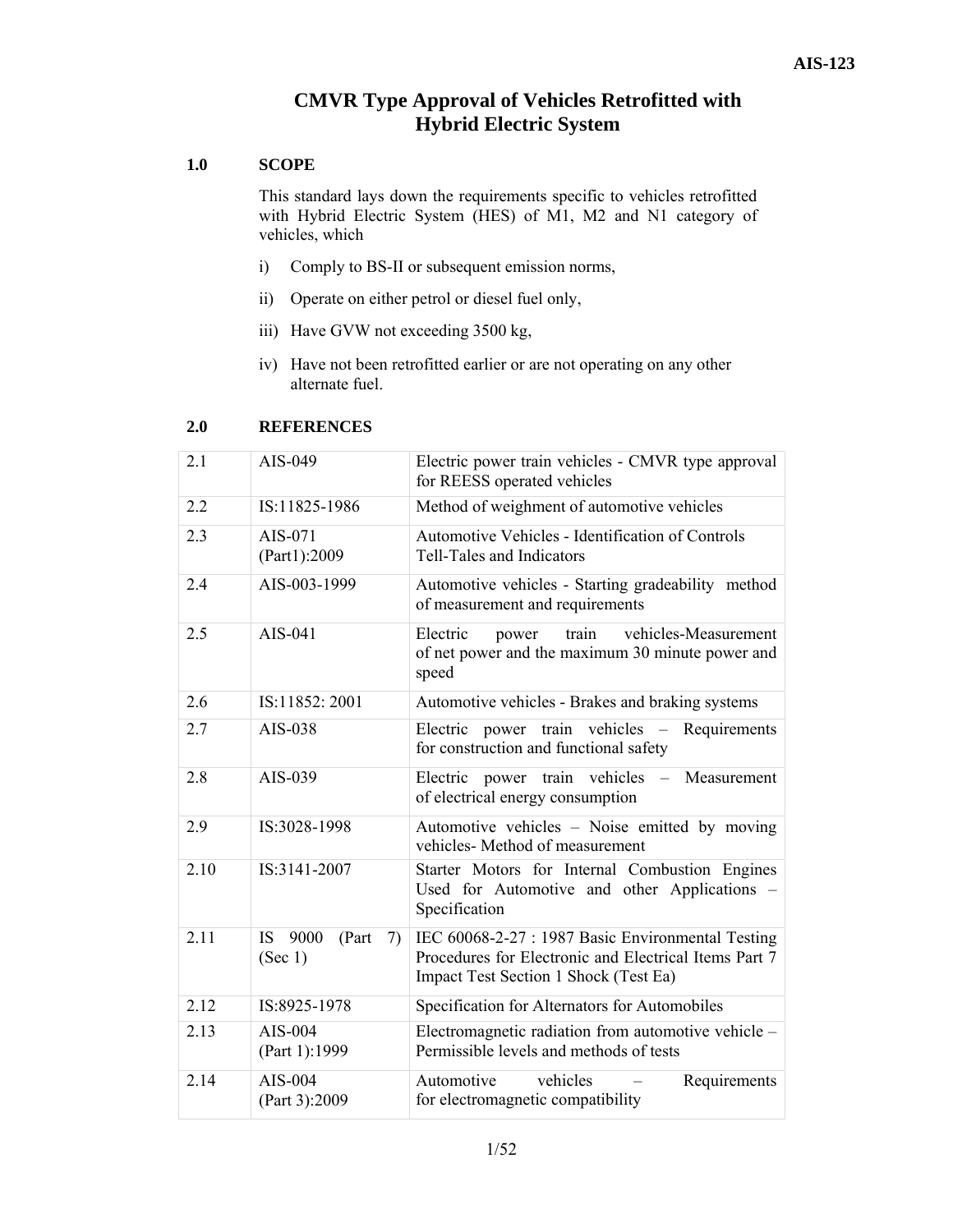# CMVR Type Approval of Vehicles Retrofitted with Hybrid Electric System

## 1.0 SCOPE

This standard lays down the requirements specific to vehicles retrofitted with Hybrid Electric System (HES) of M1, M2 and N1 category of vehicles, which

i) Comply to BS-II or subsequent emission norms,

ii) Operate on either petrol or diesel fuel only,

iii) Have GVW not exceeding 3500 kg,

iv) Have not been retrofitted earlier or are not operating on any other alternate fuel.

## 2.0 REFERENCES

| | | |
|---|---|---|
| 2.1 | AIS-049 | Electric power train vehicles - CMVR type approval for REESS operated vehicles |
| 2.2 | IS:11825-1986 | Method of weighment of automotive vehicles |
| 2.3 | AIS-071 (Part1):2009 | Automotive Vehicles - Identification of Controls Tell-Tales and Indicators |
| 2.4 | AIS-003-1999 | Automotive vehicles - Starting gradeability method of measurement and requirements |
| 2.5 | AIS-041 | Electric power train vehicles-Measurement of net power and the maximum 30 minute power and speed |
| 2.6 | IS:11852: 2001 | Automotive vehicles - Brakes and braking systems |
| 2.7 | AIS-038 | Electric power train vehicles – Requirements for construction and functional safety |
| 2.8 | AIS-039 | Electric power train vehicles – Measurement of electrical energy consumption |
| 2.9 | IS:3028-1998 | Automotive vehicles – Noise emitted by moving vehicles- Method of measurement |
| 2.10 | IS:3141-2007 | Starter Motors for Internal Combustion Engines Used for Automotive and other Applications – Specification |
| 2.11 | IS 9000 (Part 7) (Sec 1) | IEC 60068-2-27 : 1987 Basic Environmental Testing Procedures for Electronic and Electrical Items Part 7 Impact Test Section 1 Shock (Test Ea) |
| 2.12 | IS:8925-1978 | Specification for Alternators for Automobiles |
| 2.13 | AIS-004 (Part 1):1999 | Electromagnetic radiation from automotive vehicle – Permissible levels and methods of tests |
| 2.14 | AIS-004 (Part 3):2009 | Automotive vehicles – Requirements for electromagnetic compatibility |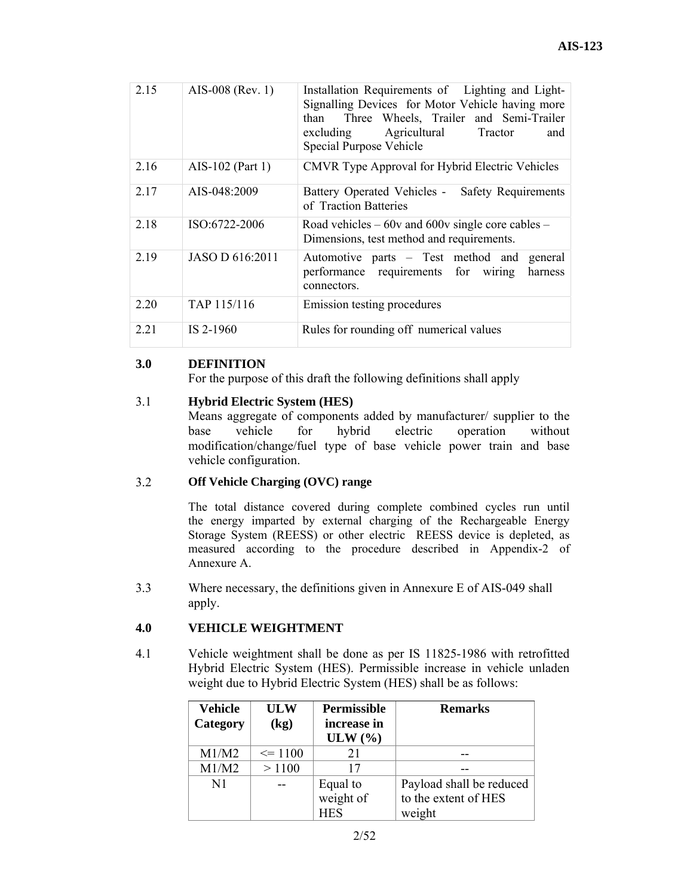| 2.15 | AIS-008 (Rev. 1) | Installation Requirements of Lighting and Light-Signalling Devices for Motor Vehicle having more than Three Wheels, Trailer and Semi-Trailer excluding Agricultural Tractor and Special Purpose Vehicle |
|---|---|---|
| 2.16 | AIS-102 (Part 1) | CMVR Type Approval for Hybrid Electric Vehicles |
| 2.17 | AIS-048:2009 | Battery Operated Vehicles - Safety Requirements of Traction Batteries |
| 2.18 | ISO:6722-2006 | Road vehicles – 60v and 600v single core cables – Dimensions, test method and requirements. |
| 2.19 | JASO D 616:2011 | Automotive parts – Test method and general performance requirements for wiring harness connectors. |
| 2.20 | TAP 115/116 | Emission testing procedures |
| 2.21 | IS 2-1960 | Rules for rounding off numerical values |

## 3.0 DEFINITION

For the purpose of this draft the following definitions shall apply

3.1 **Hybrid Electric System (HES)**

Means aggregate of components added by manufacturer/ supplier to the base vehicle for hybrid electric operation without modification/change/fuel type of base vehicle power train and base vehicle configuration.

3.2 **Off Vehicle Charging (OVC) range**

The total distance covered during complete combined cycles run until the energy imparted by external charging of the Rechargeable Energy Storage System (REESS) or other electric REESS device is depleted, as measured according to the procedure described in Appendix-2 of Annexure A.

3.3 Where necessary, the definitions given in Annexure E of AIS-049 shall apply.

## 4.0 VEHICLE WEIGHTMENT

4.1 Vehicle weightment shall be done as per IS 11825-1986 with retrofitted Hybrid Electric System (HES). Permissible increase in vehicle unladen weight due to Hybrid Electric System (HES) shall be as follows:

| Vehicle Category | ULW (kg) | Permissible increase in ULW (%) | Remarks |
|---|---|---|---|
| M1/M2 | <= 1100 | 21 | -- |
| M1/M2 | > 1100 | 17 | -- |
| N1 | -- | Equal to weight of HES | Payload shall be reduced to the extent of HES weight |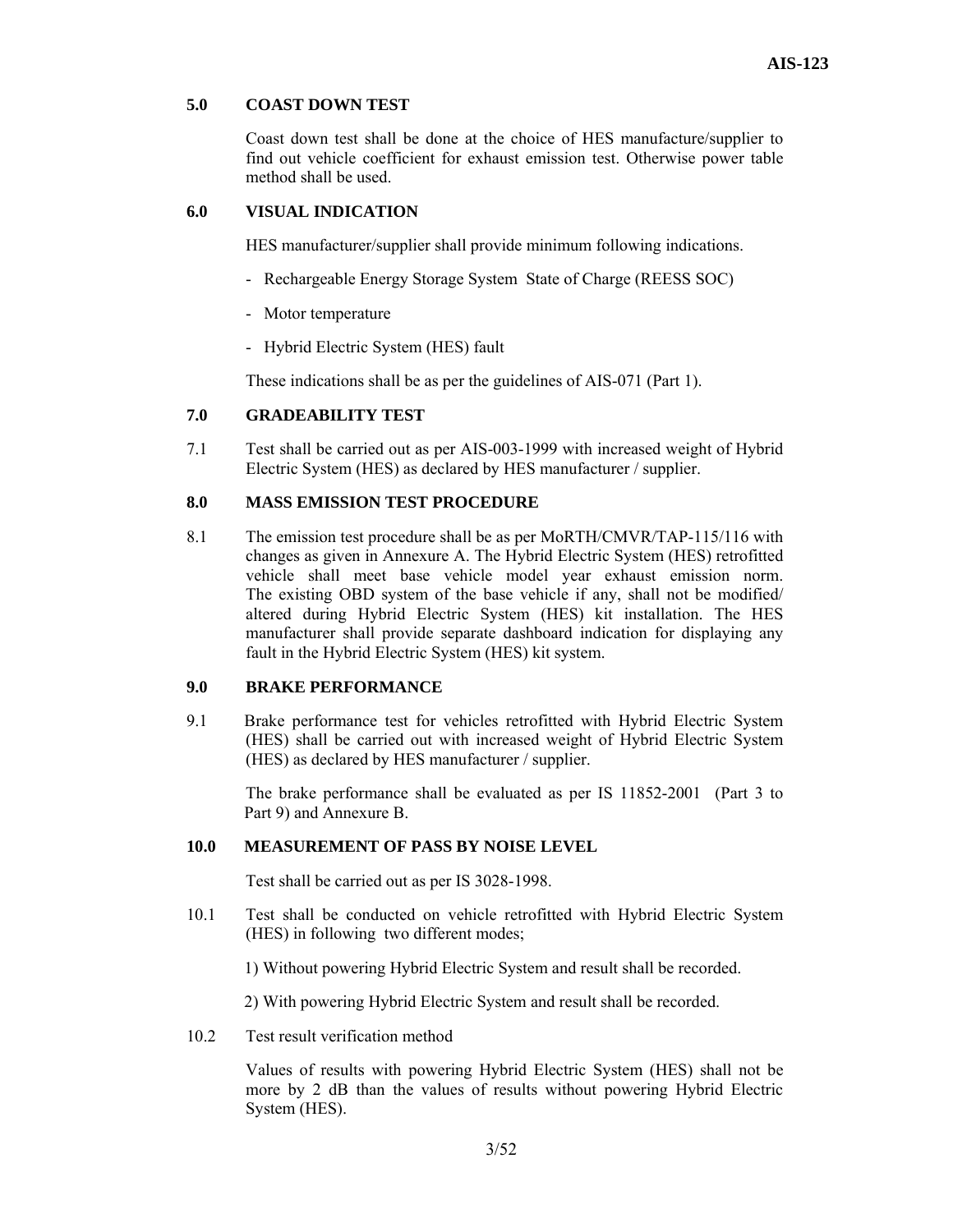## 5.0 COAST DOWN TEST

Coast down test shall be done at the choice of HES manufacture/supplier to find out vehicle coefficient for exhaust emission test. Otherwise power table method shall be used.

## 6.0 VISUAL INDICATION

HES manufacturer/supplier shall provide minimum following indications.

- Rechargeable Energy Storage System State of Charge (REESS SOC)
- Motor temperature
- Hybrid Electric System (HES) fault

These indications shall be as per the guidelines of AIS-071 (Part 1).

## 7.0 GRADEABILITY TEST

7.1 Test shall be carried out as per AIS-003-1999 with increased weight of Hybrid Electric System (HES) as declared by HES manufacturer / supplier.

## 8.0 MASS EMISSION TEST PROCEDURE

8.1 The emission test procedure shall be as per MoRTH/CMVR/TAP-115/116 with changes as given in Annexure A. The Hybrid Electric System (HES) retrofitted vehicle shall meet base vehicle model year exhaust emission norm. The existing OBD system of the base vehicle if any, shall not be modified/ altered during Hybrid Electric System (HES) kit installation. The HES manufacturer shall provide separate dashboard indication for displaying any fault in the Hybrid Electric System (HES) kit system.

## 9.0 BRAKE PERFORMANCE

9.1 Brake performance test for vehicles retrofitted with Hybrid Electric System (HES) shall be carried out with increased weight of Hybrid Electric System (HES) as declared by HES manufacturer / supplier.

The brake performance shall be evaluated as per IS 11852-2001 (Part 3 to Part 9) and Annexure B.

## 10.0 MEASUREMENT OF PASS BY NOISE LEVEL

Test shall be carried out as per IS 3028-1998.

10.1 Test shall be conducted on vehicle retrofitted with Hybrid Electric System (HES) in following two different modes;

1) Without powering Hybrid Electric System and result shall be recorded.

2) With powering Hybrid Electric System and result shall be recorded.

10.2 Test result verification method

Values of results with powering Hybrid Electric System (HES) shall not be more by 2 dB than the values of results without powering Hybrid Electric System (HES).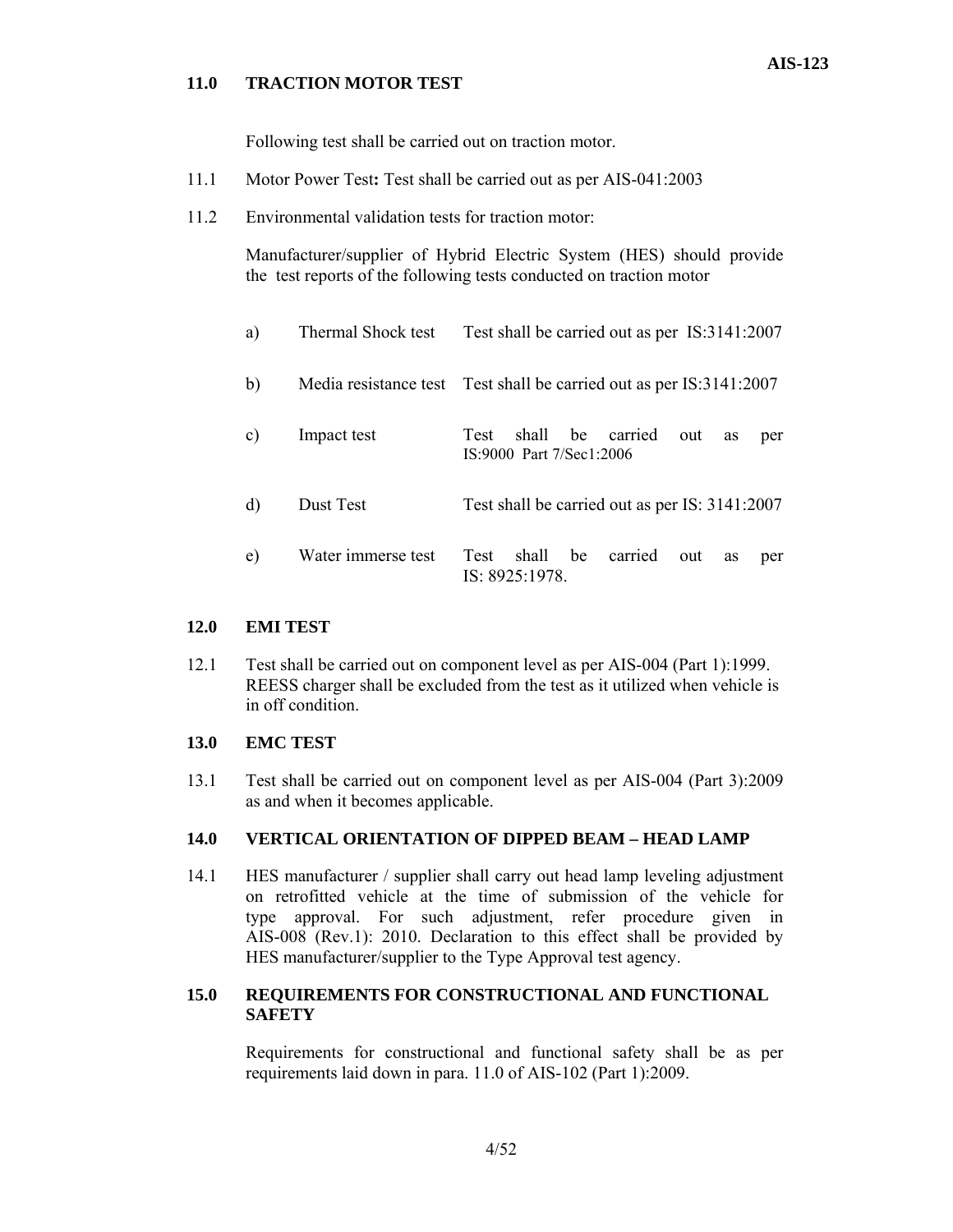## 11.0 TRACTION MOTOR TEST

Following test shall be carried out on traction motor.

11.1 Motor Power Test**:** Test shall be carried out as per AIS-041:2003

11.2 Environmental validation tests for traction motor:

Manufacturer/supplier of Hybrid Electric System (HES) should provide the test reports of the following tests conducted on traction motor

| | | |
|---|---|---|
| a) | Thermal Shock test | Test shall be carried out as per IS:3141:2007 |
| b) | Media resistance test | Test shall be carried out as per IS:3141:2007 |
| c) | Impact test | Test shall be carried out as per IS:9000 Part 7/Sec1:2006 |
| d) | Dust Test | Test shall be carried out as per IS: 3141:2007 |
| e) | Water immerse test | Test shall be carried out as per IS: 8925:1978. |

## 12.0 EMI TEST

12.1 Test shall be carried out on component level as per AIS-004 (Part 1):1999. REESS charger shall be excluded from the test as it utilized when vehicle is in off condition.

## 13.0 EMC TEST

13.1 Test shall be carried out on component level as per AIS-004 (Part 3):2009 as and when it becomes applicable.

## 14.0 VERTICAL ORIENTATION OF DIPPED BEAM – HEAD LAMP

14.1 HES manufacturer / supplier shall carry out head lamp leveling adjustment on retrofitted vehicle at the time of submission of the vehicle for type approval. For such adjustment, refer procedure given in AIS-008 (Rev.1): 2010. Declaration to this effect shall be provided by HES manufacturer/supplier to the Type Approval test agency.

## 15.0 REQUIREMENTS FOR CONSTRUCTIONAL AND FUNCTIONAL SAFETY

Requirements for constructional and functional safety shall be as per requirements laid down in para. 11.0 of AIS-102 (Part 1):2009.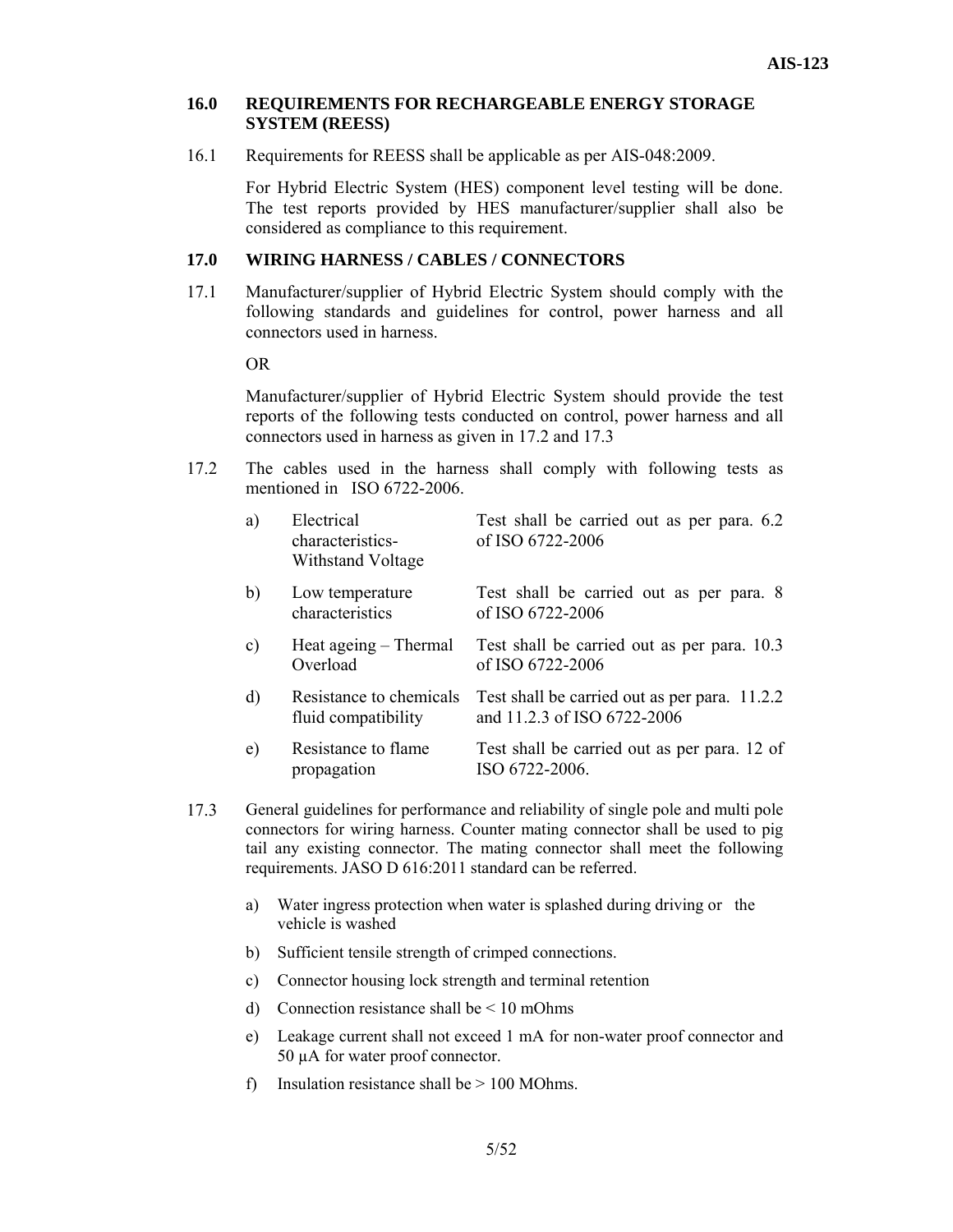## 16.0 REQUIREMENTS FOR RECHARGEABLE ENERGY STORAGE SYSTEM (REESS)

16.1 Requirements for REESS shall be applicable as per AIS-048:2009.

For Hybrid Electric System (HES) component level testing will be done. The test reports provided by HES manufacturer/supplier shall also be considered as compliance to this requirement.

## 17.0 WIRING HARNESS / CABLES / CONNECTORS

17.1 Manufacturer/supplier of Hybrid Electric System should comply with the following standards and guidelines for control, power harness and all connectors used in harness.

OR

Manufacturer/supplier of Hybrid Electric System should provide the test reports of the following tests conducted on control, power harness and all connectors used in harness as given in 17.2 and 17.3

17.2 The cables used in the harness shall comply with following tests as mentioned in ISO 6722-2006.

| | | |
|---|---|---|
| a) | Electrical characteristics- Withstand Voltage | Test shall be carried out as per para. 6.2 of ISO 6722-2006 |
| b) | Low temperature characteristics | Test shall be carried out as per para. 8 of ISO 6722-2006 |
| c) | Heat ageing – Thermal Overload | Test shall be carried out as per para. 10.3 of ISO 6722-2006 |
| d) | Resistance to chemicals fluid compatibility | Test shall be carried out as per para. 11.2.2 and 11.2.3 of ISO 6722-2006 |
| e) | Resistance to flame propagation | Test shall be carried out as per para. 12 of ISO 6722-2006. |

17.3 General guidelines for performance and reliability of single pole and multi pole connectors for wiring harness. Counter mating connector shall be used to pig tail any existing connector. The mating connector shall meet the following requirements. JASO D 616:2011 standard can be referred.

a) Water ingress protection when water is splashed during driving or the vehicle is washed

b) Sufficient tensile strength of crimped connections.

c) Connector housing lock strength and terminal retention

d) Connection resistance shall be < 10 mOhms

e) Leakage current shall not exceed 1 mA for non-water proof connector and 50 μA for water proof connector.

f) Insulation resistance shall be > 100 MOhms.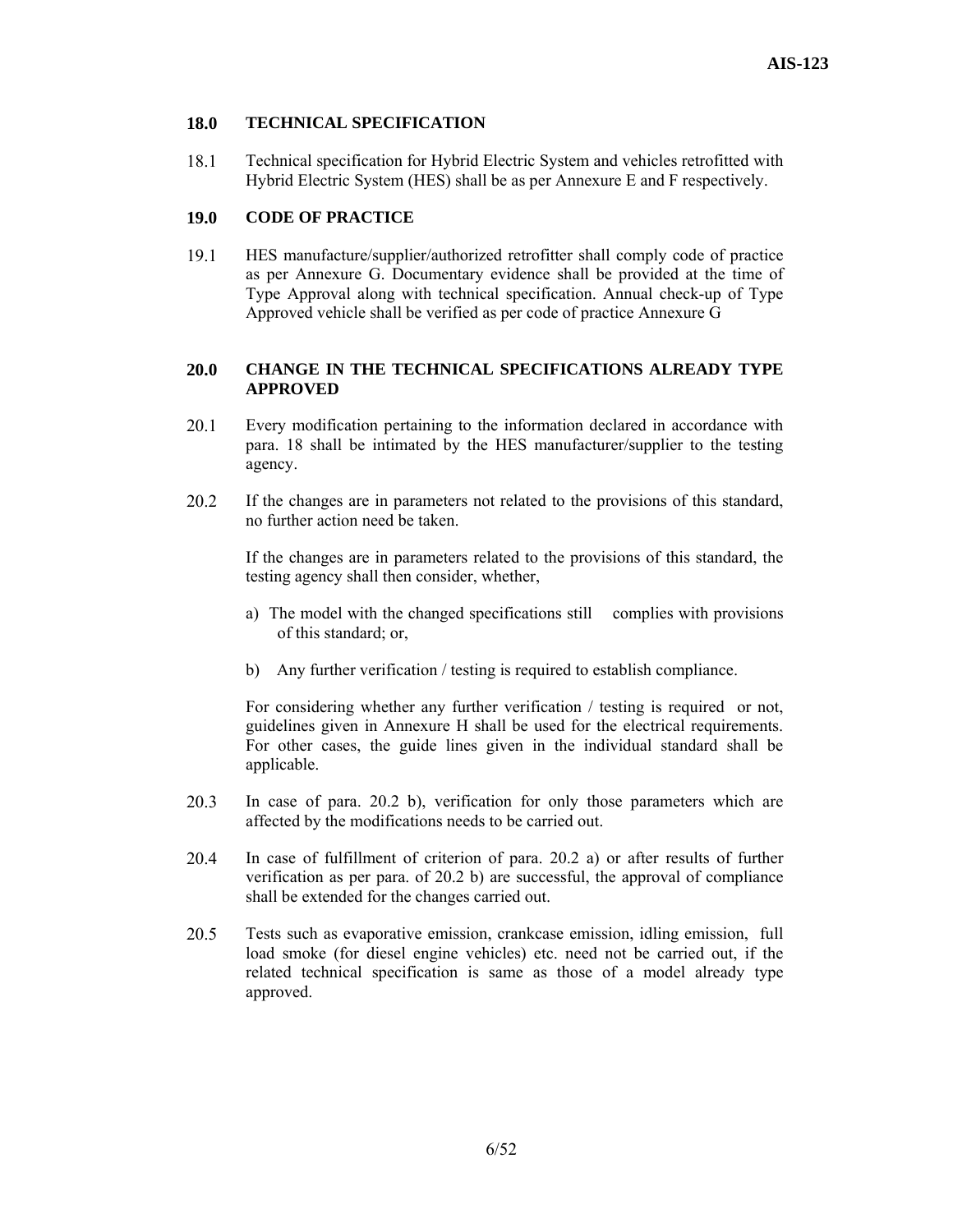## 18.0 TECHNICAL SPECIFICATION

18.1 Technical specification for Hybrid Electric System and vehicles retrofitted with Hybrid Electric System (HES) shall be as per Annexure E and F respectively.

## 19.0 CODE OF PRACTICE

19.1 HES manufacture/supplier/authorized retrofitter shall comply code of practice as per Annexure G. Documentary evidence shall be provided at the time of Type Approval along with technical specification. Annual check-up of Type Approved vehicle shall be verified as per code of practice Annexure G

## 20.0 CHANGE IN THE TECHNICAL SPECIFICATIONS ALREADY TYPE APPROVED

20.1 Every modification pertaining to the information declared in accordance with para. 18 shall be intimated by the HES manufacturer/supplier to the testing agency.

20.2 If the changes are in parameters not related to the provisions of this standard, no further action need be taken.

If the changes are in parameters related to the provisions of this standard, the testing agency shall then consider, whether,

a) The model with the changed specifications still complies with provisions of this standard; or,

b) Any further verification / testing is required to establish compliance.

For considering whether any further verification / testing is required or not, guidelines given in Annexure H shall be used for the electrical requirements. For other cases, the guide lines given in the individual standard shall be applicable.

20.3 In case of para. 20.2 b), verification for only those parameters which are affected by the modifications needs to be carried out.

20.4 In case of fulfillment of criterion of para. 20.2 a) or after results of further verification as per para. of 20.2 b) are successful, the approval of compliance shall be extended for the changes carried out.

20.5 Tests such as evaporative emission, crankcase emission, idling emission, full load smoke (for diesel engine vehicles) etc. need not be carried out, if the related technical specification is same as those of a model already type approved.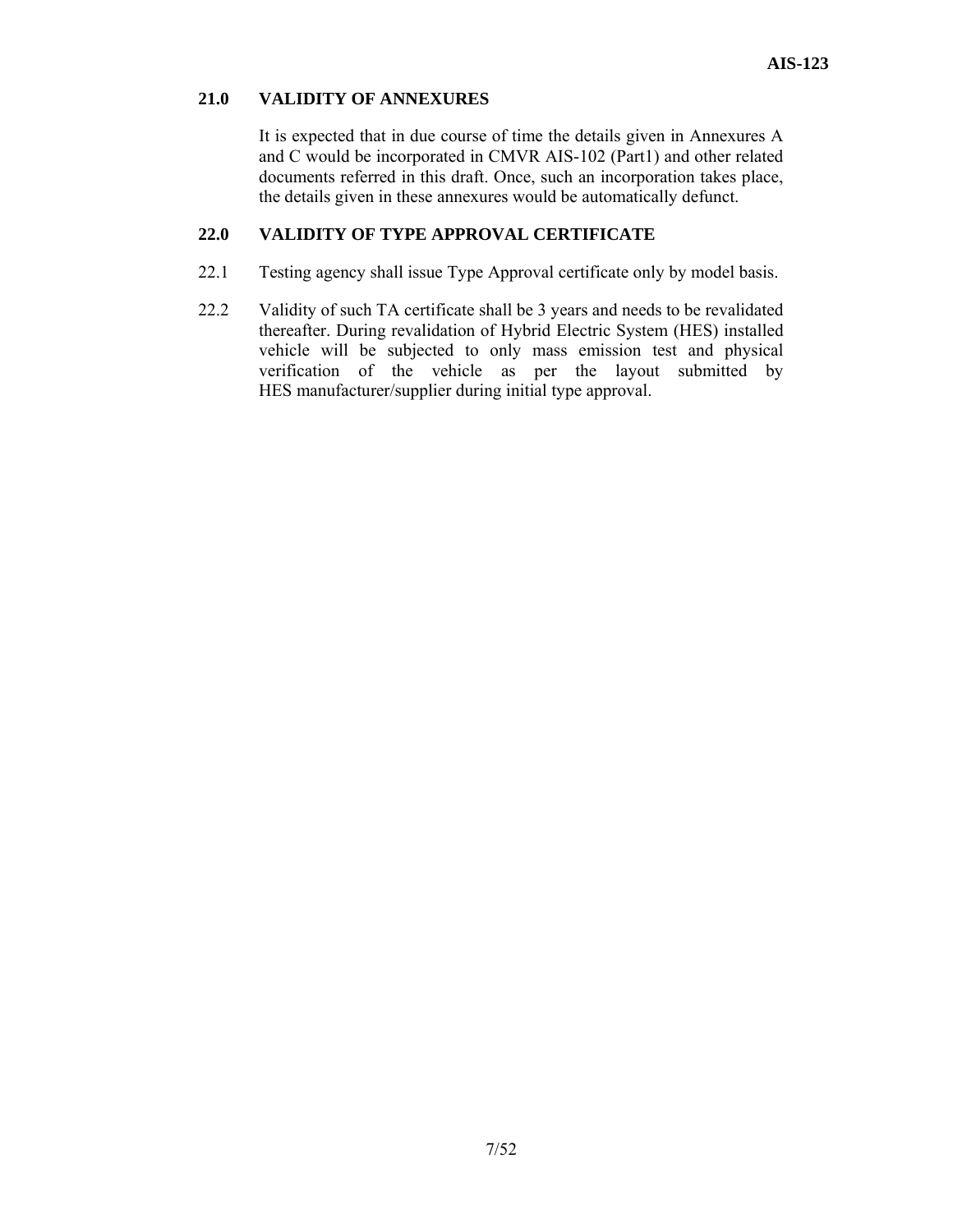## 21.0 VALIDITY OF ANNEXURES

It is expected that in due course of time the details given in Annexures A and C would be incorporated in CMVR AIS-102 (Part1) and other related documents referred in this draft. Once, such an incorporation takes place, the details given in these annexures would be automatically defunct.

## 22.0 VALIDITY OF TYPE APPROVAL CERTIFICATE

22.1 Testing agency shall issue Type Approval certificate only by model basis.

22.2 Validity of such TA certificate shall be 3 years and needs to be revalidated thereafter. During revalidation of Hybrid Electric System (HES) installed vehicle will be subjected to only mass emission test and physical verification of the vehicle as per the layout submitted by HES manufacturer/supplier during initial type approval.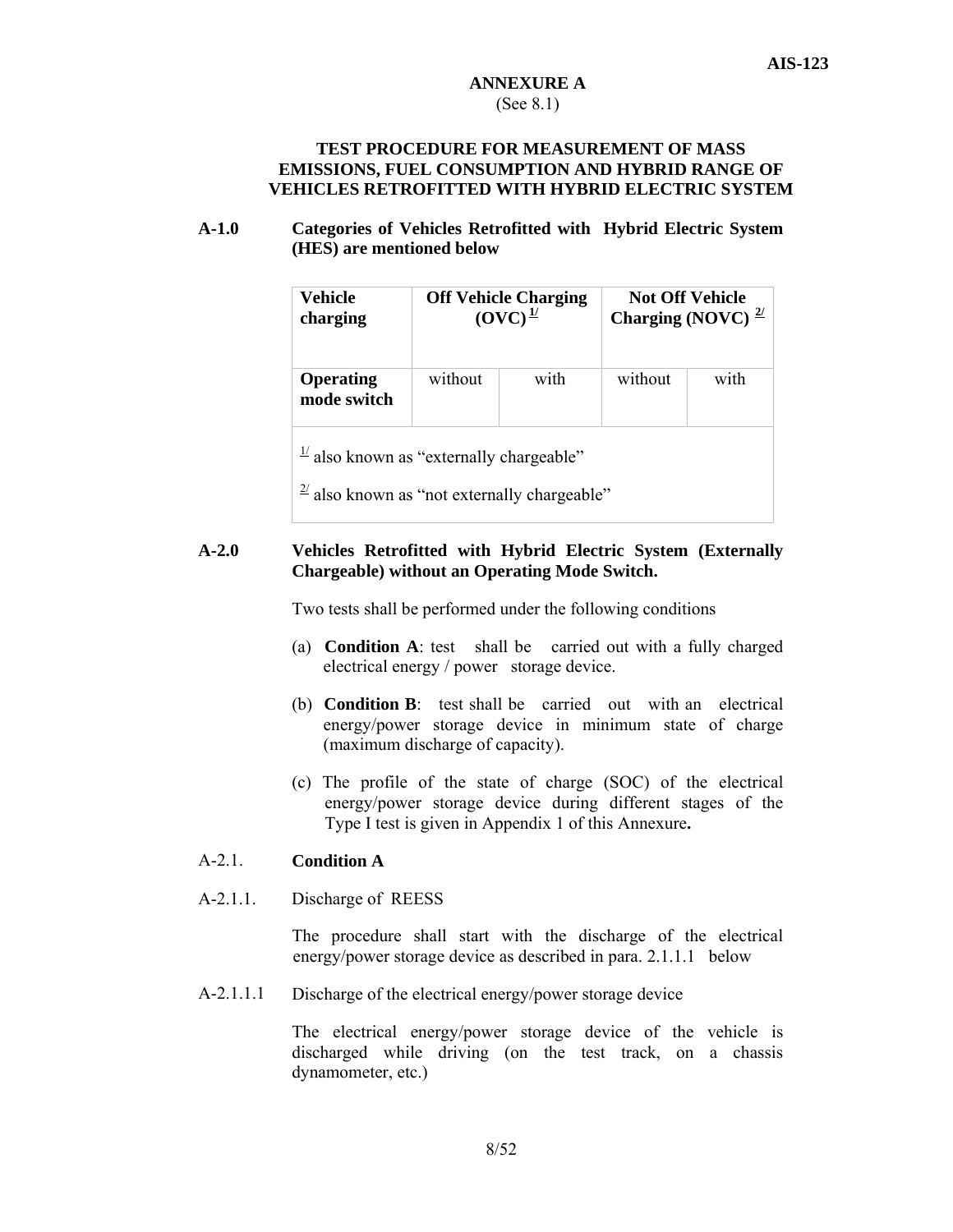## ANNEXURE A

(See 8.1)

### TEST PROCEDURE FOR MEASUREMENT OF MASS EMISSIONS, FUEL CONSUMPTION AND HYBRID RANGE OF VEHICLES RETROFITTED WITH HYBRID ELECTRIC SYSTEM

**A-1.0 Categories of Vehicles Retrofitted with Hybrid Electric System (HES) are mentioned below**

| **Vehicle charging** | **Off Vehicle Charging (OVC)** [1/] | | **Not Off Vehicle Charging (NOVC)** [2/] | |
|---|---|---|---|---|
| **Operating mode switch** | without | with | without | with |

[1/] also known as "externally chargeable"

[2/] also known as "not externally chargeable"

**A-2.0 Vehicles Retrofitted with Hybrid Electric System (Externally Chargeable) without an Operating Mode Switch.**

Two tests shall be performed under the following conditions

(a) **Condition A**: test shall be carried out with a fully charged electrical energy / power storage device.

(b) **Condition B**: test shall be carried out with an electrical energy/power storage device in minimum state of charge (maximum discharge of capacity).

(c) The profile of the state of charge (SOC) of the electrical energy/power storage device during different stages of the Type I test is given in Appendix 1 of this Annexure**.**

A-2.1. **Condition A**

A-2.1.1. Discharge of REESS

The procedure shall start with the discharge of the electrical energy/power storage device as described in para. 2.1.1.1 below

A-2.1.1.1 Discharge of the electrical energy/power storage device

The electrical energy/power storage device of the vehicle is discharged while driving (on the test track, on a chassis dynamometer, etc.)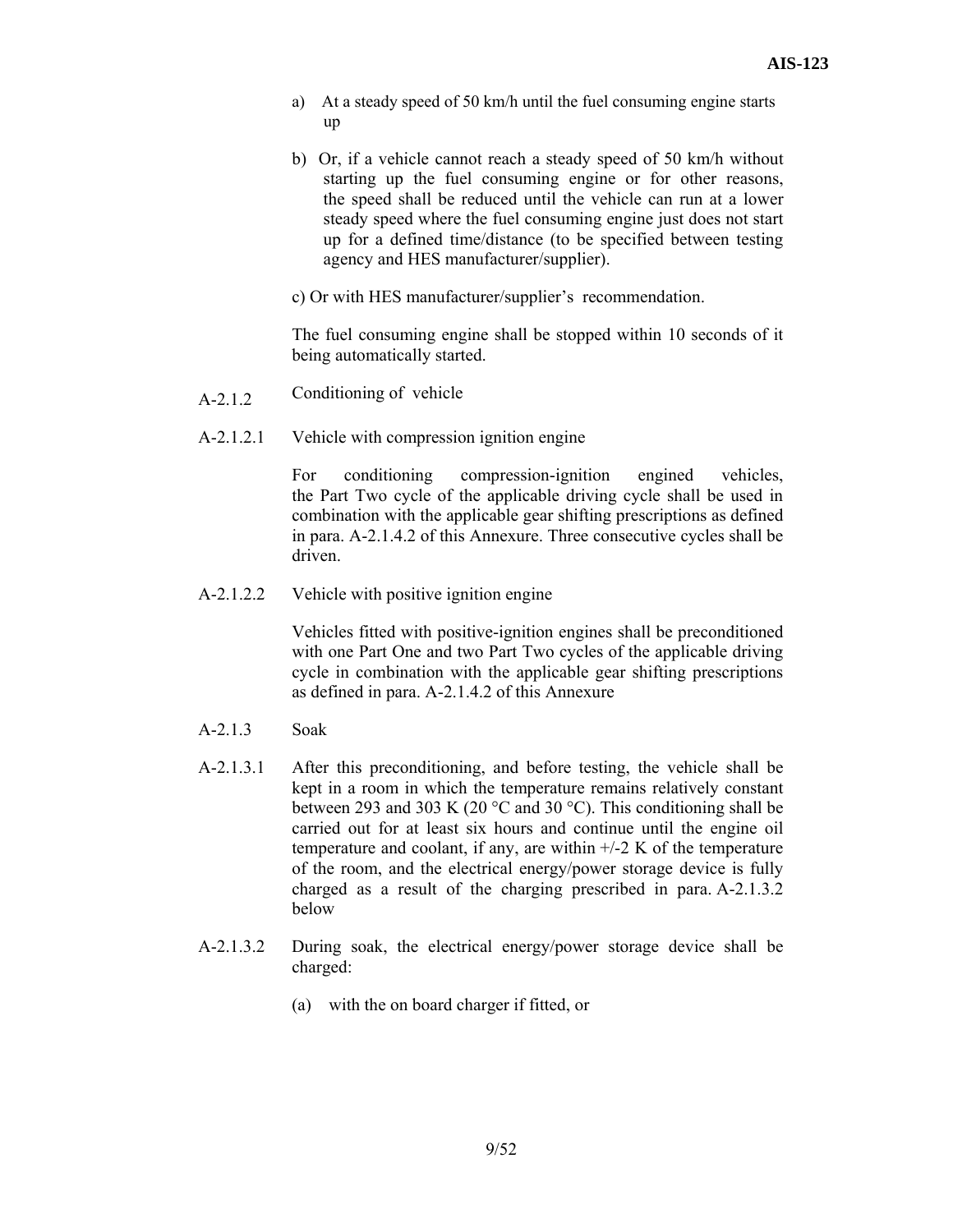a) At a steady speed of 50 km/h until the fuel consuming engine starts up

b) Or, if a vehicle cannot reach a steady speed of 50 km/h without starting up the fuel consuming engine or for other reasons, the speed shall be reduced until the vehicle can run at a lower steady speed where the fuel consuming engine just does not start up for a defined time/distance (to be specified between testing agency and HES manufacturer/supplier).

c) Or with HES manufacturer/supplier's recommendation.

The fuel consuming engine shall be stopped within 10 seconds of it being automatically started.

A-2.1.2 Conditioning of vehicle

A-2.1.2.1 Vehicle with compression ignition engine

For conditioning compression-ignition engined vehicles, the Part Two cycle of the applicable driving cycle shall be used in combination with the applicable gear shifting prescriptions as defined in para. A-2.1.4.2 of this Annexure. Three consecutive cycles shall be driven.

A-2.1.2.2 Vehicle with positive ignition engine

Vehicles fitted with positive-ignition engines shall be preconditioned with one Part One and two Part Two cycles of the applicable driving cycle in combination with the applicable gear shifting prescriptions as defined in para. A-2.1.4.2 of this Annexure

A-2.1.3 Soak

A-2.1.3.1 After this preconditioning, and before testing, the vehicle shall be kept in a room in which the temperature remains relatively constant between 293 and 303 K (20 °C and 30 °C). This conditioning shall be carried out for at least six hours and continue until the engine oil temperature and coolant, if any, are within +/-2 K of the temperature of the room, and the electrical energy/power storage device is fully charged as a result of the charging prescribed in para. A-2.1.3.2 below

A-2.1.3.2 During soak, the electrical energy/power storage device shall be charged:

(a) with the on board charger if fitted, or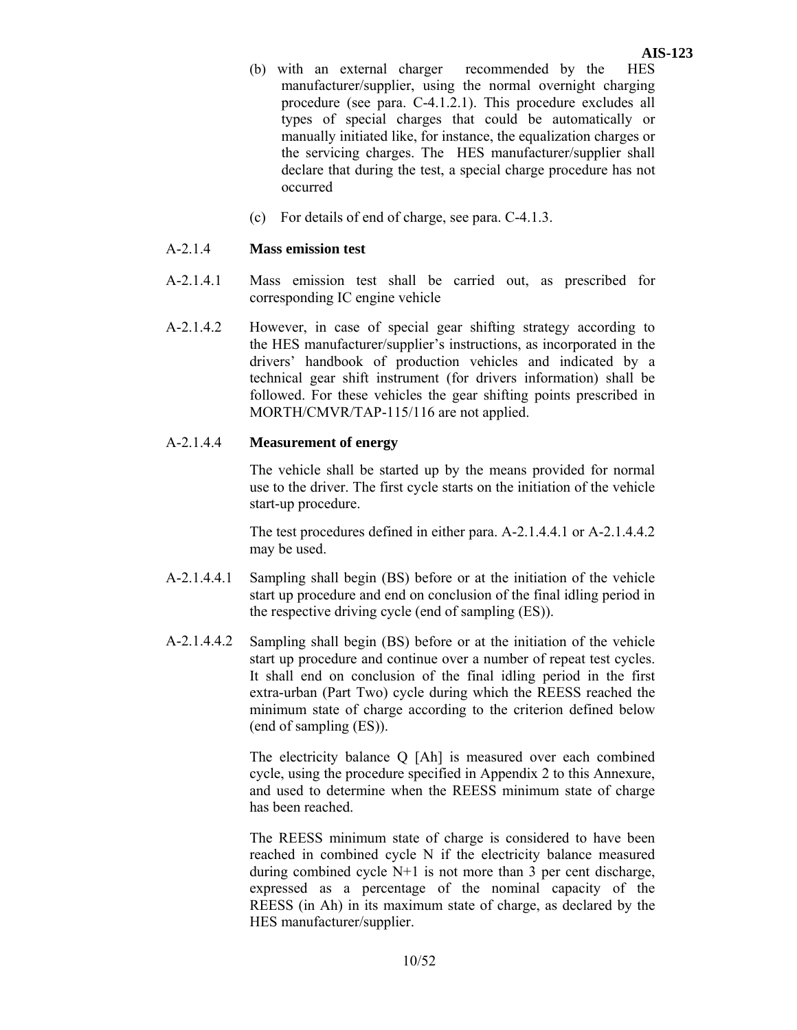(b) with an external charger recommended by the HES manufacturer/supplier, using the normal overnight charging procedure (see para. C-4.1.2.1). This procedure excludes all types of special charges that could be automatically or manually initiated like, for instance, the equalization charges or the servicing charges. The HES manufacturer/supplier shall declare that during the test, a special charge procedure has not occurred

(c) For details of end of charge, see para. C-4.1.3.

A-2.1.4 **Mass emission test**

A-2.1.4.1 Mass emission test shall be carried out, as prescribed for corresponding IC engine vehicle

A-2.1.4.2 However, in case of special gear shifting strategy according to the HES manufacturer/supplier's instructions, as incorporated in the drivers' handbook of production vehicles and indicated by a technical gear shift instrument (for drivers information) shall be followed. For these vehicles the gear shifting points prescribed in MORTH/CMVR/TAP-115/116 are not applied.

A-2.1.4.4 **Measurement of energy**

The vehicle shall be started up by the means provided for normal use to the driver. The first cycle starts on the initiation of the vehicle start-up procedure.

The test procedures defined in either para. A-2.1.4.4.1 or A-2.1.4.4.2 may be used.

A-2.1.4.4.1 Sampling shall begin (BS) before or at the initiation of the vehicle start up procedure and end on conclusion of the final idling period in the respective driving cycle (end of sampling (ES)).

A-2.1.4.4.2 Sampling shall begin (BS) before or at the initiation of the vehicle start up procedure and continue over a number of repeat test cycles. It shall end on conclusion of the final idling period in the first extra-urban (Part Two) cycle during which the REESS reached the minimum state of charge according to the criterion defined below (end of sampling (ES)).

The electricity balance Q [Ah] is measured over each combined cycle, using the procedure specified in Appendix 2 to this Annexure, and used to determine when the REESS minimum state of charge has been reached.

The REESS minimum state of charge is considered to have been reached in combined cycle N if the electricity balance measured during combined cycle N+1 is not more than 3 per cent discharge, expressed as a percentage of the nominal capacity of the REESS (in Ah) in its maximum state of charge, as declared by the HES manufacturer/supplier.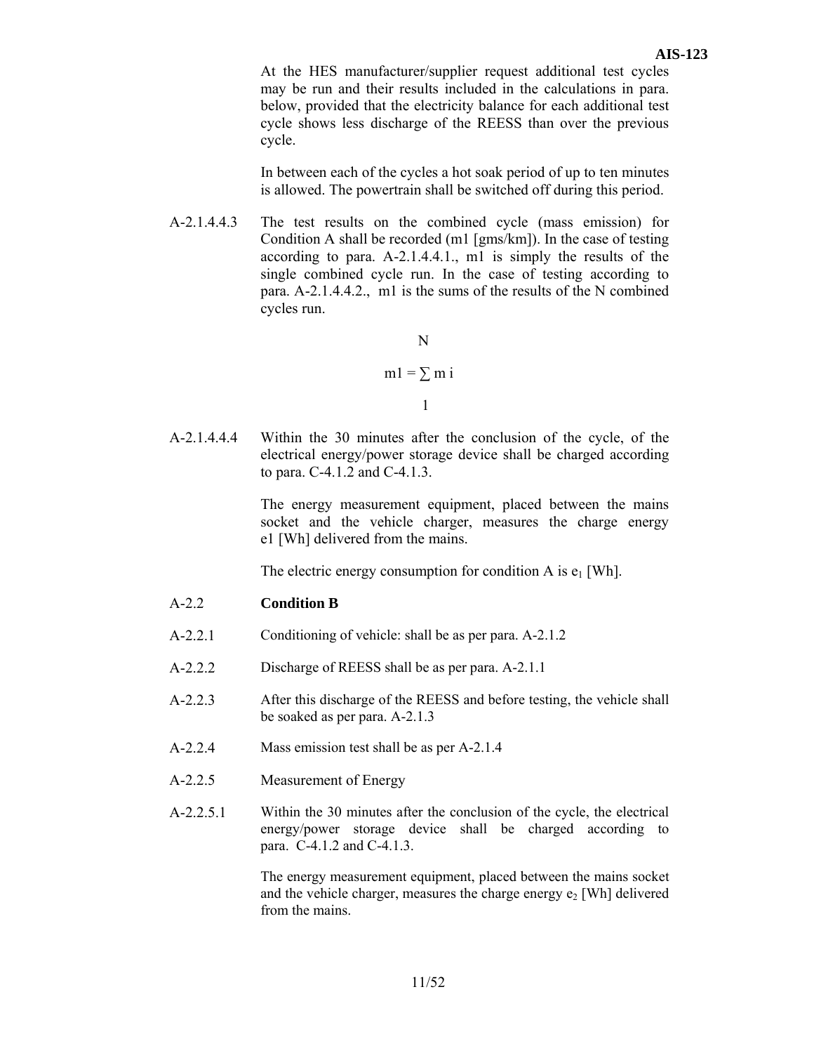At the HES manufacturer/supplier request additional test cycles may be run and their results included in the calculations in para. below, provided that the electricity balance for each additional test cycle shows less discharge of the REESS than over the previous cycle.

In between each of the cycles a hot soak period of up to ten minutes is allowed. The powertrain shall be switched off during this period.

A-2.1.4.4.3 The test results on the combined cycle (mass emission) for Condition A shall be recorded (m1 [gms/km]). In the case of testing according to para. A-2.1.4.4.1., m1 is simply the results of the single combined cycle run. In the case of testing according to para. A-2.1.4.4.2., m1 is the sums of the results of the N combined cycles run.

$$m1 = \sum_{1}^{N} m\,i$$

A-2.1.4.4.4 Within the 30 minutes after the conclusion of the cycle, of the electrical energy/power storage device shall be charged according to para. C-4.1.2 and C-4.1.3.

The energy measurement equipment, placed between the mains socket and the vehicle charger, measures the charge energy e1 [Wh] delivered from the mains.

The electric energy consumption for condition A is $e_1$ [Wh].

A-2.2 **Condition B**

A-2.2.1 Conditioning of vehicle: shall be as per para. A-2.1.2

A-2.2.2 Discharge of REESS shall be as per para. A-2.1.1

A-2.2.3 After this discharge of the REESS and before testing, the vehicle shall be soaked as per para. A-2.1.3

A-2.2.4 Mass emission test shall be as per A-2.1.4

A-2.2.5 Measurement of Energy

A-2.2.5.1 Within the 30 minutes after the conclusion of the cycle, the electrical energy/power storage device shall be charged according to para. C-4.1.2 and C-4.1.3.

The energy measurement equipment, placed between the mains socket and the vehicle charger, measures the charge energy $e_2$ [Wh] delivered from the mains.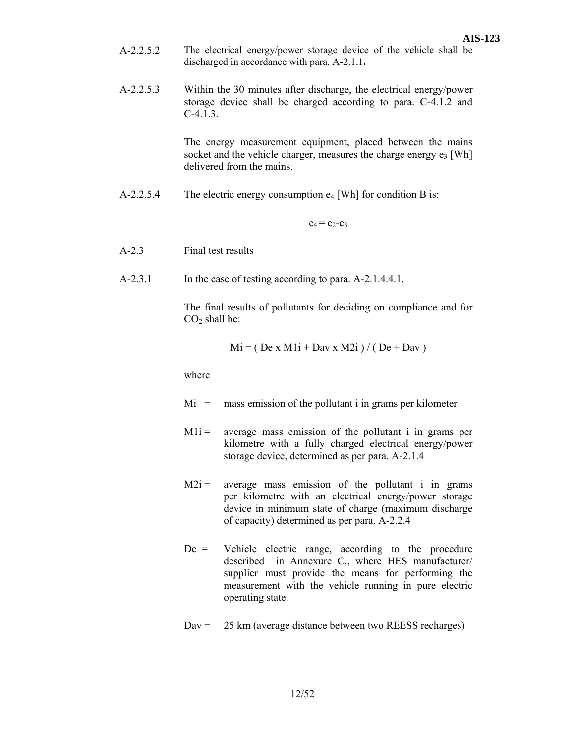A-2.2.5.2 The electrical energy/power storage device of the vehicle shall be discharged in accordance with para. A-2.1.1**.**

A-2.2.5.3 Within the 30 minutes after discharge, the electrical energy/power storage device shall be charged according to para. C-4.1.2 and C-4.1.3.

The energy measurement equipment, placed between the mains socket and the vehicle charger, measures the charge energy $e_3$ [Wh] delivered from the mains.

A-2.2.5.4 The electric energy consumption $e_4$ [Wh] for condition B is:

$$e_4 = e_2 - e_3$$

A-2.3 Final test results

A-2.3.1 In the case of testing according to para. A-2.1.4.4.1.

The final results of pollutants for deciding on compliance and for $CO_2$ shall be:

$$Mi = ( De \times M1i + Dav \times M2i ) / ( De + Dav )$$

where

Mi = mass emission of the pollutant i in grams per kilometer

M1i = average mass emission of the pollutant i in grams per kilometre with a fully charged electrical energy/power storage device, determined as per para. A-2.1.4

M2i = average mass emission of the pollutant i in grams per kilometre with an electrical energy/power storage device in minimum state of charge (maximum discharge of capacity) determined as per para. A-2.2.4

De = Vehicle electric range, according to the procedure described in Annexure C., where HES manufacturer/ supplier must provide the means for performing the measurement with the vehicle running in pure electric operating state.

Dav = 25 km (average distance between two REESS recharges)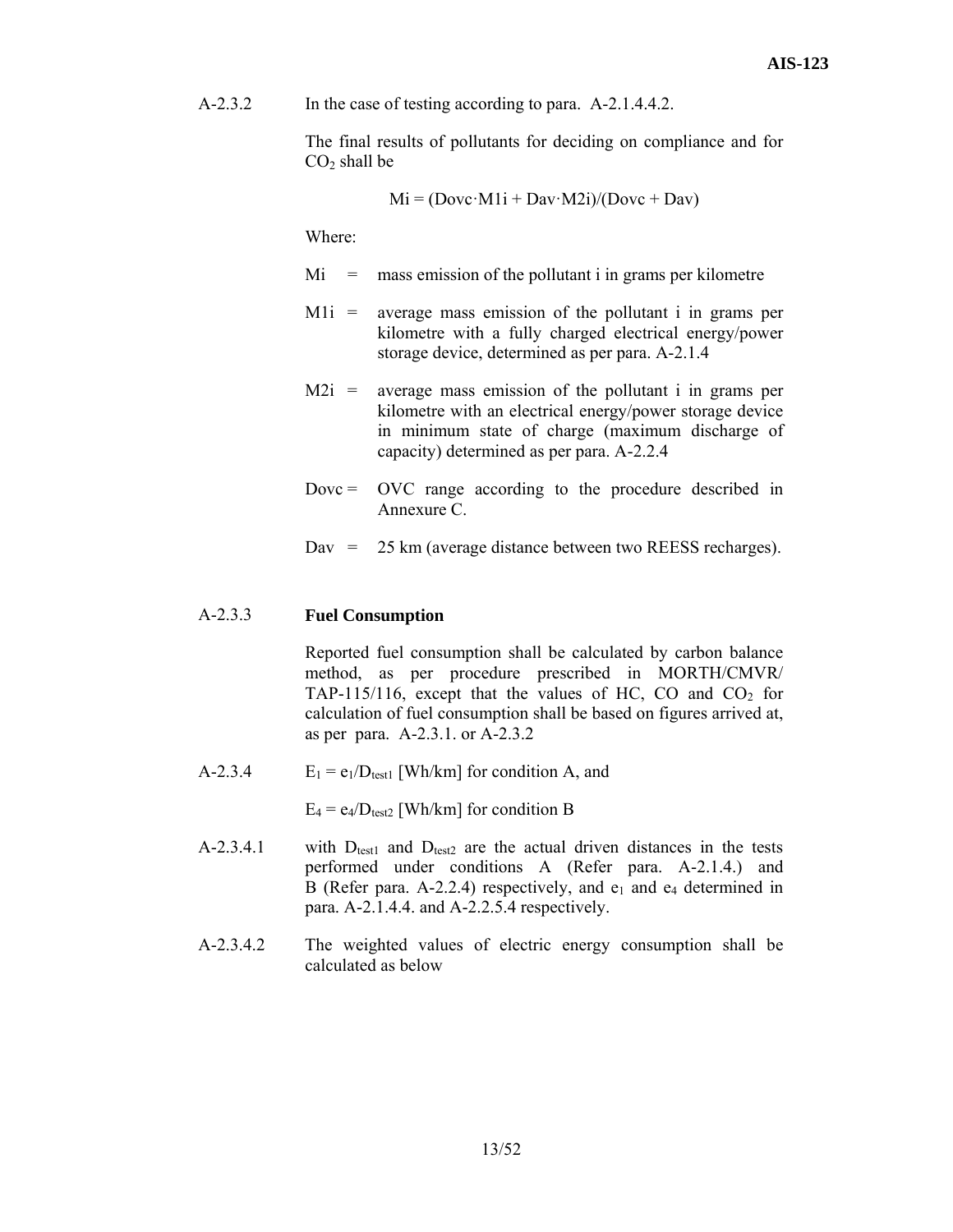A-2.3.2 In the case of testing according to para. A-2.1.4.4.2.

The final results of pollutants for deciding on compliance and for $CO_2$ shall be

$$Mi = (Dovc \cdot M1i + Dav \cdot M2i)/(Dovc + Dav)$$

Where:

Mi = mass emission of the pollutant i in grams per kilometre

M1i = average mass emission of the pollutant i in grams per kilometre with a fully charged electrical energy/power storage device, determined as per para. A-2.1.4

M2i = average mass emission of the pollutant i in grams per kilometre with an electrical energy/power storage device in minimum state of charge (maximum discharge of capacity) determined as per para. A-2.2.4

Dovc = OVC range according to the procedure described in Annexure C.

Dav = 25 km (average distance between two REESS recharges).

A-2.3.3 **Fuel Consumption**

Reported fuel consumption shall be calculated by carbon balance method, as per procedure prescribed in MORTH/CMVR/ TAP-115/116, except that the values of HC, CO and $CO_2$ for calculation of fuel consumption shall be based on figures arrived at, as per para. A-2.3.1. or A-2.3.2

A-2.3.4 $E_1 = e_1/D_{test1}$ [Wh/km] for condition A, and

$E_4 = e_4/D_{test2}$ [Wh/km] for condition B

A-2.3.4.1 with $D_{test1}$ and $D_{test2}$ are the actual driven distances in the tests performed under conditions A (Refer para. A-2.1.4.) and B (Refer para. A-2.2.4) respectively, and $e_1$ and $e_4$ determined in para. A-2.1.4.4. and A-2.2.5.4 respectively.

A-2.3.4.2 The weighted values of electric energy consumption shall be calculated as below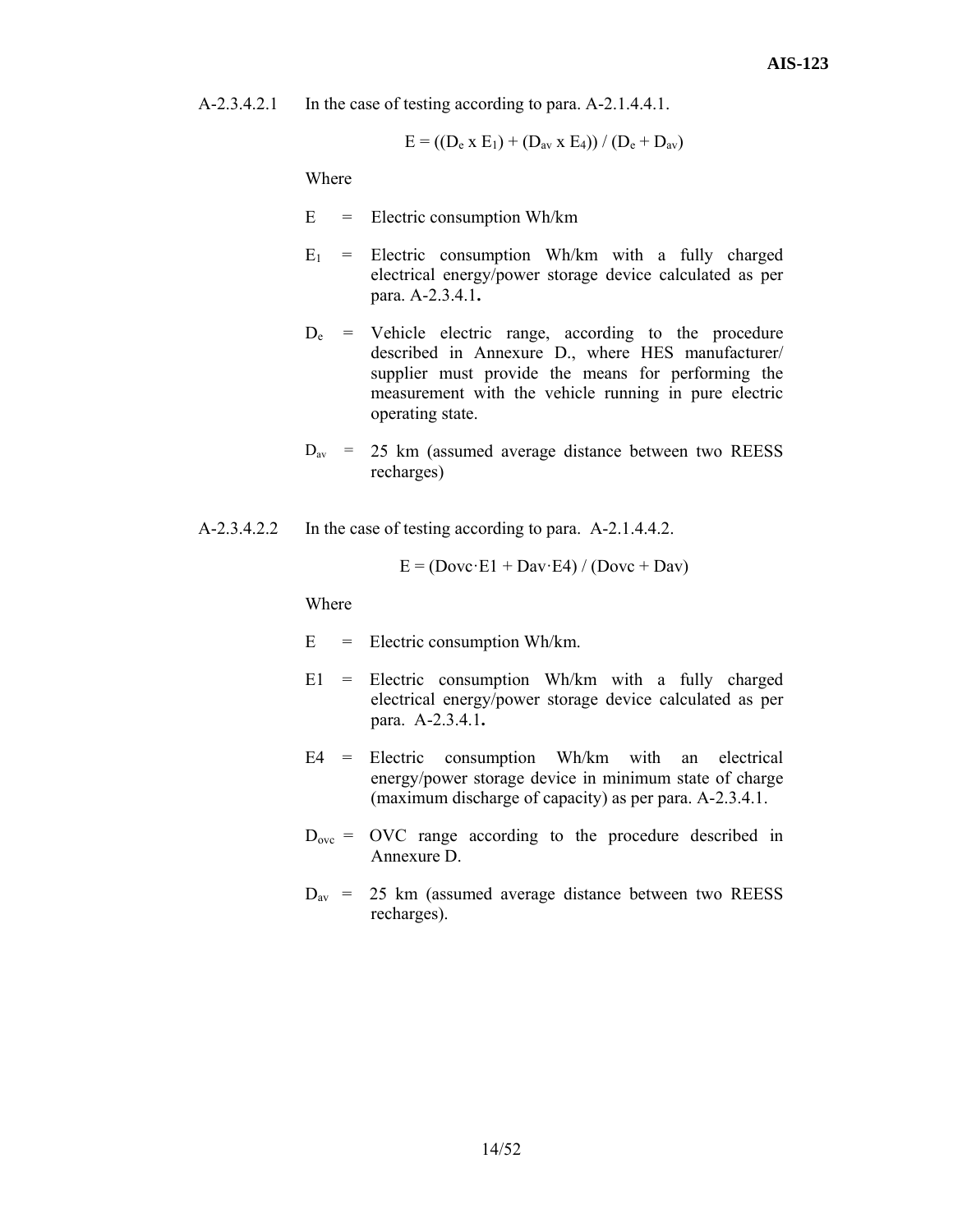A-2.3.4.2.1 In the case of testing according to para. A-2.1.4.4.1.

$$E = ((D_e \times E_1) + (D_{av} \times E_4)) / (D_e + D_{av})$$

Where

$E$ = Electric consumption Wh/km

$E_1$ = Electric consumption Wh/km with a fully charged electrical energy/power storage device calculated as per para. A-2.3.4.1**.**

$D_e$ = Vehicle electric range, according to the procedure described in Annexure D., where HES manufacturer/ supplier must provide the means for performing the measurement with the vehicle running in pure electric operating state.

$D_{av}$ = 25 km (assumed average distance between two REESS recharges)

A-2.3.4.2.2 In the case of testing according to para. A-2.1.4.4.2.

$$E = (Dovc \cdot E1 + Dav \cdot E4) / (Dovc + Dav)$$

Where

E = Electric consumption Wh/km.

E1 = Electric consumption Wh/km with a fully charged electrical energy/power storage device calculated as per para. A-2.3.4.1**.**

E4 = Electric consumption Wh/km with an electrical energy/power storage device in minimum state of charge (maximum discharge of capacity) as per para. A-2.3.4.1.

$D_{ovc}$ = OVC range according to the procedure described in Annexure D.

$D_{av}$ = 25 km (assumed average distance between two REESS recharges).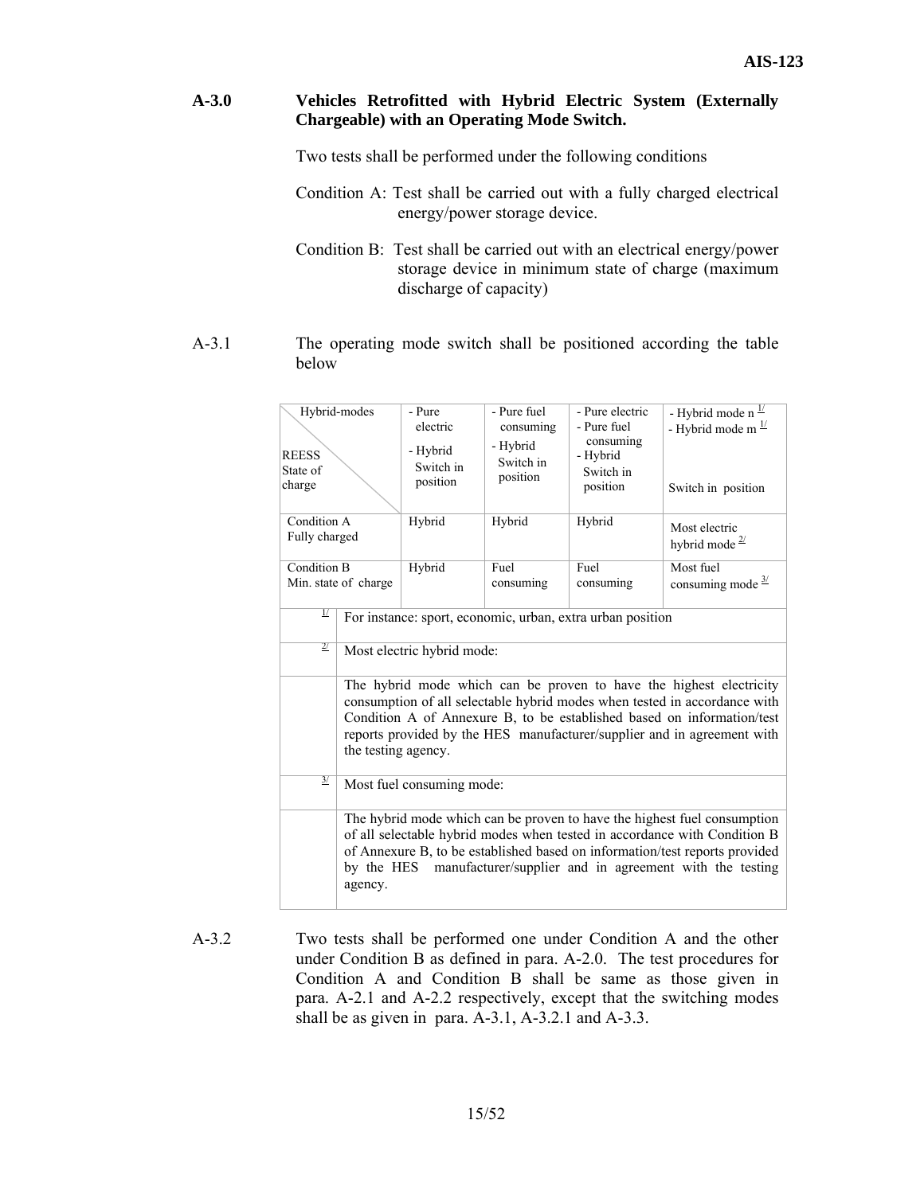**A-3.0 Vehicles Retrofitted with Hybrid Electric System (Externally Chargeable) with an Operating Mode Switch.**

Two tests shall be performed under the following conditions

Condition A: Test shall be carried out with a fully charged electrical energy/power storage device.

Condition B: Test shall be carried out with an electrical energy/power storage device in minimum state of charge (maximum discharge of capacity)

A-3.1 The operating mode switch shall be positioned according the table below

| Hybrid-modes / REESS State of charge | - Pure electric<br>- Hybrid<br>Switch in position | - Pure fuel consuming<br>- Hybrid<br>Switch in position | - Pure electric<br>- Pure fuel consuming<br>- Hybrid<br>Switch in position | - Hybrid mode n [1/]<br>- Hybrid mode m [1/]<br>Switch in position |
|---|---|---|---|---|
| Condition A<br>Fully charged | Hybrid | Hybrid | Hybrid | Most electric hybrid mode [2/] |
| Condition B<br>Min. state of charge | Hybrid | Fuel consuming | Fuel consuming | Most fuel consuming mode [3/] |
| [1/] | For instance: sport, economic, urban, extra urban position | | | |
| [2/] | Most electric hybrid mode: | | | |
| | The hybrid mode which can be proven to have the highest electricity consumption of all selectable hybrid modes when tested in accordance with Condition A of Annexure B, to be established based on information/test reports provided by the HES manufacturer/supplier and in agreement with the testing agency. | | | |
| [3/] | Most fuel consuming mode: | | | |
| | The hybrid mode which can be proven to have the highest fuel consumption of all selectable hybrid modes when tested in accordance with Condition B of Annexure B, to be established based on information/test reports provided by the HES manufacturer/supplier and in agreement with the testing agency. | | | |

A-3.2 Two tests shall be performed one under Condition A and the other under Condition B as defined in para. A-2.0. The test procedures for Condition A and Condition B shall be same as those given in para. A-2.1 and A-2.2 respectively, except that the switching modes shall be as given in para. A-3.1, A-3.2.1 and A-3.3.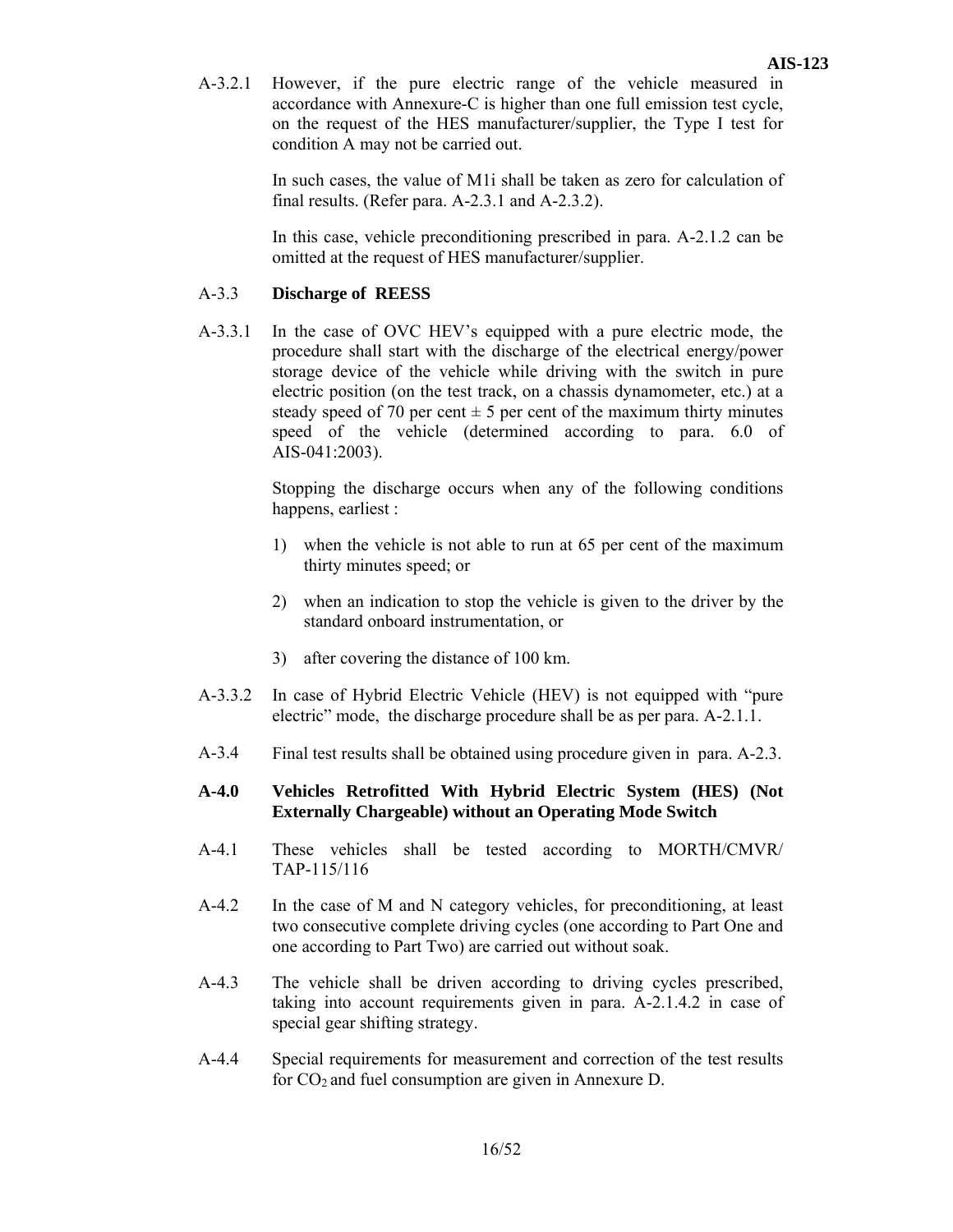A-3.2.1 However, if the pure electric range of the vehicle measured in accordance with Annexure-C is higher than one full emission test cycle, on the request of the HES manufacturer/supplier, the Type I test for condition A may not be carried out.

In such cases, the value of M1i shall be taken as zero for calculation of final results. (Refer para. A-2.3.1 and A-2.3.2).

In this case, vehicle preconditioning prescribed in para. A-2.1.2 can be omitted at the request of HES manufacturer/supplier.

A-3.3 **Discharge of REESS**

A-3.3.1 In the case of OVC HEV's equipped with a pure electric mode, the procedure shall start with the discharge of the electrical energy/power storage device of the vehicle while driving with the switch in pure electric position (on the test track, on a chassis dynamometer, etc.) at a steady speed of 70 per cent ± 5 per cent of the maximum thirty minutes speed of the vehicle (determined according to para. 6.0 of AIS-041:2003).

Stopping the discharge occurs when any of the following conditions happens, earliest :

1) when the vehicle is not able to run at 65 per cent of the maximum thirty minutes speed; or

2) when an indication to stop the vehicle is given to the driver by the standard onboard instrumentation, or

3) after covering the distance of 100 km.

A-3.3.2 In case of Hybrid Electric Vehicle (HEV) is not equipped with "pure electric" mode, the discharge procedure shall be as per para. A-2.1.1.

A-3.4 Final test results shall be obtained using procedure given in para. A-2.3.

**A-4.0 Vehicles Retrofitted With Hybrid Electric System (HES) (Not Externally Chargeable) without an Operating Mode Switch**

A-4.1 These vehicles shall be tested according to MORTH/CMVR/ TAP-115/116

A-4.2 In the case of M and N category vehicles, for preconditioning, at least two consecutive complete driving cycles (one according to Part One and one according to Part Two) are carried out without soak.

A-4.3 The vehicle shall be driven according to driving cycles prescribed, taking into account requirements given in para. A-2.1.4.2 in case of special gear shifting strategy.

A-4.4 Special requirements for measurement and correction of the test results for $CO_2$ and fuel consumption are given in Annexure D.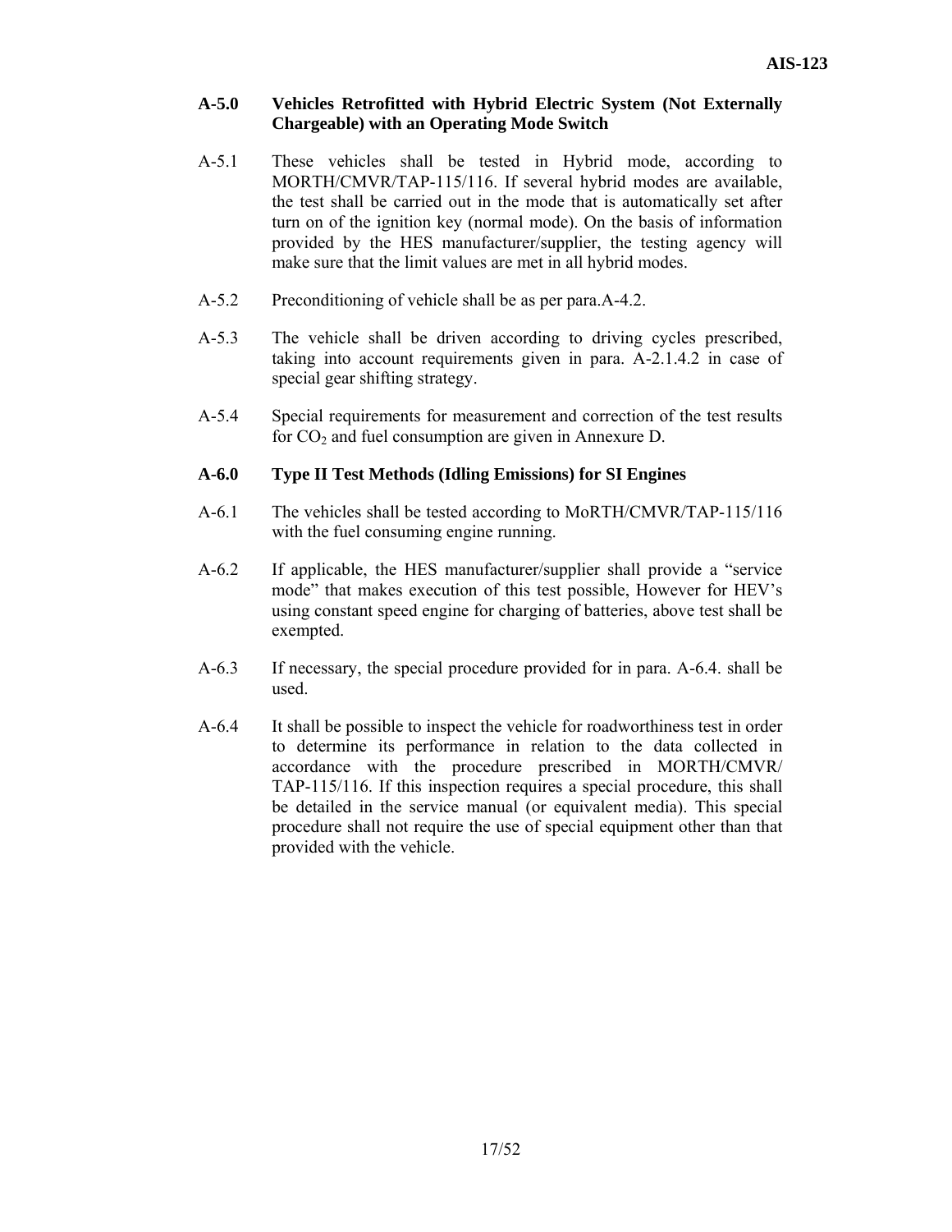**A-5.0 Vehicles Retrofitted with Hybrid Electric System (Not Externally Chargeable) with an Operating Mode Switch**

A-5.1 These vehicles shall be tested in Hybrid mode, according to MORTH/CMVR/TAP-115/116. If several hybrid modes are available, the test shall be carried out in the mode that is automatically set after turn on of the ignition key (normal mode). On the basis of information provided by the HES manufacturer/supplier, the testing agency will make sure that the limit values are met in all hybrid modes.

A-5.2 Preconditioning of vehicle shall be as per para.A-4.2.

A-5.3 The vehicle shall be driven according to driving cycles prescribed, taking into account requirements given in para. A-2.1.4.2 in case of special gear shifting strategy.

A-5.4 Special requirements for measurement and correction of the test results for $CO_2$ and fuel consumption are given in Annexure D.

**A-6.0 Type II Test Methods (Idling Emissions) for SI Engines**

A-6.1 The vehicles shall be tested according to MoRTH/CMVR/TAP-115/116 with the fuel consuming engine running.

A-6.2 If applicable, the HES manufacturer/supplier shall provide a "service mode" that makes execution of this test possible, However for HEV's using constant speed engine for charging of batteries, above test shall be exempted.

A-6.3 If necessary, the special procedure provided for in para. A-6.4. shall be used.

A-6.4 It shall be possible to inspect the vehicle for roadworthiness test in order to determine its performance in relation to the data collected in accordance with the procedure prescribed in MORTH/CMVR/ TAP-115/116. If this inspection requires a special procedure, this shall be detailed in the service manual (or equivalent media). This special procedure shall not require the use of special equipment other than that provided with the vehicle.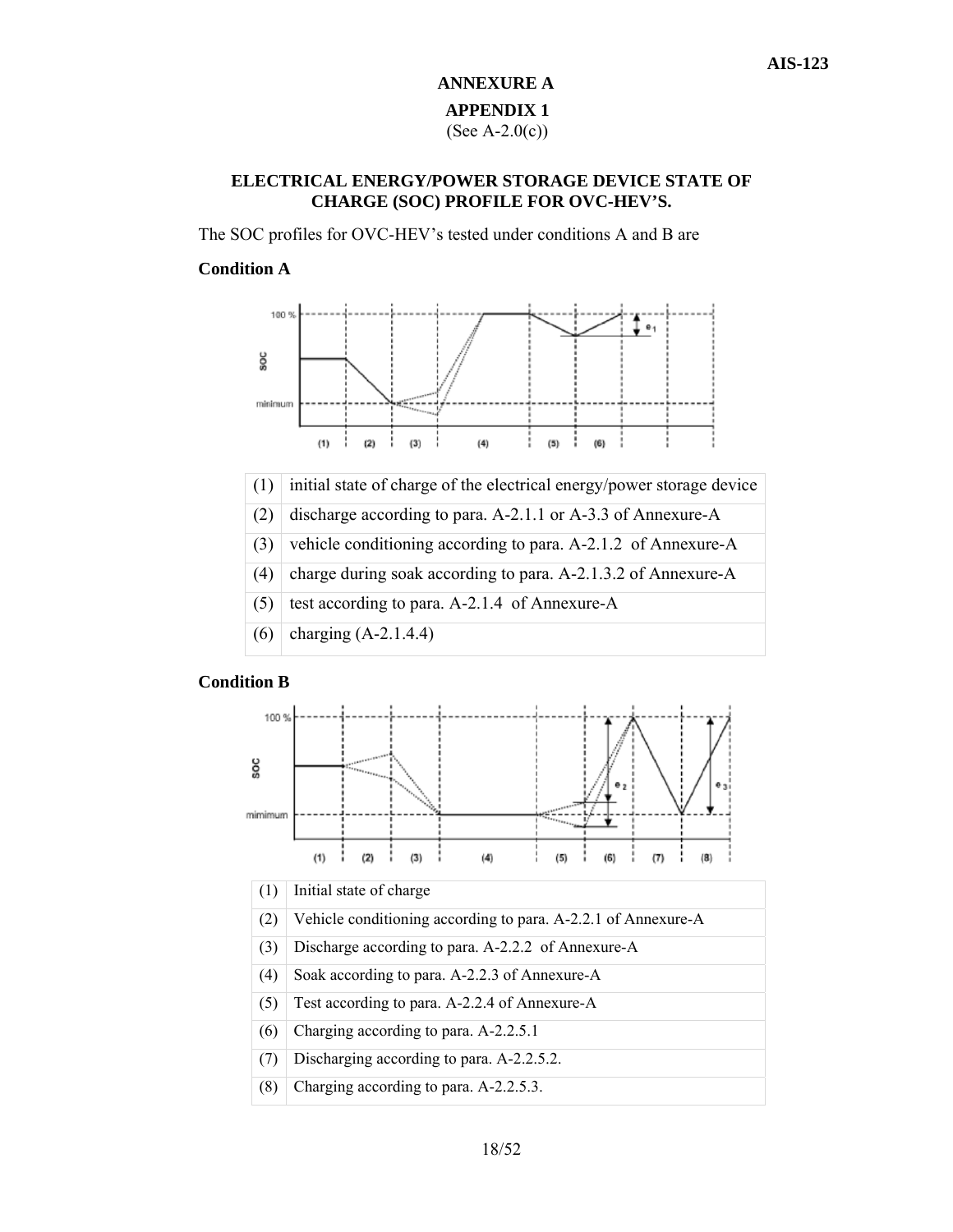# ANNEXURE A

## APPENDIX 1

(See A-2.0(c))

### ELECTRICAL ENERGY/POWER STORAGE DEVICE STATE OF CHARGE (SOC) PROFILE FOR OVC-HEV'S.

The SOC profiles for OVC-HEV's tested under conditions A and B are

**Condition A**

| (1) | initial state of charge of the electrical energy/power storage device |
|---|---|
| (2) | discharge according to para. A-2.1.1 or A-3.3 of Annexure-A |
| (3) | vehicle conditioning according to para. A-2.1.2 of Annexure-A |
| (4) | charge during soak according to para. A-2.1.3.2 of Annexure-A |
| (5) | test according to para. A-2.1.4 of Annexure-A |
| (6) | charging (A-2.1.4.4) |

**Condition B**

| (1) | Initial state of charge |
|---|---|
| (2) | Vehicle conditioning according to para. A-2.2.1 of Annexure-A |
| (3) | Discharge according to para. A-2.2.2 of Annexure-A |
| (4) | Soak according to para. A-2.2.3 of Annexure-A |
| (5) | Test according to para. A-2.2.4 of Annexure-A |
| (6) | Charging according to para. A-2.2.5.1 |
| (7) | Discharging according to para. A-2.2.5.2. |
| (8) | Charging according to para. A-2.2.5.3. |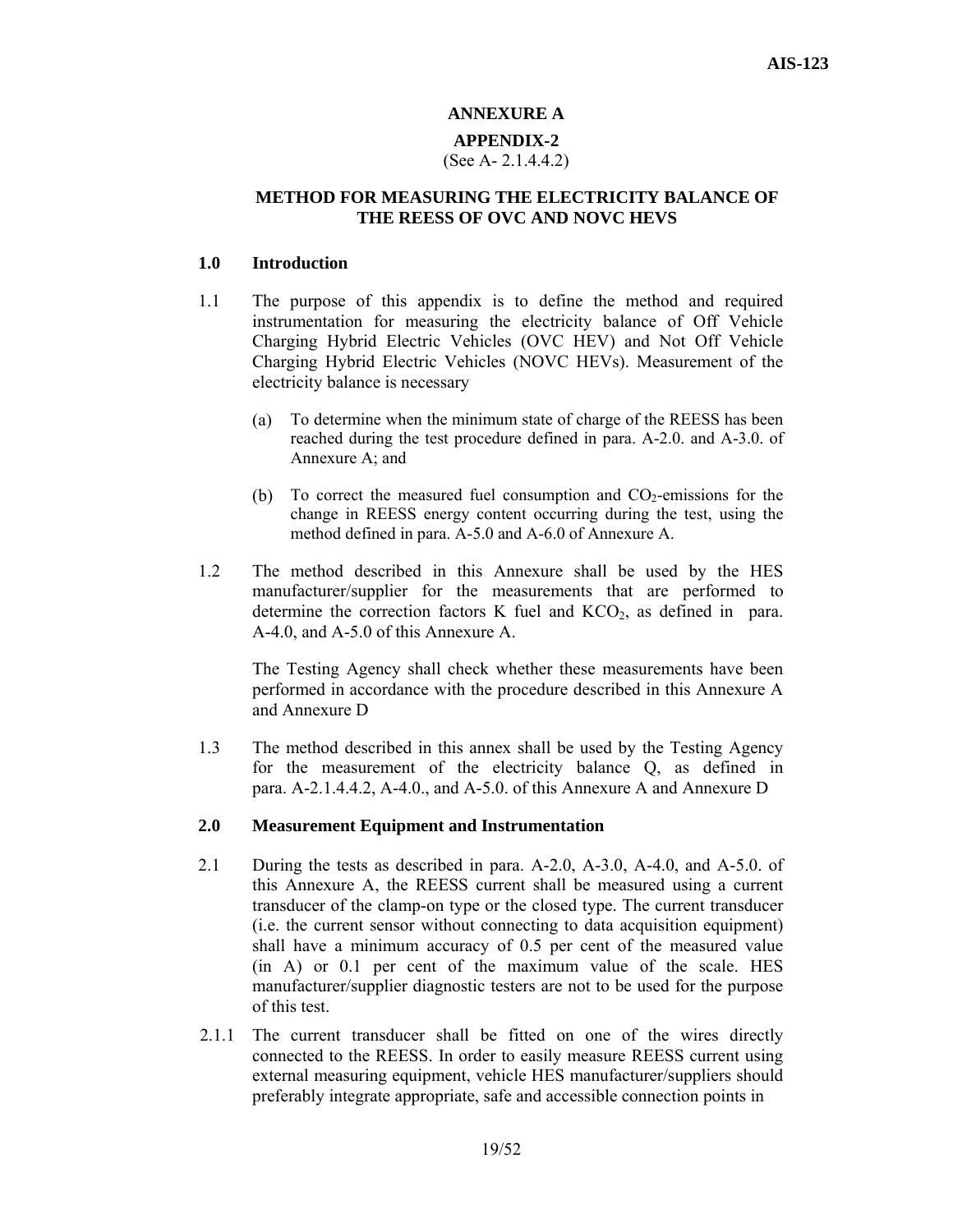## ANNEXURE A

### APPENDIX-2

(See A- 2.1.4.4.2)

### METHOD FOR MEASURING THE ELECTRICITY BALANCE OF THE REESS OF OVC AND NOVC HEVS

**1.0 Introduction**

1.1 The purpose of this appendix is to define the method and required instrumentation for measuring the electricity balance of Off Vehicle Charging Hybrid Electric Vehicles (OVC HEV) and Not Off Vehicle Charging Hybrid Electric Vehicles (NOVC HEVs). Measurement of the electricity balance is necessary

(a) To determine when the minimum state of charge of the REESS has been reached during the test procedure defined in para. A-2.0. and A-3.0. of Annexure A; and

(b) To correct the measured fuel consumption and $CO_2$-emissions for the change in REESS energy content occurring during the test, using the method defined in para. A-5.0 and A-6.0 of Annexure A.

1.2 The method described in this Annexure shall be used by the HES manufacturer/supplier for the measurements that are performed to determine the correction factors K fuel and $KCO_2$, as defined in para. A-4.0, and A-5.0 of this Annexure A.

The Testing Agency shall check whether these measurements have been performed in accordance with the procedure described in this Annexure A and Annexure D

1.3 The method described in this annex shall be used by the Testing Agency for the measurement of the electricity balance Q, as defined in para. A-2.1.4.4.2, A-4.0., and A-5.0. of this Annexure A and Annexure D

**2.0 Measurement Equipment and Instrumentation**

2.1 During the tests as described in para. A-2.0, A-3.0, A-4.0, and A-5.0. of this Annexure A, the REESS current shall be measured using a current transducer of the clamp-on type or the closed type. The current transducer (i.e. the current sensor without connecting to data acquisition equipment) shall have a minimum accuracy of 0.5 per cent of the measured value (in A) or 0.1 per cent of the maximum value of the scale. HES manufacturer/supplier diagnostic testers are not to be used for the purpose of this test.

2.1.1 The current transducer shall be fitted on one of the wires directly connected to the REESS. In order to easily measure REESS current using external measuring equipment, vehicle HES manufacturer/suppliers should preferably integrate appropriate, safe and accessible connection points in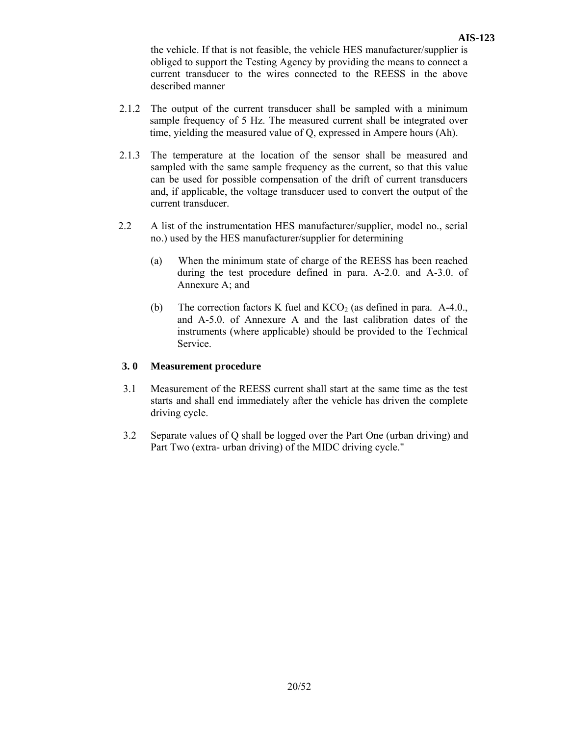the vehicle. If that is not feasible, the vehicle HES manufacturer/supplier is obliged to support the Testing Agency by providing the means to connect a current transducer to the wires connected to the REESS in the above described manner

2.1.2 The output of the current transducer shall be sampled with a minimum sample frequency of 5 Hz. The measured current shall be integrated over time, yielding the measured value of Q, expressed in Ampere hours (Ah).

2.1.3 The temperature at the location of the sensor shall be measured and sampled with the same sample frequency as the current, so that this value can be used for possible compensation of the drift of current transducers and, if applicable, the voltage transducer used to convert the output of the current transducer.

2.2 A list of the instrumentation HES manufacturer/supplier, model no., serial no.) used by the HES manufacturer/supplier for determining

(a) When the minimum state of charge of the REESS has been reached during the test procedure defined in para. A-2.0. and A-3.0. of Annexure A; and

(b) The correction factors K fuel and $KCO_2$ (as defined in para. A-4.0., and A-5.0. of Annexure A and the last calibration dates of the instruments (where applicable) should be provided to the Technical Service.

**3. 0 Measurement procedure**

3.1 Measurement of the REESS current shall start at the same time as the test starts and shall end immediately after the vehicle has driven the complete driving cycle.

3.2 Separate values of Q shall be logged over the Part One (urban driving) and Part Two (extra- urban driving) of the MIDC driving cycle."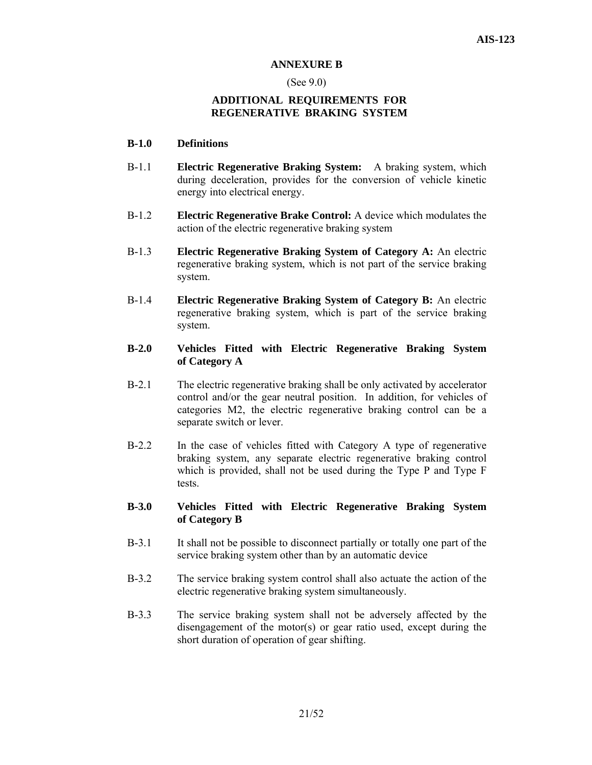## ANNEXURE B

(See 9.0)

## ADDITIONAL REQUIREMENTS FOR REGENERATIVE BRAKING SYSTEM

**B-1.0 Definitions**

B-1.1 **Electric Regenerative Braking System:** A braking system, which during deceleration, provides for the conversion of vehicle kinetic energy into electrical energy.

B-1.2 **Electric Regenerative Brake Control:** A device which modulates the action of the electric regenerative braking system

B-1.3 **Electric Regenerative Braking System of Category A:** An electric regenerative braking system, which is not part of the service braking system.

B-1.4 **Electric Regenerative Braking System of Category B:** An electric regenerative braking system, which is part of the service braking system.

**B-2.0 Vehicles Fitted with Electric Regenerative Braking System of Category A**

B-2.1 The electric regenerative braking shall be only activated by accelerator control and/or the gear neutral position. In addition, for vehicles of categories M2, the electric regenerative braking control can be a separate switch or lever.

B-2.2 In the case of vehicles fitted with Category A type of regenerative braking system, any separate electric regenerative braking control which is provided, shall not be used during the Type P and Type F tests.

**B-3.0 Vehicles Fitted with Electric Regenerative Braking System of Category B**

B-3.1 It shall not be possible to disconnect partially or totally one part of the service braking system other than by an automatic device

B-3.2 The service braking system control shall also actuate the action of the electric regenerative braking system simultaneously.

B-3.3 The service braking system shall not be adversely affected by the disengagement of the motor(s) or gear ratio used, except during the short duration of operation of gear shifting.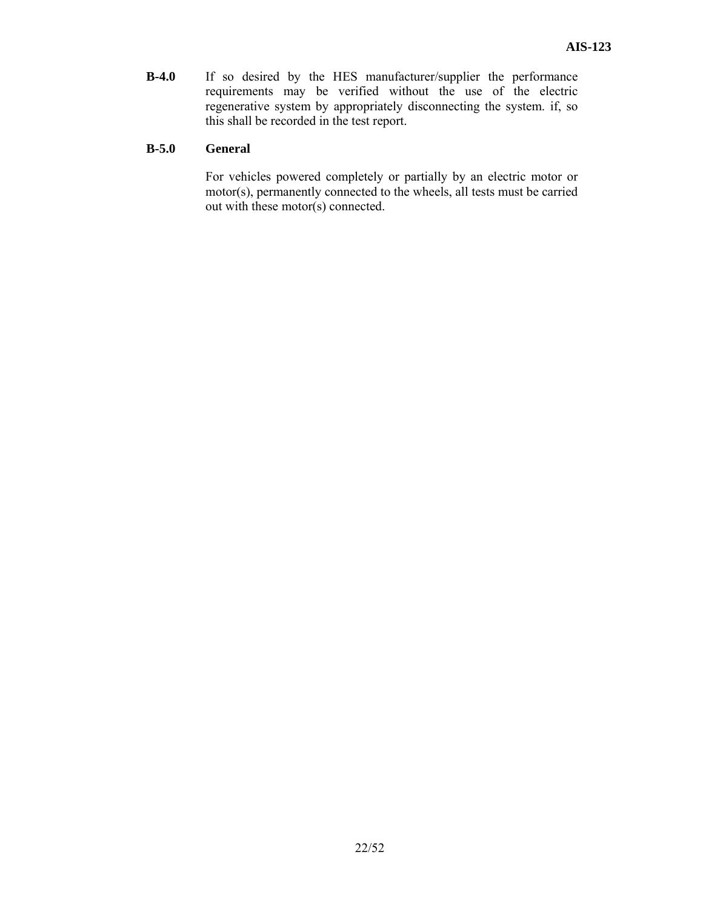**B-4.0** If so desired by the HES manufacturer/supplier the performance requirements may be verified without the use of the electric regenerative system by appropriately disconnecting the system. if, so this shall be recorded in the test report.

**B-5.0** **General**

For vehicles powered completely or partially by an electric motor or motor(s), permanently connected to the wheels, all tests must be carried out with these motor(s) connected.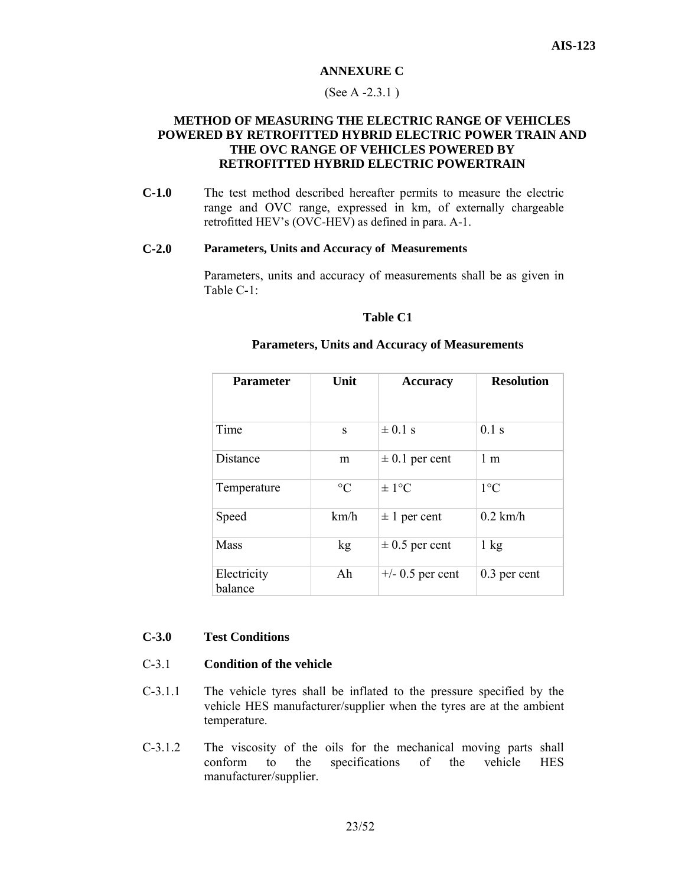## ANNEXURE C

(See A -2.3.1 )

## METHOD OF MEASURING THE ELECTRIC RANGE OF VEHICLES POWERED BY RETROFITTED HYBRID ELECTRIC POWER TRAIN AND THE OVC RANGE OF VEHICLES POWERED BY RETROFITTED HYBRID ELECTRIC POWERTRAIN

**C-1.0** The test method described hereafter permits to measure the electric range and OVC range, expressed in km, of externally chargeable retrofitted HEV's (OVC-HEV) as defined in para. A-1.

**C-2.0 Parameters, Units and Accuracy of Measurements**

Parameters, units and accuracy of measurements shall be as given in Table C-1:

**Table C1**

**Parameters, Units and Accuracy of Measurements**

| Parameter | Unit | Accuracy | Resolution |
|---|---|---|---|
| Time | s | ± 0.1 s | 0.1 s |
| Distance | m | ± 0.1 per cent | 1 m |
| Temperature | °C | ± 1°C | 1°C |
| Speed | km/h | ± 1 per cent | 0.2 km/h |
| Mass | kg | ± 0.5 per cent | 1 kg |
| Electricity balance | Ah | +/- 0.5 per cent | 0.3 per cent |

**C-3.0 Test Conditions**

C-3.1 **Condition of the vehicle**

C-3.1.1 The vehicle tyres shall be inflated to the pressure specified by the vehicle HES manufacturer/supplier when the tyres are at the ambient temperature.

C-3.1.2 The viscosity of the oils for the mechanical moving parts shall conform to the specifications of the vehicle HES manufacturer/supplier.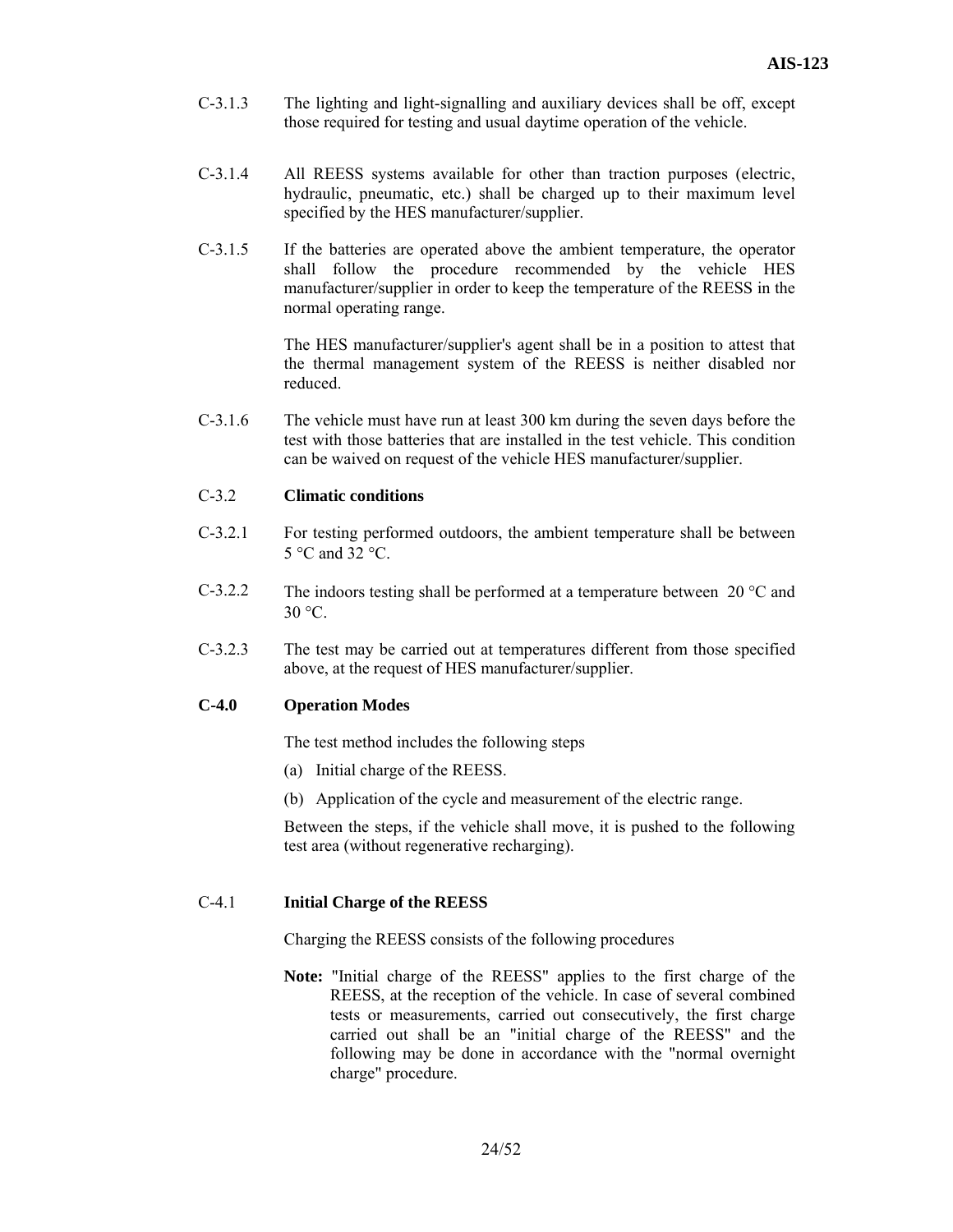C-3.1.3 The lighting and light-signalling and auxiliary devices shall be off, except those required for testing and usual daytime operation of the vehicle.

C-3.1.4 All REESS systems available for other than traction purposes (electric, hydraulic, pneumatic, etc.) shall be charged up to their maximum level specified by the HES manufacturer/supplier.

C-3.1.5 If the batteries are operated above the ambient temperature, the operator shall follow the procedure recommended by the vehicle HES manufacturer/supplier in order to keep the temperature of the REESS in the normal operating range.

The HES manufacturer/supplier's agent shall be in a position to attest that the thermal management system of the REESS is neither disabled nor reduced.

C-3.1.6 The vehicle must have run at least 300 km during the seven days before the test with those batteries that are installed in the test vehicle. This condition can be waived on request of the vehicle HES manufacturer/supplier.

C-3.2 **Climatic conditions**

C-3.2.1 For testing performed outdoors, the ambient temperature shall be between 5 °C and 32 °C.

C-3.2.2 The indoors testing shall be performed at a temperature between 20 °C and 30 °C.

C-3.2.3 The test may be carried out at temperatures different from those specified above, at the request of HES manufacturer/supplier.

**C-4.0 Operation Modes**

The test method includes the following steps

(a) Initial charge of the REESS.

(b) Application of the cycle and measurement of the electric range.

Between the steps, if the vehicle shall move, it is pushed to the following test area (without regenerative recharging).

C-4.1 **Initial Charge of the REESS**

Charging the REESS consists of the following procedures

**Note:** "Initial charge of the REESS" applies to the first charge of the REESS, at the reception of the vehicle. In case of several combined tests or measurements, carried out consecutively, the first charge carried out shall be an "initial charge of the REESS" and the following may be done in accordance with the "normal overnight charge" procedure.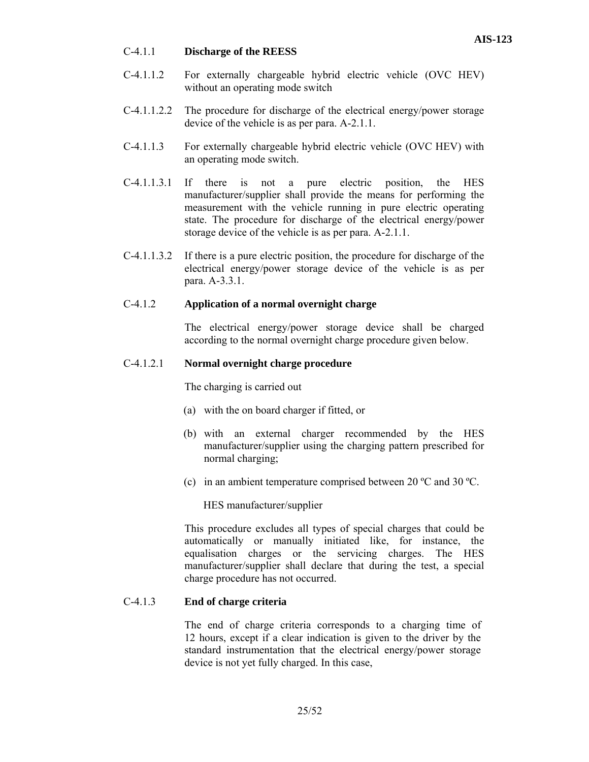C-4.1.1 **Discharge of the REESS**

C-4.1.1.2 For externally chargeable hybrid electric vehicle (OVC HEV) without an operating mode switch

C-4.1.1.2.2 The procedure for discharge of the electrical energy/power storage device of the vehicle is as per para. A-2.1.1.

C-4.1.1.3 For externally chargeable hybrid electric vehicle (OVC HEV) with an operating mode switch.

C-4.1.1.3.1 If there is not a pure electric position, the HES manufacturer/supplier shall provide the means for performing the measurement with the vehicle running in pure electric operating state. The procedure for discharge of the electrical energy/power storage device of the vehicle is as per para. A-2.1.1.

C-4.1.1.3.2 If there is a pure electric position, the procedure for discharge of the electrical energy/power storage device of the vehicle is as per para. A-3.3.1.

C-4.1.2 **Application of a normal overnight charge**

The electrical energy/power storage device shall be charged according to the normal overnight charge procedure given below.

C-4.1.2.1 **Normal overnight charge procedure**

The charging is carried out

(a) with the on board charger if fitted, or

(b) with an external charger recommended by the HES manufacturer/supplier using the charging pattern prescribed for normal charging;

(c) in an ambient temperature comprised between 20 ºC and 30 ºC.

HES manufacturer/supplier

This procedure excludes all types of special charges that could be automatically or manually initiated like, for instance, the equalisation charges or the servicing charges. The HES manufacturer/supplier shall declare that during the test, a special charge procedure has not occurred.

C-4.1.3 **End of charge criteria**

The end of charge criteria corresponds to a charging time of 12 hours, except if a clear indication is given to the driver by the standard instrumentation that the electrical energy/power storage device is not yet fully charged. In this case,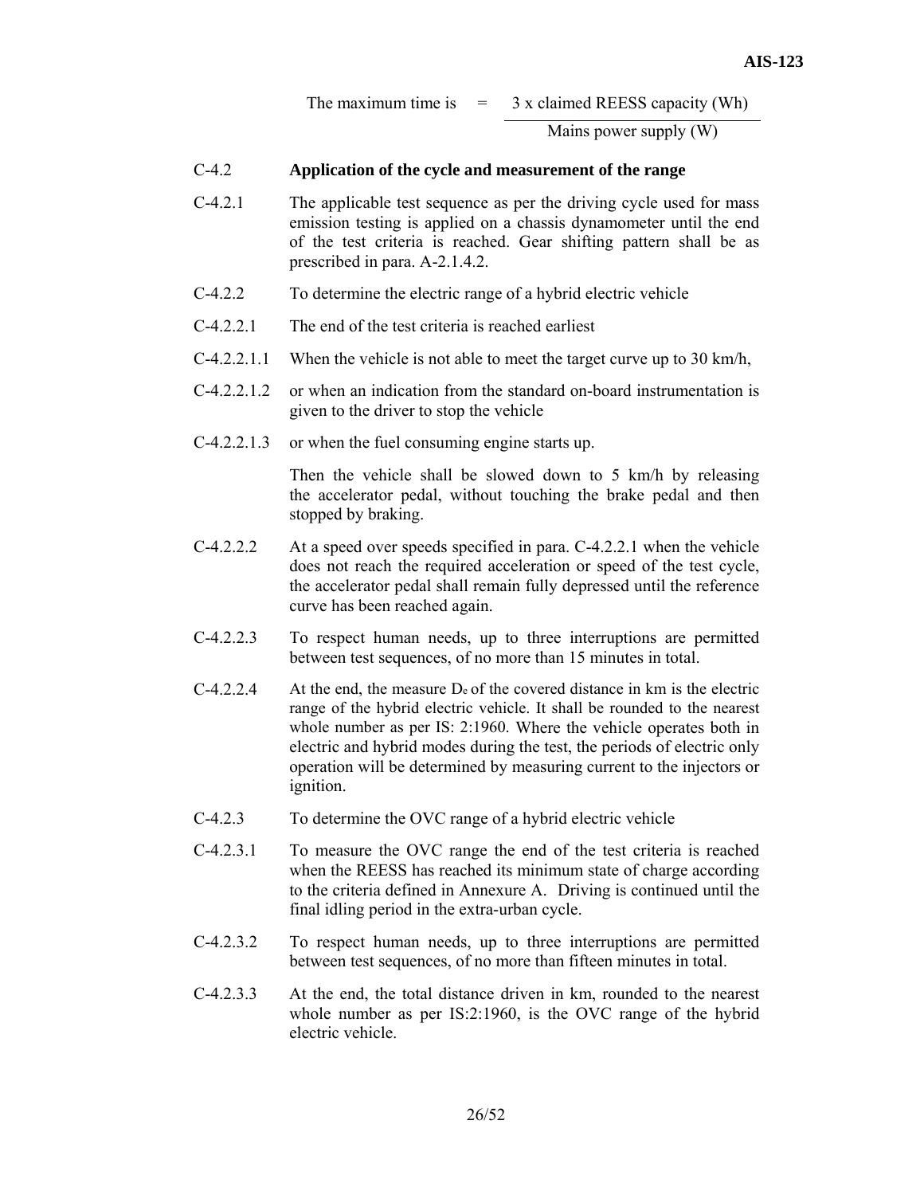$$\text{The maximum time is} = \frac{3 \times \text{claimed REESS capacity (Wh)}}{\text{Mains power supply (W)}}$$

C-4.2 **Application of the cycle and measurement of the range**

C-4.2.1 The applicable test sequence as per the driving cycle used for mass emission testing is applied on a chassis dynamometer until the end of the test criteria is reached. Gear shifting pattern shall be as prescribed in para. A-2.1.4.2.

C-4.2.2 To determine the electric range of a hybrid electric vehicle

C-4.2.2.1 The end of the test criteria is reached earliest

C-4.2.2.1.1 When the vehicle is not able to meet the target curve up to 30 km/h,

C-4.2.2.1.2 or when an indication from the standard on-board instrumentation is given to the driver to stop the vehicle

C-4.2.2.1.3 or when the fuel consuming engine starts up.

Then the vehicle shall be slowed down to 5 km/h by releasing the accelerator pedal, without touching the brake pedal and then stopped by braking.

C-4.2.2.2 At a speed over speeds specified in para. C-4.2.2.1 when the vehicle does not reach the required acceleration or speed of the test cycle, the accelerator pedal shall remain fully depressed until the reference curve has been reached again.

C-4.2.2.3 To respect human needs, up to three interruptions are permitted between test sequences, of no more than 15 minutes in total.

C-4.2.2.4 At the end, the measure $D_e$ of the covered distance in km is the electric range of the hybrid electric vehicle. It shall be rounded to the nearest whole number as per IS: 2:1960. Where the vehicle operates both in electric and hybrid modes during the test, the periods of electric only operation will be determined by measuring current to the injectors or ignition.

C-4.2.3 To determine the OVC range of a hybrid electric vehicle

C-4.2.3.1 To measure the OVC range the end of the test criteria is reached when the REESS has reached its minimum state of charge according to the criteria defined in Annexure A. Driving is continued until the final idling period in the extra-urban cycle.

C-4.2.3.2 To respect human needs, up to three interruptions are permitted between test sequences, of no more than fifteen minutes in total.

C-4.2.3.3 At the end, the total distance driven in km, rounded to the nearest whole number as per IS:2:1960, is the OVC range of the hybrid electric vehicle.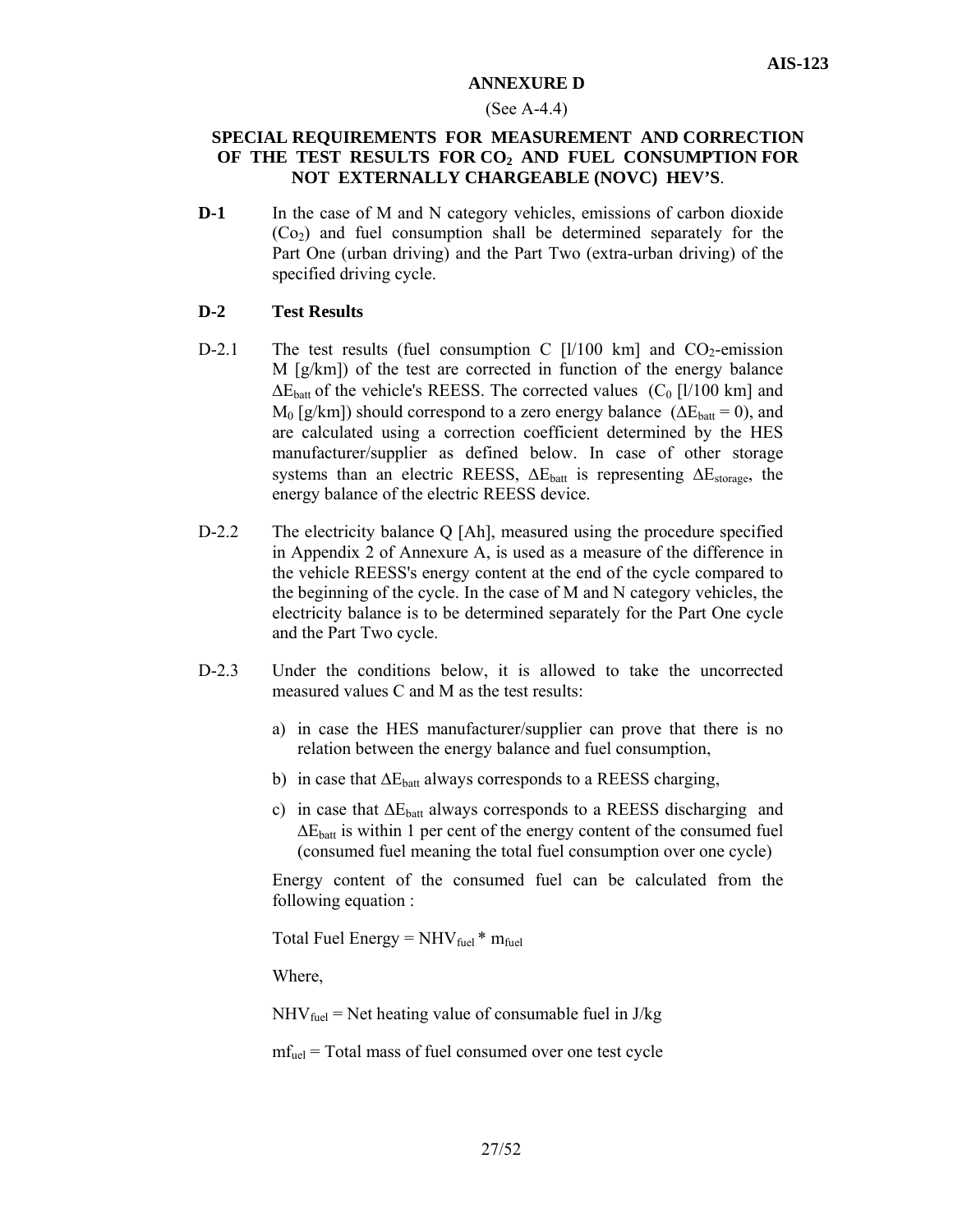## ANNEXURE D

(See A-4.4)

### SPECIAL REQUIREMENTS FOR MEASUREMENT AND CORRECTION OF THE TEST RESULTS FOR $CO_2$ AND FUEL CONSUMPTION FOR NOT EXTERNALLY CHARGEABLE (NOVC) HEV'S.

**D-1** In the case of M and N category vehicles, emissions of carbon dioxide ($Co_2$) and fuel consumption shall be determined separately for the Part One (urban driving) and the Part Two (extra-urban driving) of the specified driving cycle.

**D-2 Test Results**

D-2.1 The test results (fuel consumption C [l/100 km] and $CO_2$-emission M [g/km]) of the test are corrected in function of the energy balance $\Delta E_{batt}$ of the vehicle's REESS. The corrected values ($C_0$ [l/100 km] and $M_0$ [g/km]) should correspond to a zero energy balance ($\Delta E_{batt} = 0$), and are calculated using a correction coefficient determined by the HES manufacturer/supplier as defined below. In case of other storage systems than an electric REESS, $\Delta E_{batt}$ is representing $\Delta E_{storage}$, the energy balance of the electric REESS device.

D-2.2 The electricity balance Q [Ah], measured using the procedure specified in Appendix 2 of Annexure A, is used as a measure of the difference in the vehicle REESS's energy content at the end of the cycle compared to the beginning of the cycle. In the case of M and N category vehicles, the electricity balance is to be determined separately for the Part One cycle and the Part Two cycle.

D-2.3 Under the conditions below, it is allowed to take the uncorrected measured values C and M as the test results:

a) in case the HES manufacturer/supplier can prove that there is no relation between the energy balance and fuel consumption,

b) in case that $\Delta E_{batt}$ always corresponds to a REESS charging,

c) in case that $\Delta E_{batt}$ always corresponds to a REESS discharging and $\Delta E_{batt}$ is within 1 per cent of the energy content of the consumed fuel (consumed fuel meaning the total fuel consumption over one cycle)

Energy content of the consumed fuel can be calculated from the following equation :

Total Fuel Energy = $NHV_{fuel} * m_{fuel}$

Where,

$NHV_{fuel}$ = Net heating value of consumable fuel in J/kg

$mf_{uel}$ = Total mass of fuel consumed over one test cycle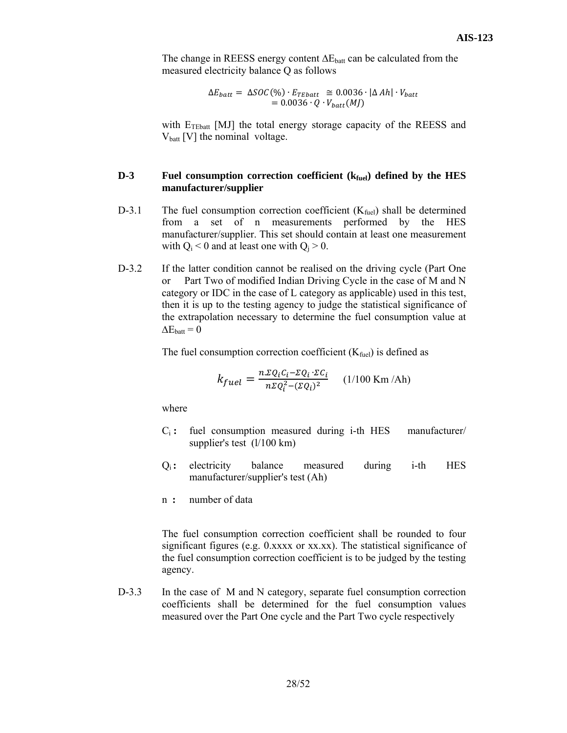The change in REESS energy content $\Delta E_{batt}$ can be calculated from the measured electricity balance Q as follows

$$\Delta E_{batt} = \Delta SOC(\%) \cdot E_{TEbatt} \cong 0.0036 \cdot |\Delta Ah| \cdot V_{batt}$$
$$= 0.0036 \cdot Q \cdot V_{batt}(MJ)$$

with $E_{TEbatt}$ [MJ] the total energy storage capacity of the REESS and $V_{batt}$ [V] the nominal voltage.

## D-3 Fuel consumption correction coefficient ($k_{fuel}$) defined by the HES manufacturer/supplier

D-3.1 The fuel consumption correction coefficient ($K_{fuel}$) shall be determined from a set of n measurements performed by the HES manufacturer/supplier. This set should contain at least one measurement with $Q_i < 0$ and at least one with $Q_j > 0$.

D-3.2 If the latter condition cannot be realised on the driving cycle (Part One or Part Two of modified Indian Driving Cycle in the case of M and N category or IDC in the case of L category as applicable) used in this test, then it is up to the testing agency to judge the statistical significance of the extrapolation necessary to determine the fuel consumption value at $\Delta E_{batt} = 0$

The fuel consumption correction coefficient ($K_{fuel}$) is defined as

$$k_{fuel} = \frac{n.\Sigma Q_i C_i - \Sigma Q_i \cdot \Sigma C_i}{n\Sigma Q_i^2 - (\Sigma Q_i)^2} \quad \text{(1/100 Km /Ah)}$$

where

- $C_i$ **:** fuel consumption measured during i-th HES manufacturer/ supplier's test (l/100 km)
- $Q_i$ **:** electricity balance measured during i-th HES manufacturer/supplier's test (Ah)
- n **:** number of data

The fuel consumption correction coefficient shall be rounded to four significant figures (e.g. 0.xxxx or xx.xx). The statistical significance of the fuel consumption correction coefficient is to be judged by the testing agency.

D-3.3 In the case of M and N category, separate fuel consumption correction coefficients shall be determined for the fuel consumption values measured over the Part One cycle and the Part Two cycle respectively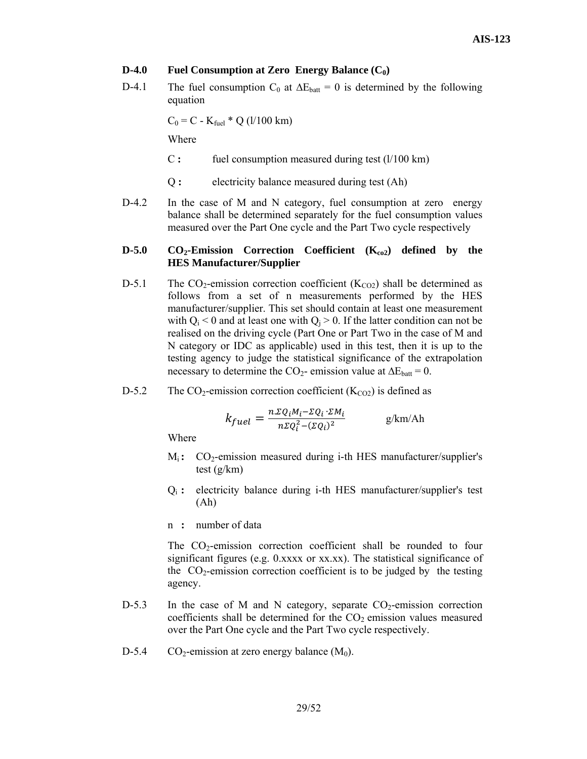### D-4.0 Fuel Consumption at Zero Energy Balance ($C_0$)

D-4.1 The fuel consumption $C_0$ at $\Delta E_{batt} = 0$ is determined by the following equation

$C_0 = C - K_{fuel} * Q$ (l/100 km)

Where

C : fuel consumption measured during test (l/100 km)

Q : electricity balance measured during test (Ah)

D-4.2 In the case of M and N category, fuel consumption at zero energy balance shall be determined separately for the fuel consumption values measured over the Part One cycle and the Part Two cycle respectively

### D-5.0 $CO_2$-Emission Correction Coefficient ($K_{co2}$) defined by the HES Manufacturer/Supplier

D-5.1 The $CO_2$-emission correction coefficient ($K_{CO2}$) shall be determined as follows from a set of n measurements performed by the HES manufacturer/supplier. This set should contain at least one measurement with $Q_i < 0$ and at least one with $Q_j > 0$. If the latter condition can not be realised on the driving cycle (Part One or Part Two in the case of M and N category or IDC as applicable) used in this test, then it is up to the testing agency to judge the statistical significance of the extrapolation necessary to determine the $CO_2$- emission value at $\Delta E_{batt} = 0$.

D-5.2 The $CO_2$-emission correction coefficient ($K_{CO2}$) is defined as

$$k_{fuel} = \frac{n\Sigma Q_i M_i - \Sigma Q_i \cdot \Sigma M_i}{n\Sigma Q_i^2 - (\Sigma Q_i)^2} \qquad \text{g/km/Ah}$$

Where

$M_i$ : $CO_2$-emission measured during i-th HES manufacturer/supplier's test (g/km)

$Q_i$ : electricity balance during i-th HES manufacturer/supplier's test (Ah)

n : number of data

The $CO_2$-emission correction coefficient shall be rounded to four significant figures (e.g. 0.xxxx or xx.xx). The statistical significance of the $CO_2$-emission correction coefficient is to be judged by the testing agency.

D-5.3 In the case of M and N category, separate $CO_2$-emission correction coefficients shall be determined for the $CO_2$ emission values measured over the Part One cycle and the Part Two cycle respectively.

D-5.4 $CO_2$-emission at zero energy balance ($M_0$).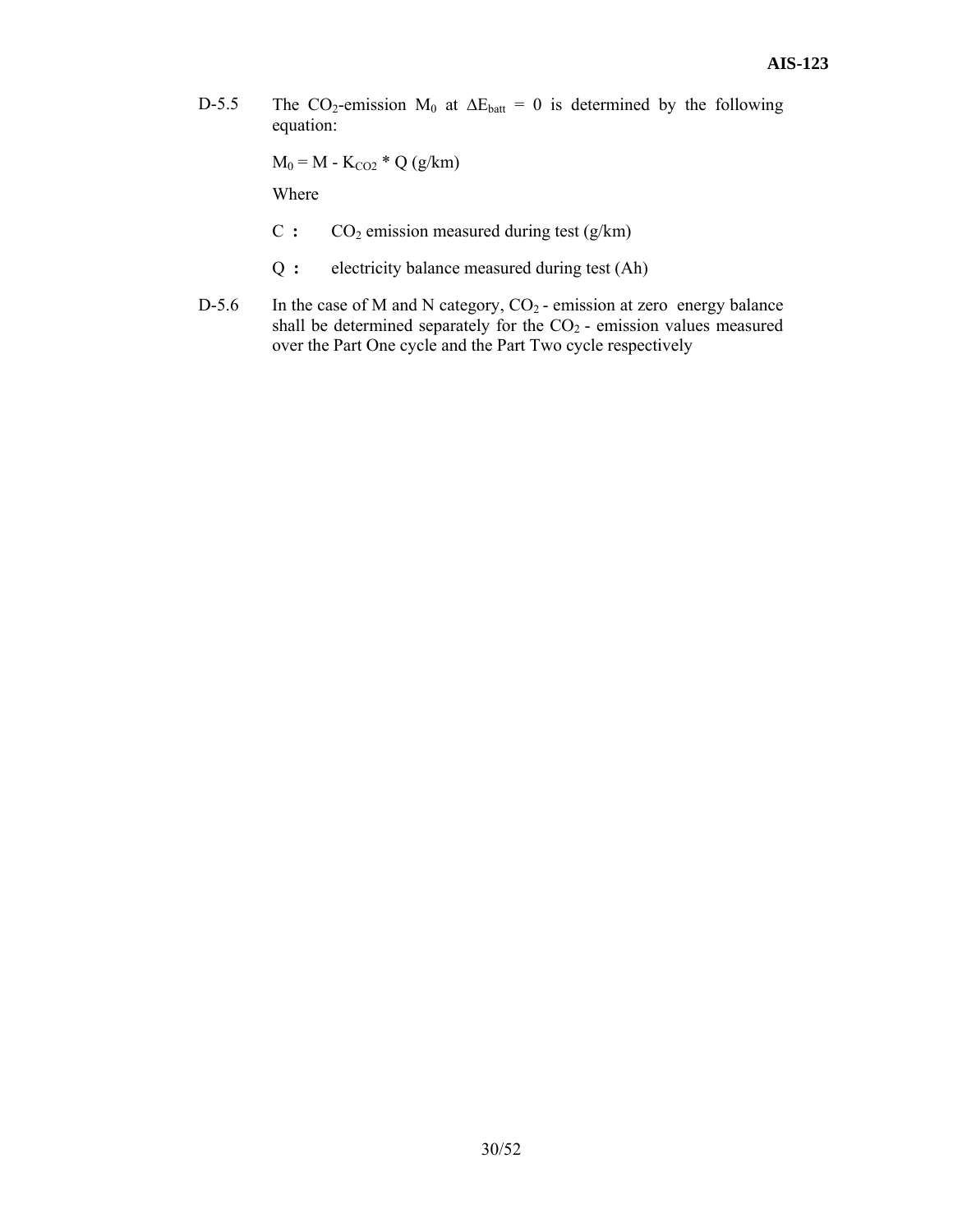D-5.5 The $CO_2$-emission $M_0$ at $\Delta E_{batt} = 0$ is determined by the following equation:

$M_0 = M - K_{CO2} * Q$ (g/km)

Where

C : $CO_2$ emission measured during test (g/km)

Q : electricity balance measured during test (Ah)

D-5.6 In the case of M and N category, $CO_2$ - emission at zero energy balance shall be determined separately for the $CO_2$ - emission values measured over the Part One cycle and the Part Two cycle respectively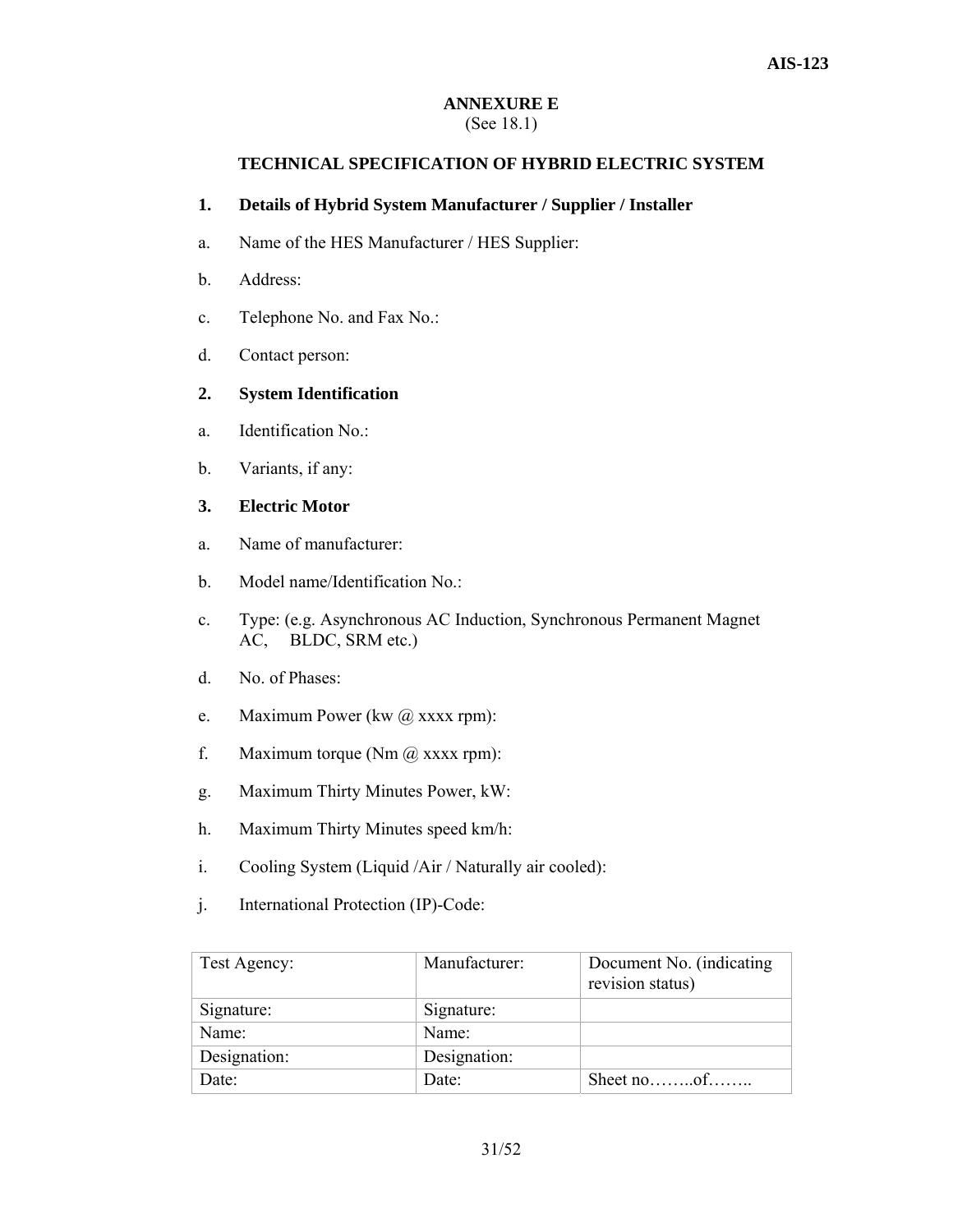# ANNEXURE E

(See 18.1)

## TECHNICAL SPECIFICATION OF HYBRID ELECTRIC SYSTEM

**1. Details of Hybrid System Manufacturer / Supplier / Installer**

a. Name of the HES Manufacturer / HES Supplier:

b. Address:

c. Telephone No. and Fax No.:

d. Contact person:

**2. System Identification**

a. Identification No.:

b. Variants, if any:

**3. Electric Motor**

a. Name of manufacturer:

b. Model name/Identification No.:

c. Type: (e.g. Asynchronous AC Induction, Synchronous Permanent Magnet AC, BLDC, SRM etc.)

d. No. of Phases:

e. Maximum Power (kw @ xxxx rpm):

f. Maximum torque (Nm @ xxxx rpm):

g. Maximum Thirty Minutes Power, kW:

h. Maximum Thirty Minutes speed km/h:

i. Cooling System (Liquid /Air / Naturally air cooled):

j. International Protection (IP)-Code:

| Test Agency: | Manufacturer: | Document No. (indicating revision status) |
|---|---|---|
| Signature: | Signature: | |
| Name: | Name: | |
| Designation: | Designation: | |
| Date: | Date: | Sheet no……..of…….. |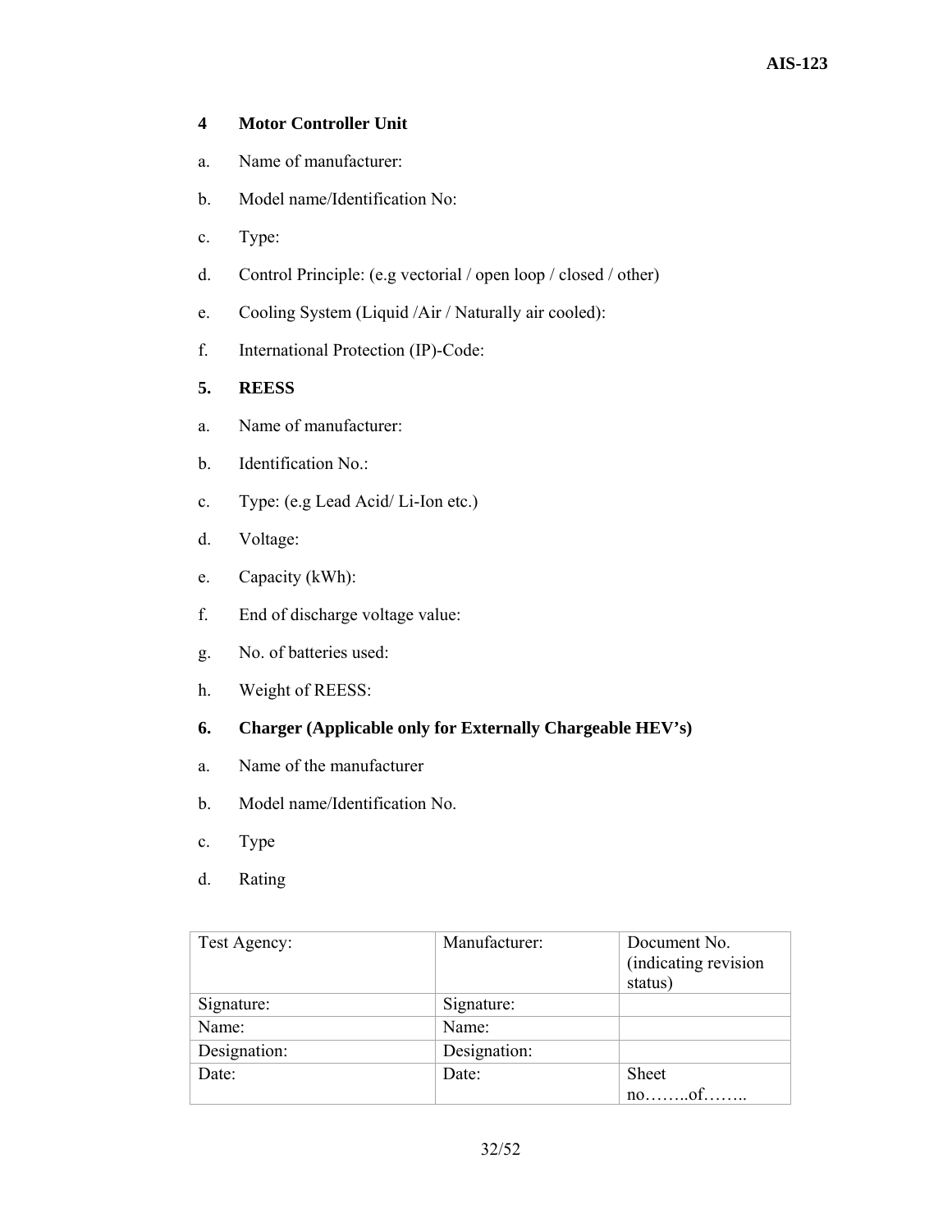## 4 Motor Controller Unit

a. Name of manufacturer:

b. Model name/Identification No:

c. Type:

d. Control Principle: (e.g vectorial / open loop / closed / other)

e. Cooling System (Liquid /Air / Naturally air cooled):

f. International Protection (IP)-Code:

## 5. REESS

a. Name of manufacturer:

b. Identification No.:

c. Type: (e.g Lead Acid/ Li-Ion etc.)

d. Voltage:

e. Capacity (kWh):

f. End of discharge voltage value:

g. No. of batteries used:

h. Weight of REESS:

## 6. Charger (Applicable only for Externally Chargeable HEV's)

a. Name of the manufacturer

b. Model name/Identification No.

c. Type

d. Rating

| Test Agency: | Manufacturer: | Document No. (indicating revision status) |
|---|---|---|
| Signature: | Signature: | |
| Name: | Name: | |
| Designation: | Designation: | |
| Date: | Date: | Sheet no……..of…….. |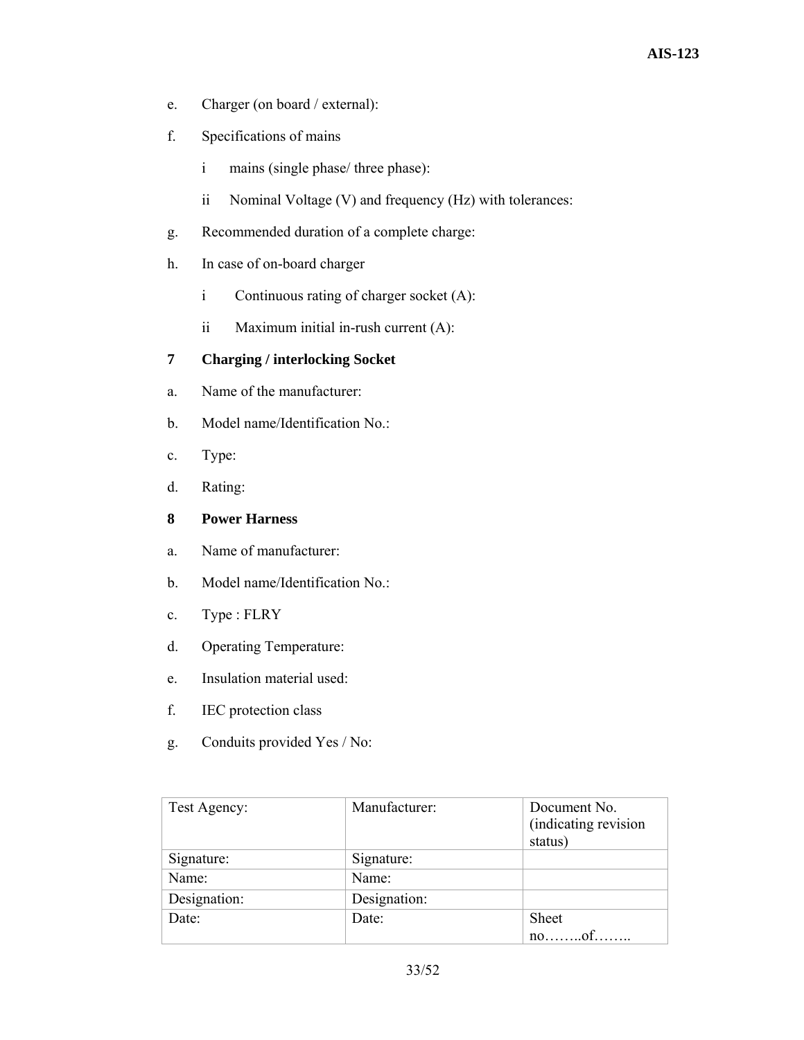e. Charger (on board / external):

f. Specifications of mains

   i mains (single phase/ three phase):

   ii Nominal Voltage (V) and frequency (Hz) with tolerances:

g. Recommended duration of a complete charge:

h. In case of on-board charger

   i Continuous rating of charger socket (A):

   ii Maximum initial in-rush current (A):

**7 Charging / interlocking Socket**

a. Name of the manufacturer:

b. Model name/Identification No.:

c. Type:

d. Rating:

**8 Power Harness**

a. Name of manufacturer:

b. Model name/Identification No.:

c. Type : FLRY

d. Operating Temperature:

e. Insulation material used:

f. IEC protection class

g. Conduits provided Yes / No:

| Test Agency: | Manufacturer: | Document No. (indicating revision status) |
| --- | --- | --- |
| Signature: | Signature: | |
| Name: | Name: | |
| Designation: | Designation: | |
| Date: | Date: | Sheet no……..of…….. |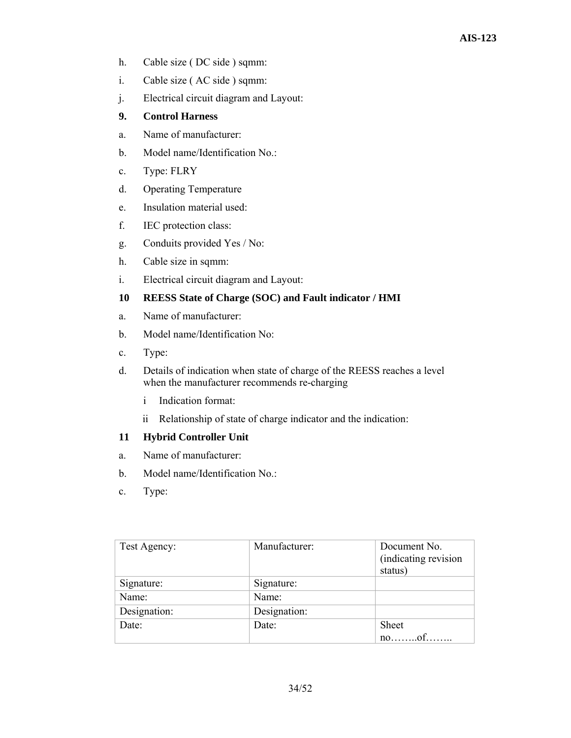h. Cable size ( DC side ) sqmm:

i. Cable size ( AC side ) sqmm:

j. Electrical circuit diagram and Layout:

**9. Control Harness**

a. Name of manufacturer:

b. Model name/Identification No.:

c. Type: FLRY

d. Operating Temperature

e. Insulation material used:

f. IEC protection class:

g. Conduits provided Yes / No:

h. Cable size in sqmm:

i. Electrical circuit diagram and Layout:

**10 REESS State of Charge (SOC) and Fault indicator / HMI**

a. Name of manufacturer:

b. Model name/Identification No:

c. Type:

d. Details of indication when state of charge of the REESS reaches a level when the manufacturer recommends re-charging

   i Indication format:

   ii Relationship of state of charge indicator and the indication:

**11 Hybrid Controller Unit**

a. Name of manufacturer:

b. Model name/Identification No.:

c. Type:

| Test Agency: | Manufacturer: | Document No. (indicating revision status) |
|---|---|---|
| Signature: | Signature: | |
| Name: | Name: | |
| Designation: | Designation: | |
| Date: | Date: | Sheet no……..of…….. |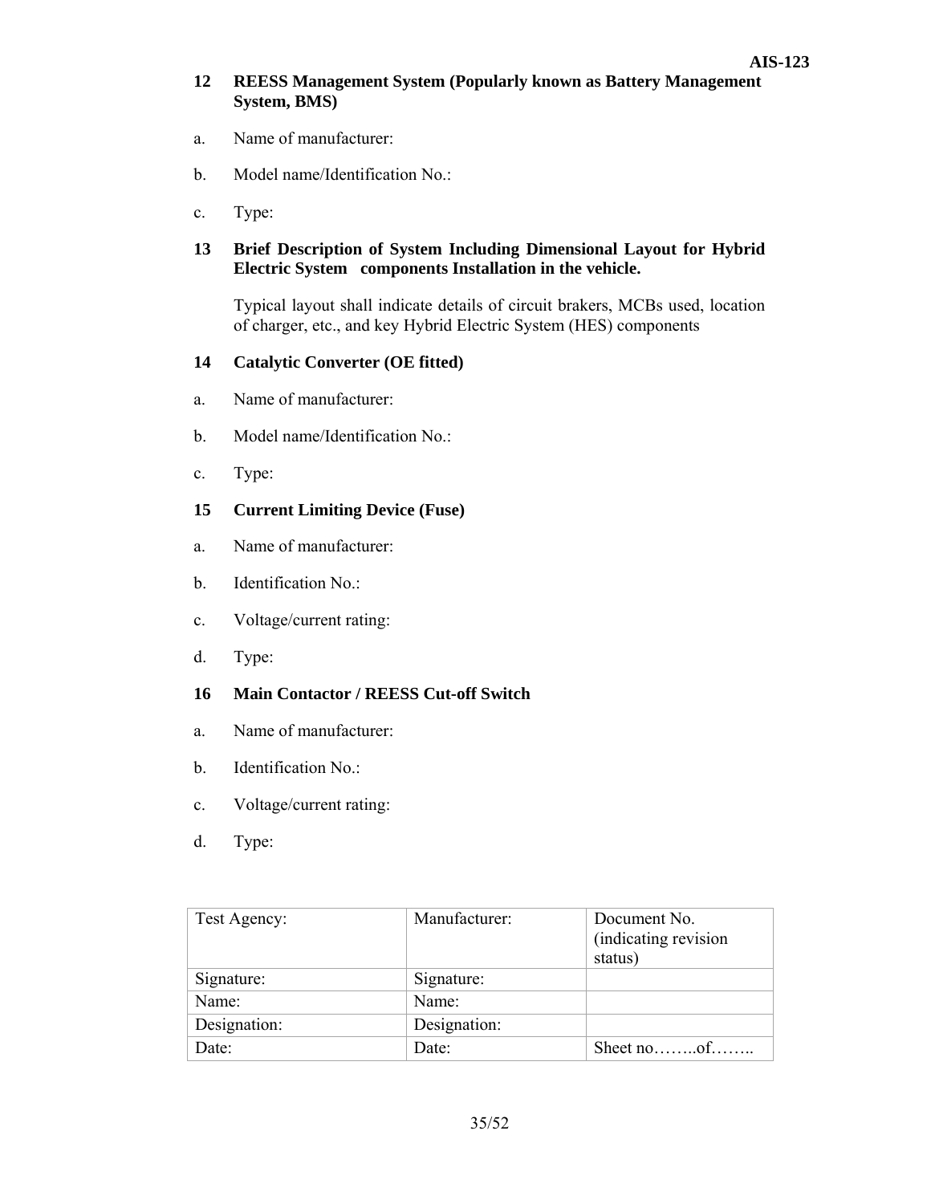**12 REESS Management System (Popularly known as Battery Management System, BMS)**

a. Name of manufacturer:

b. Model name/Identification No.:

c. Type:

**13 Brief Description of System Including Dimensional Layout for Hybrid Electric System components Installation in the vehicle.**

Typical layout shall indicate details of circuit brakers, MCBs used, location of charger, etc., and key Hybrid Electric System (HES) components

**14 Catalytic Converter (OE fitted)**

a. Name of manufacturer:

b. Model name/Identification No.:

c. Type:

**15 Current Limiting Device (Fuse)**

a. Name of manufacturer:

b. Identification No.:

c. Voltage/current rating:

d. Type:

**16 Main Contactor / REESS Cut-off Switch**

a. Name of manufacturer:

b. Identification No.:

c. Voltage/current rating:

d. Type:

| Test Agency: | Manufacturer: | Document No. (indicating revision status) |
|---|---|---|
| Signature: | Signature: | |
| Name: | Name: | |
| Designation: | Designation: | |
| Date: | Date: | Sheet no……..of…….. |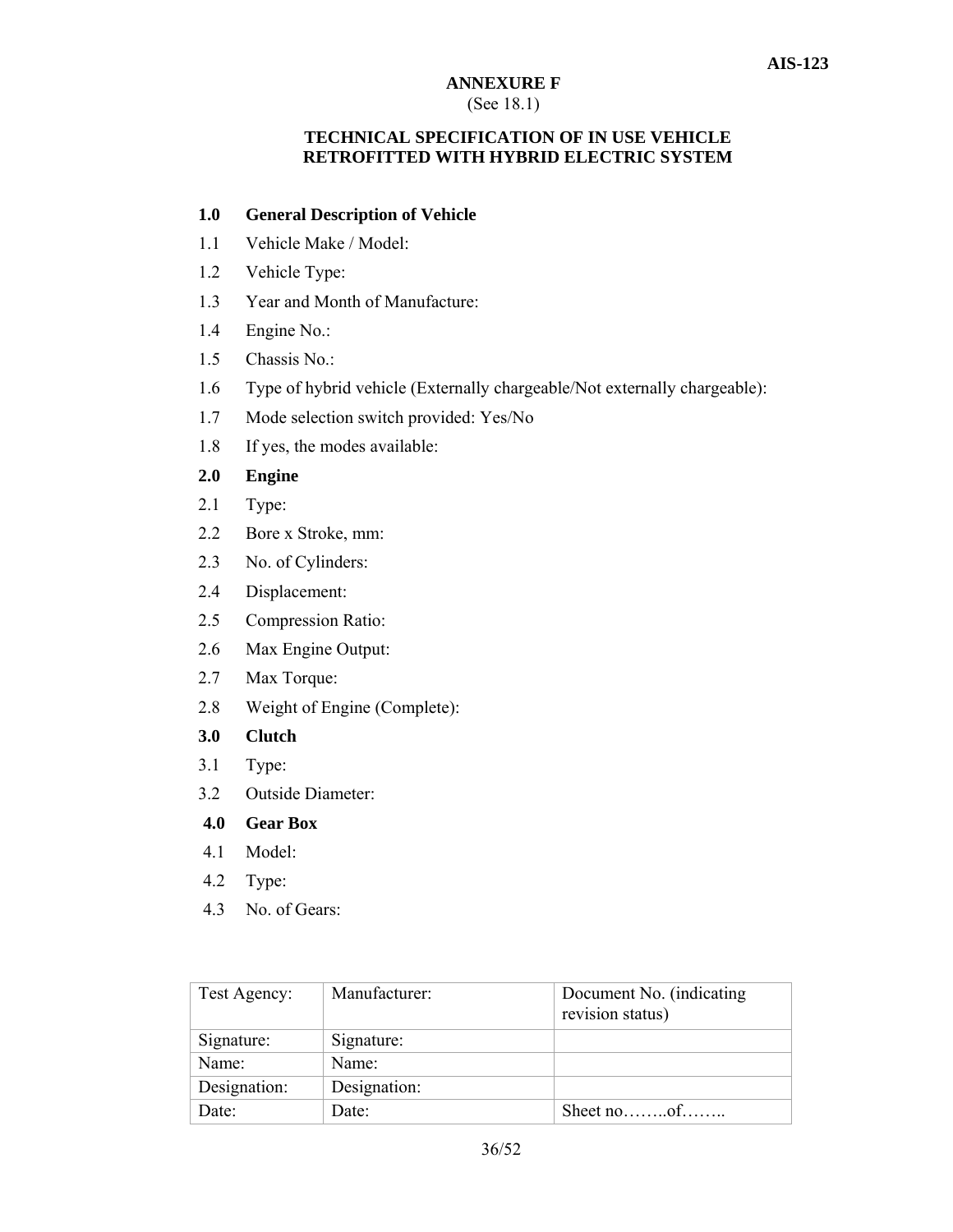## ANNEXURE F
(See 18.1)

### TECHNICAL SPECIFICATION OF IN USE VEHICLE RETROFITTED WITH HYBRID ELECTRIC SYSTEM

**1.0 General Description of Vehicle**

1.1 Vehicle Make / Model:

1.2 Vehicle Type:

1.3 Year and Month of Manufacture:

1.4 Engine No.:

1.5 Chassis No.:

1.6 Type of hybrid vehicle (Externally chargeable/Not externally chargeable):

1.7 Mode selection switch provided: Yes/No

1.8 If yes, the modes available:

**2.0 Engine**

2.1 Type:

2.2 Bore x Stroke, mm:

2.3 No. of Cylinders:

2.4 Displacement:

2.5 Compression Ratio:

2.6 Max Engine Output:

2.7 Max Torque:

2.8 Weight of Engine (Complete):

**3.0 Clutch**

3.1 Type:

3.2 Outside Diameter:

**4.0 Gear Box**

4.1 Model:

4.2 Type:

4.3 No. of Gears:

| Test Agency: | Manufacturer: | Document No. (indicating revision status) |
|---|---|---|
| Signature: | Signature: | |
| Name: | Name: | |
| Designation: | Designation: | |
| Date: | Date: | Sheet no……..of…….. |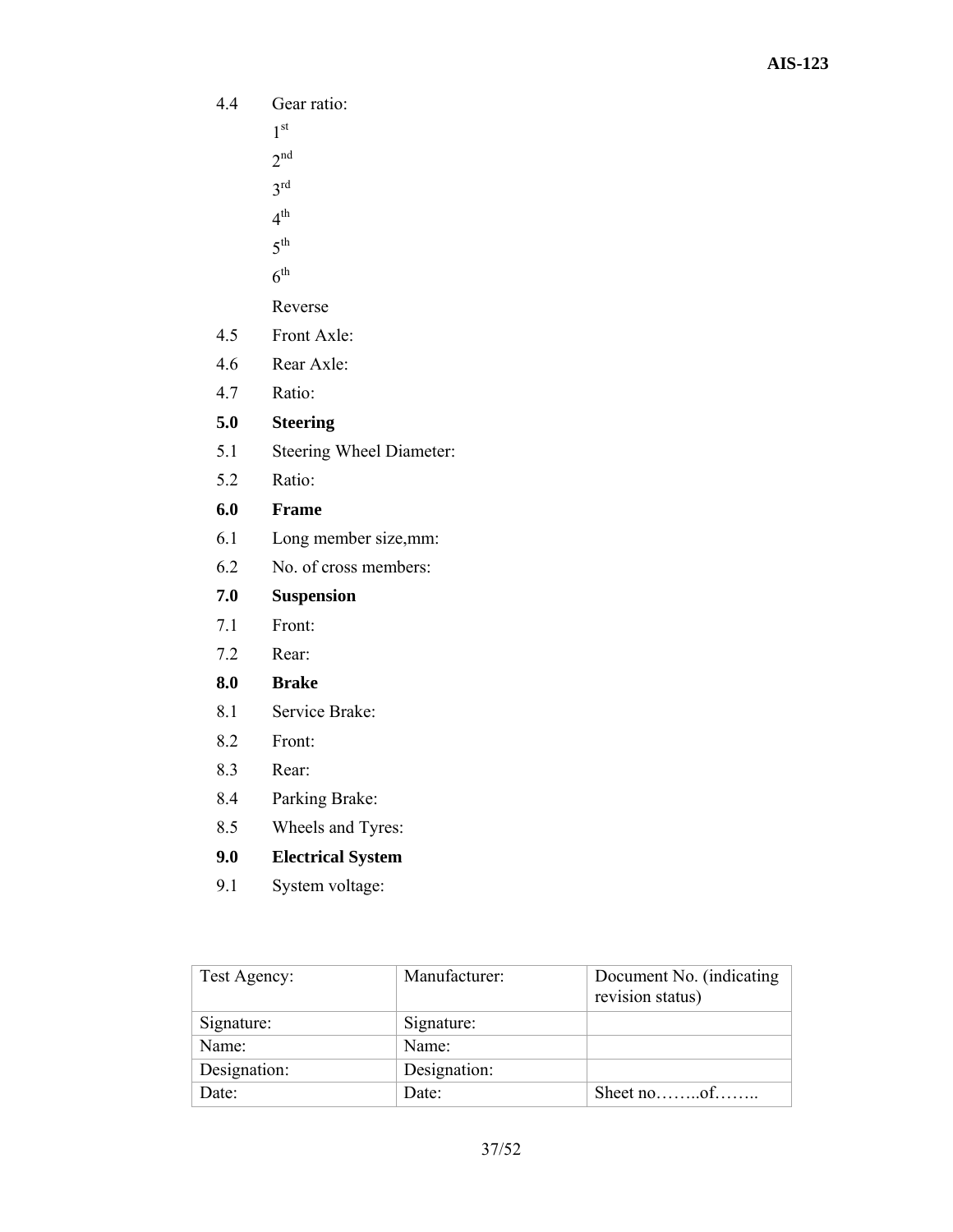4.4 Gear ratio:

1st

2nd

3rd

4th

5th

6th

Reverse

4.5 Front Axle:

4.6 Rear Axle:

4.7 Ratio:

**5.0 Steering**

5.1 Steering Wheel Diameter:

5.2 Ratio:

**6.0 Frame**

6.1 Long member size,mm:

6.2 No. of cross members:

**7.0 Suspension**

7.1 Front:

7.2 Rear:

**8.0 Brake**

8.1 Service Brake:

8.2 Front:

8.3 Rear:

8.4 Parking Brake:

8.5 Wheels and Tyres:

**9.0 Electrical System**

9.1 System voltage:

| Test Agency: | Manufacturer: | Document No. (indicating revision status) |
|---|---|---|
| Signature: | Signature: | |
| Name: | Name: | |
| Designation: | Designation: | |
| Date: | Date: | Sheet no……..of…….. |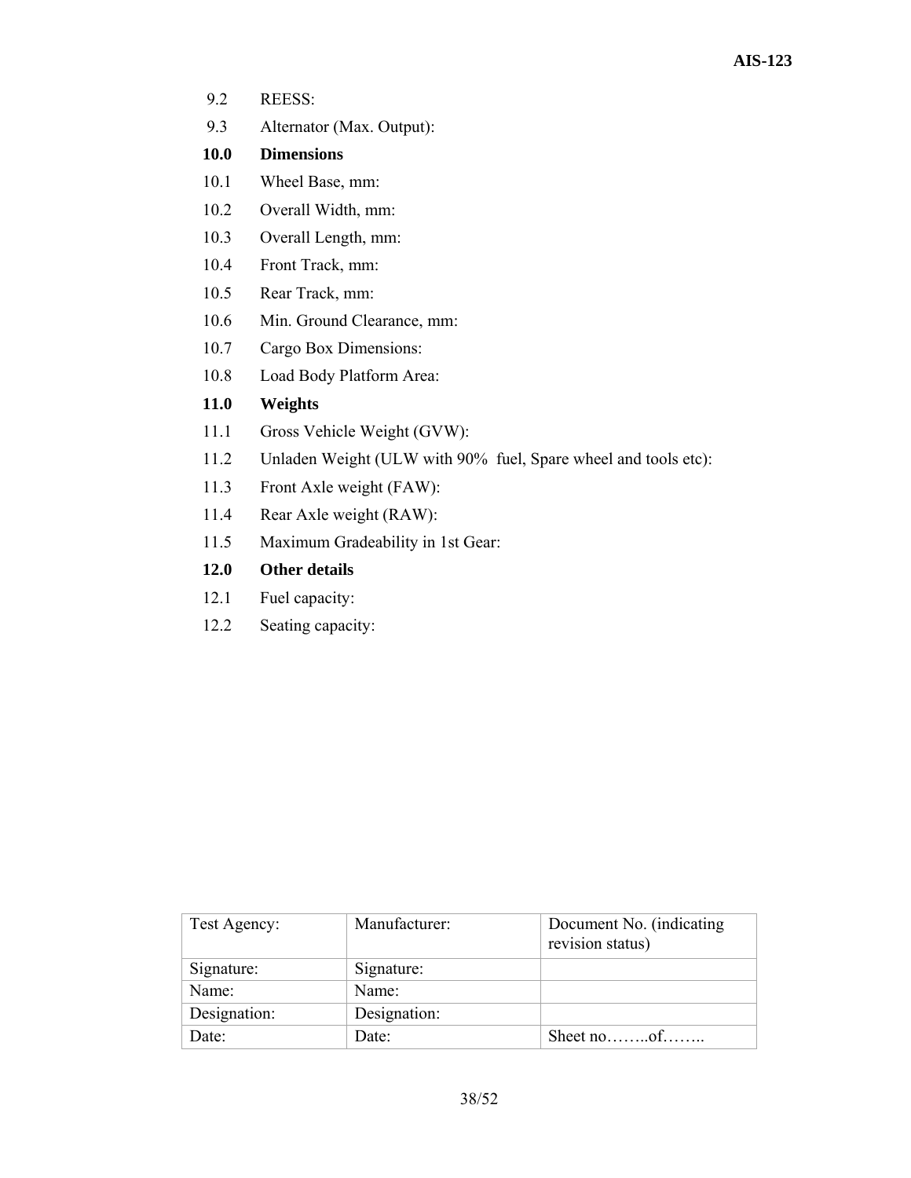9.2 REESS:

9.3 Alternator (Max. Output):

**10.0 Dimensions**

10.1 Wheel Base, mm:

10.2 Overall Width, mm:

10.3 Overall Length, mm:

10.4 Front Track, mm:

10.5 Rear Track, mm:

10.6 Min. Ground Clearance, mm:

10.7 Cargo Box Dimensions:

10.8 Load Body Platform Area:

**11.0 Weights**

11.1 Gross Vehicle Weight (GVW):

11.2 Unladen Weight (ULW with 90% fuel, Spare wheel and tools etc):

11.3 Front Axle weight (FAW):

11.4 Rear Axle weight (RAW):

11.5 Maximum Gradeability in 1st Gear:

**12.0 Other details**

12.1 Fuel capacity:

12.2 Seating capacity:

| Test Agency: | Manufacturer: | Document No. (indicating revision status) |
|---|---|---|
| Signature: | Signature: | |
| Name: | Name: | |
| Designation: | Designation: | |
| Date: | Date: | Sheet no……..of…….. |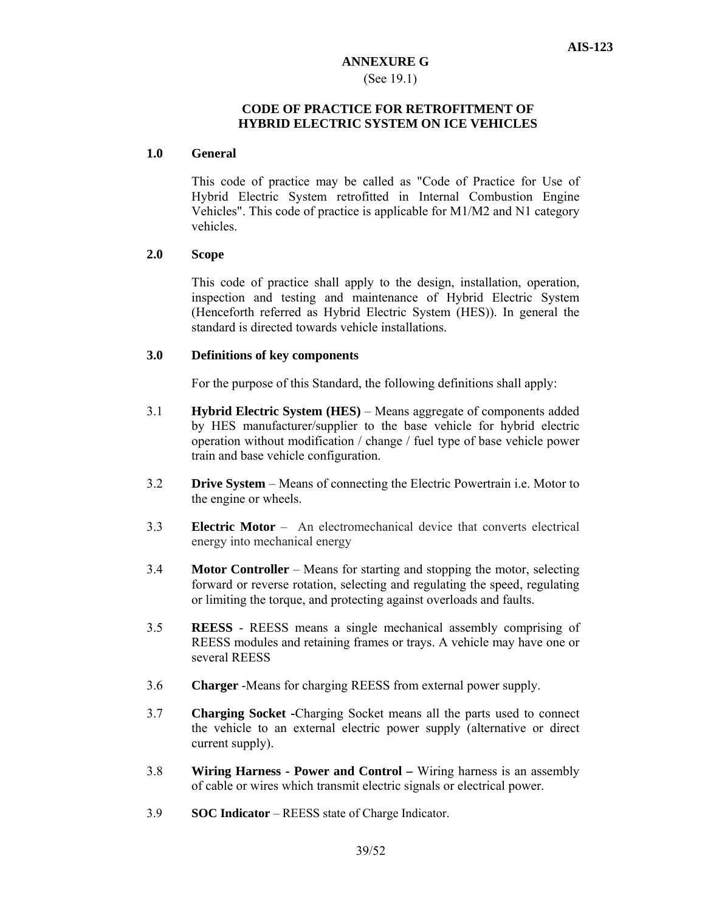## ANNEXURE G

(See 19.1)

### CODE OF PRACTICE FOR RETROFITMENT OF HYBRID ELECTRIC SYSTEM ON ICE VEHICLES

**1.0 General**

This code of practice may be called as "Code of Practice for Use of Hybrid Electric System retrofitted in Internal Combustion Engine Vehicles". This code of practice is applicable for M1/M2 and N1 category vehicles.

**2.0 Scope**

This code of practice shall apply to the design, installation, operation, inspection and testing and maintenance of Hybrid Electric System (Henceforth referred as Hybrid Electric System (HES)). In general the standard is directed towards vehicle installations.

**3.0 Definitions of key components**

For the purpose of this Standard, the following definitions shall apply:

3.1 **Hybrid Electric System (HES)** – Means aggregate of components added by HES manufacturer/supplier to the base vehicle for hybrid electric operation without modification / change / fuel type of base vehicle power train and base vehicle configuration.

3.2 **Drive System** – Means of connecting the Electric Powertrain i.e. Motor to the engine or wheels.

3.3 **Electric Motor** – An electromechanical device that converts electrical energy into mechanical energy

3.4 **Motor Controller** – Means for starting and stopping the motor, selecting forward or reverse rotation, selecting and regulating the speed, regulating or limiting the torque, and protecting against overloads and faults.

3.5 **REESS** - REESS means a single mechanical assembly comprising of REESS modules and retaining frames or trays. A vehicle may have one or several REESS

3.6 **Charger** -Means for charging REESS from external power supply.

3.7 **Charging Socket** -Charging Socket means all the parts used to connect the vehicle to an external electric power supply (alternative or direct current supply).

3.8 **Wiring Harness - Power and Control –** Wiring harness is an assembly of cable or wires which transmit electric signals or electrical power.

3.9 **SOC Indicator** – REESS state of Charge Indicator.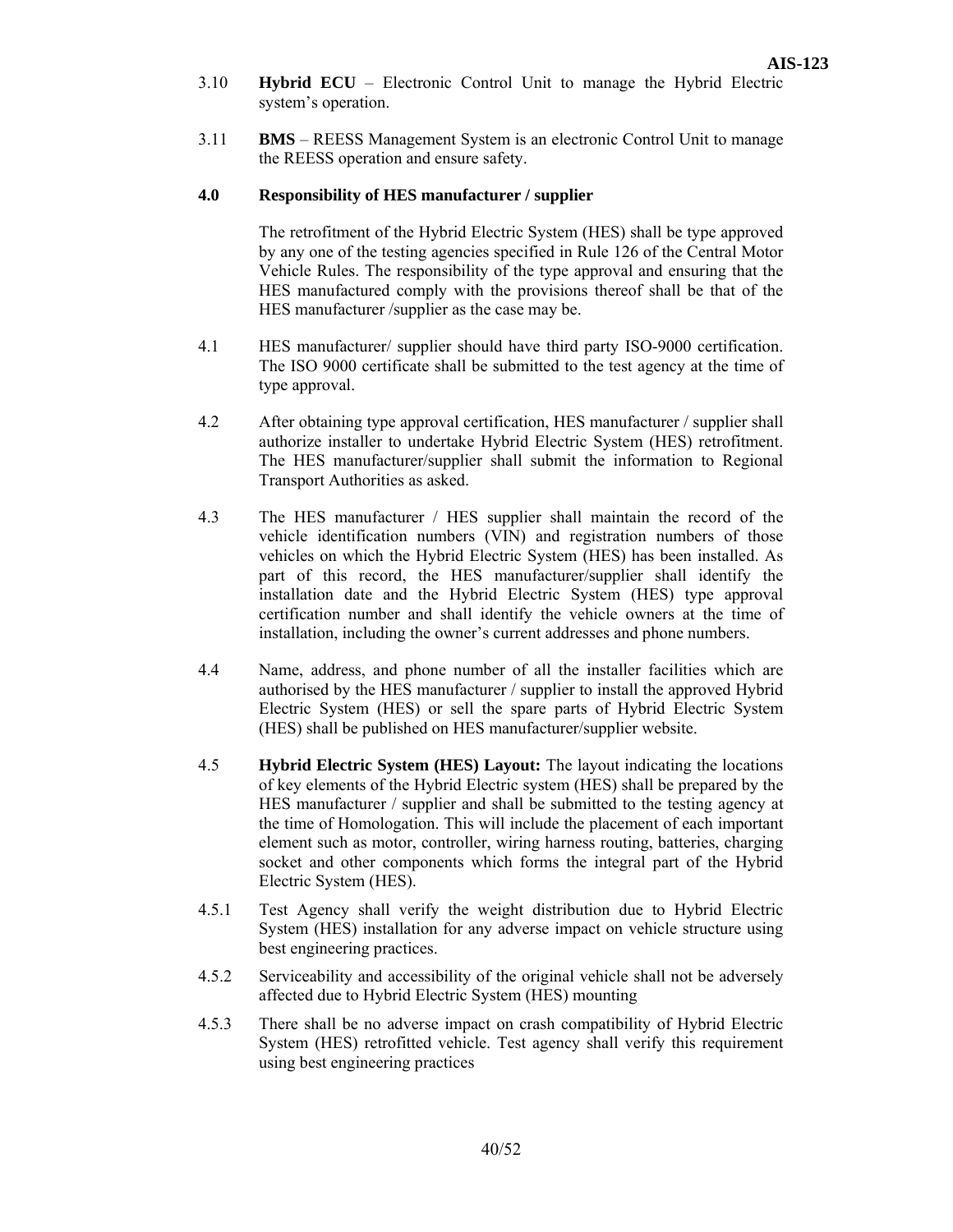3.10 **Hybrid ECU** – Electronic Control Unit to manage the Hybrid Electric system's operation.

3.11 **BMS** – REESS Management System is an electronic Control Unit to manage the REESS operation and ensure safety.

**4.0 Responsibility of HES manufacturer / supplier**

The retrofitment of the Hybrid Electric System (HES) shall be type approved by any one of the testing agencies specified in Rule 126 of the Central Motor Vehicle Rules. The responsibility of the type approval and ensuring that the HES manufactured comply with the provisions thereof shall be that of the HES manufacturer /supplier as the case may be.

4.1 HES manufacturer/ supplier should have third party ISO-9000 certification. The ISO 9000 certificate shall be submitted to the test agency at the time of type approval.

4.2 After obtaining type approval certification, HES manufacturer / supplier shall authorize installer to undertake Hybrid Electric System (HES) retrofitment. The HES manufacturer/supplier shall submit the information to Regional Transport Authorities as asked.

4.3 The HES manufacturer / HES supplier shall maintain the record of the vehicle identification numbers (VIN) and registration numbers of those vehicles on which the Hybrid Electric System (HES) has been installed. As part of this record, the HES manufacturer/supplier shall identify the installation date and the Hybrid Electric System (HES) type approval certification number and shall identify the vehicle owners at the time of installation, including the owner's current addresses and phone numbers.

4.4 Name, address, and phone number of all the installer facilities which are authorised by the HES manufacturer / supplier to install the approved Hybrid Electric System (HES) or sell the spare parts of Hybrid Electric System (HES) shall be published on HES manufacturer/supplier website.

4.5 **Hybrid Electric System (HES) Layout:** The layout indicating the locations of key elements of the Hybrid Electric system (HES) shall be prepared by the HES manufacturer / supplier and shall be submitted to the testing agency at the time of Homologation. This will include the placement of each important element such as motor, controller, wiring harness routing, batteries, charging socket and other components which forms the integral part of the Hybrid Electric System (HES).

4.5.1 Test Agency shall verify the weight distribution due to Hybrid Electric System (HES) installation for any adverse impact on vehicle structure using best engineering practices.

4.5.2 Serviceability and accessibility of the original vehicle shall not be adversely affected due to Hybrid Electric System (HES) mounting

4.5.3 There shall be no adverse impact on crash compatibility of Hybrid Electric System (HES) retrofitted vehicle. Test agency shall verify this requirement using best engineering practices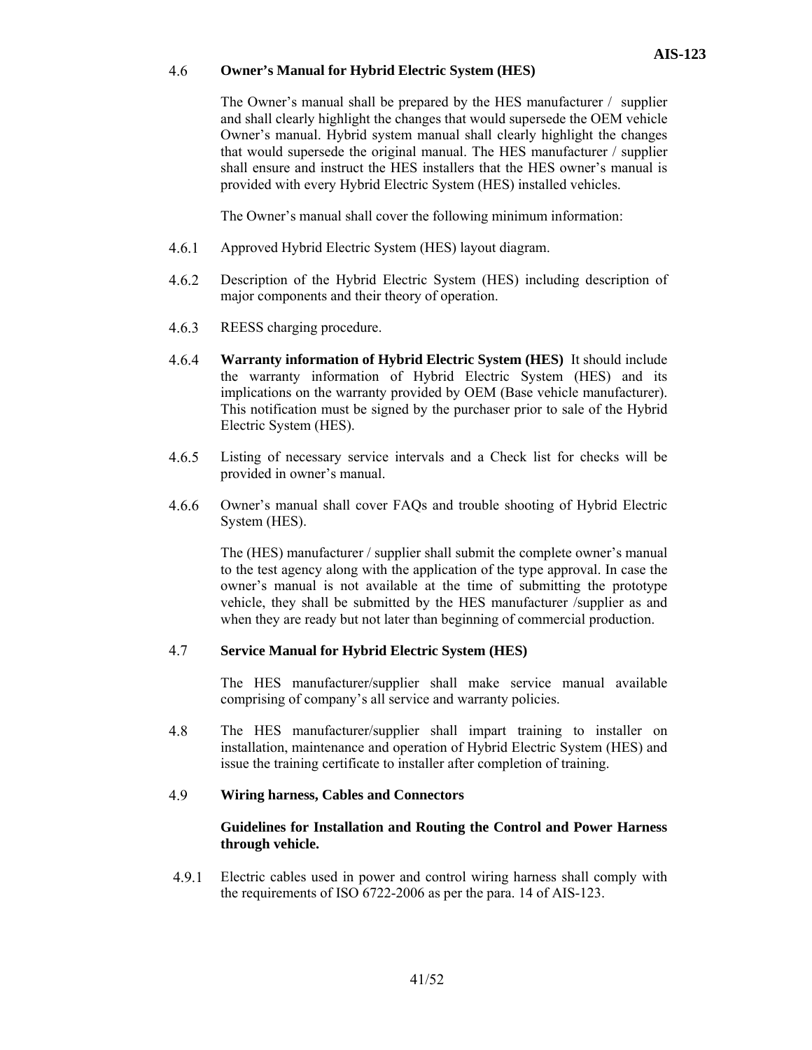### 4.6 Owner's Manual for Hybrid Electric System (HES)

The Owner's manual shall be prepared by the HES manufacturer / supplier and shall clearly highlight the changes that would supersede the OEM vehicle Owner's manual. Hybrid system manual shall clearly highlight the changes that would supersede the original manual. The HES manufacturer / supplier shall ensure and instruct the HES installers that the HES owner's manual is provided with every Hybrid Electric System (HES) installed vehicles.

The Owner's manual shall cover the following minimum information:

4.6.1 Approved Hybrid Electric System (HES) layout diagram.

4.6.2 Description of the Hybrid Electric System (HES) including description of major components and their theory of operation.

4.6.3 REESS charging procedure.

4.6.4 **Warranty information of Hybrid Electric System (HES)** It should include the warranty information of Hybrid Electric System (HES) and its implications on the warranty provided by OEM (Base vehicle manufacturer). This notification must be signed by the purchaser prior to sale of the Hybrid Electric System (HES).

4.6.5 Listing of necessary service intervals and a Check list for checks will be provided in owner's manual.

4.6.6 Owner's manual shall cover FAQs and trouble shooting of Hybrid Electric System (HES).

The (HES) manufacturer / supplier shall submit the complete owner's manual to the test agency along with the application of the type approval. In case the owner's manual is not available at the time of submitting the prototype vehicle, they shall be submitted by the HES manufacturer /supplier as and when they are ready but not later than beginning of commercial production.

### 4.7 Service Manual for Hybrid Electric System (HES)

The HES manufacturer/supplier shall make service manual available comprising of company's all service and warranty policies.

4.8 The HES manufacturer/supplier shall impart training to installer on installation, maintenance and operation of Hybrid Electric System (HES) and issue the training certificate to installer after completion of training.

### 4.9 Wiring harness, Cables and Connectors

**Guidelines for Installation and Routing the Control and Power Harness through vehicle.**

4.9.1 Electric cables used in power and control wiring harness shall comply with the requirements of ISO 6722-2006 as per the para. 14 of AIS-123.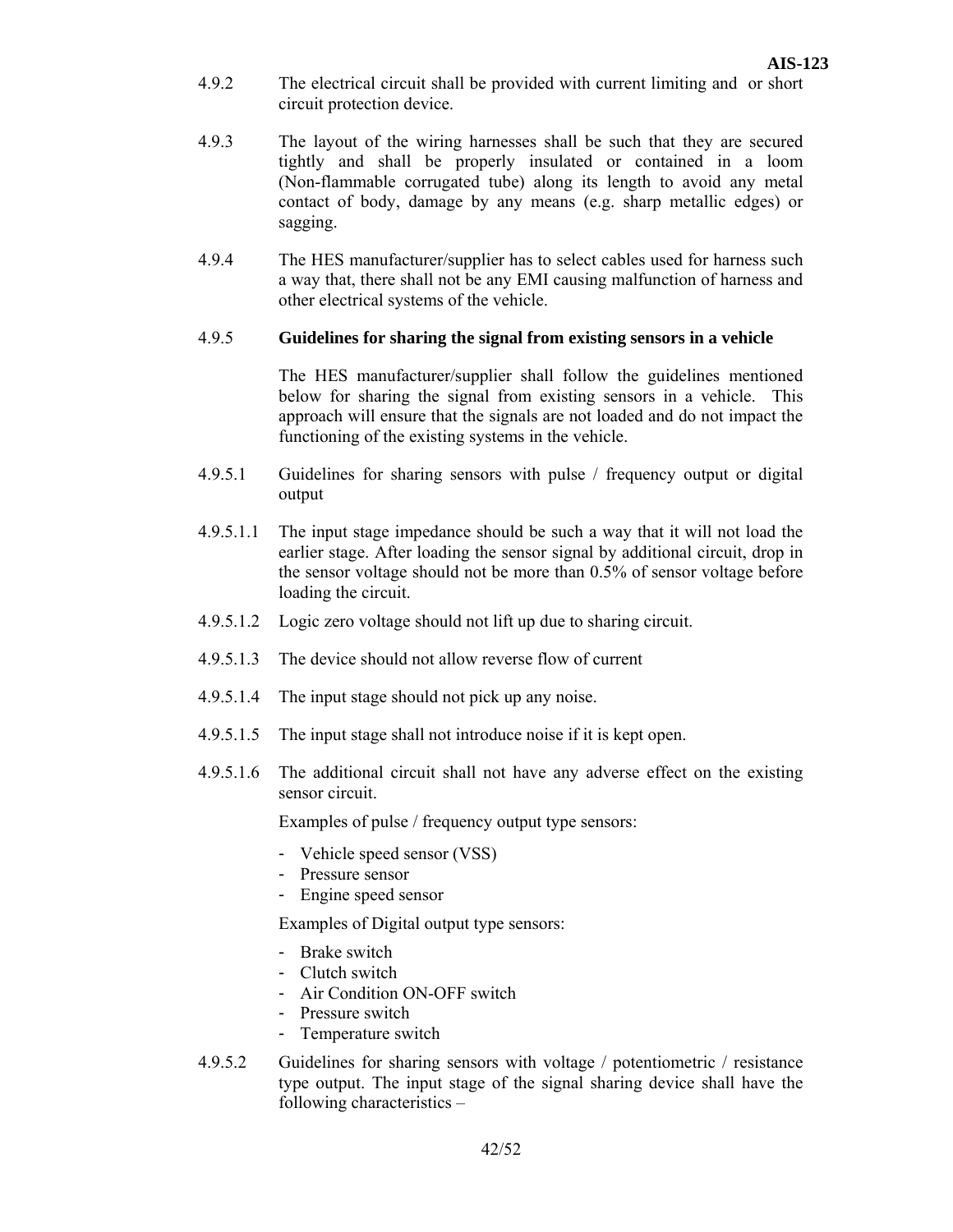4.9.2 The electrical circuit shall be provided with current limiting and or short circuit protection device.

4.9.3 The layout of the wiring harnesses shall be such that they are secured tightly and shall be properly insulated or contained in a loom (Non-flammable corrugated tube) along its length to avoid any metal contact of body, damage by any means (e.g. sharp metallic edges) or sagging.

4.9.4 The HES manufacturer/supplier has to select cables used for harness such a way that, there shall not be any EMI causing malfunction of harness and other electrical systems of the vehicle.

**4.9.5 Guidelines for sharing the signal from existing sensors in a vehicle**

The HES manufacturer/supplier shall follow the guidelines mentioned below for sharing the signal from existing sensors in a vehicle. This approach will ensure that the signals are not loaded and do not impact the functioning of the existing systems in the vehicle.

4.9.5.1 Guidelines for sharing sensors with pulse / frequency output or digital output

4.9.5.1.1 The input stage impedance should be such a way that it will not load the earlier stage. After loading the sensor signal by additional circuit, drop in the sensor voltage should not be more than 0.5% of sensor voltage before loading the circuit.

4.9.5.1.2 Logic zero voltage should not lift up due to sharing circuit.

4.9.5.1.3 The device should not allow reverse flow of current

4.9.5.1.4 The input stage should not pick up any noise.

4.9.5.1.5 The input stage shall not introduce noise if it is kept open.

4.9.5.1.6 The additional circuit shall not have any adverse effect on the existing sensor circuit.

Examples of pulse / frequency output type sensors:

- Vehicle speed sensor (VSS)
- Pressure sensor
- Engine speed sensor

Examples of Digital output type sensors:

- Brake switch
- Clutch switch
- Air Condition ON-OFF switch
- Pressure switch
- Temperature switch

4.9.5.2 Guidelines for sharing sensors with voltage / potentiometric / resistance type output. The input stage of the signal sharing device shall have the following characteristics –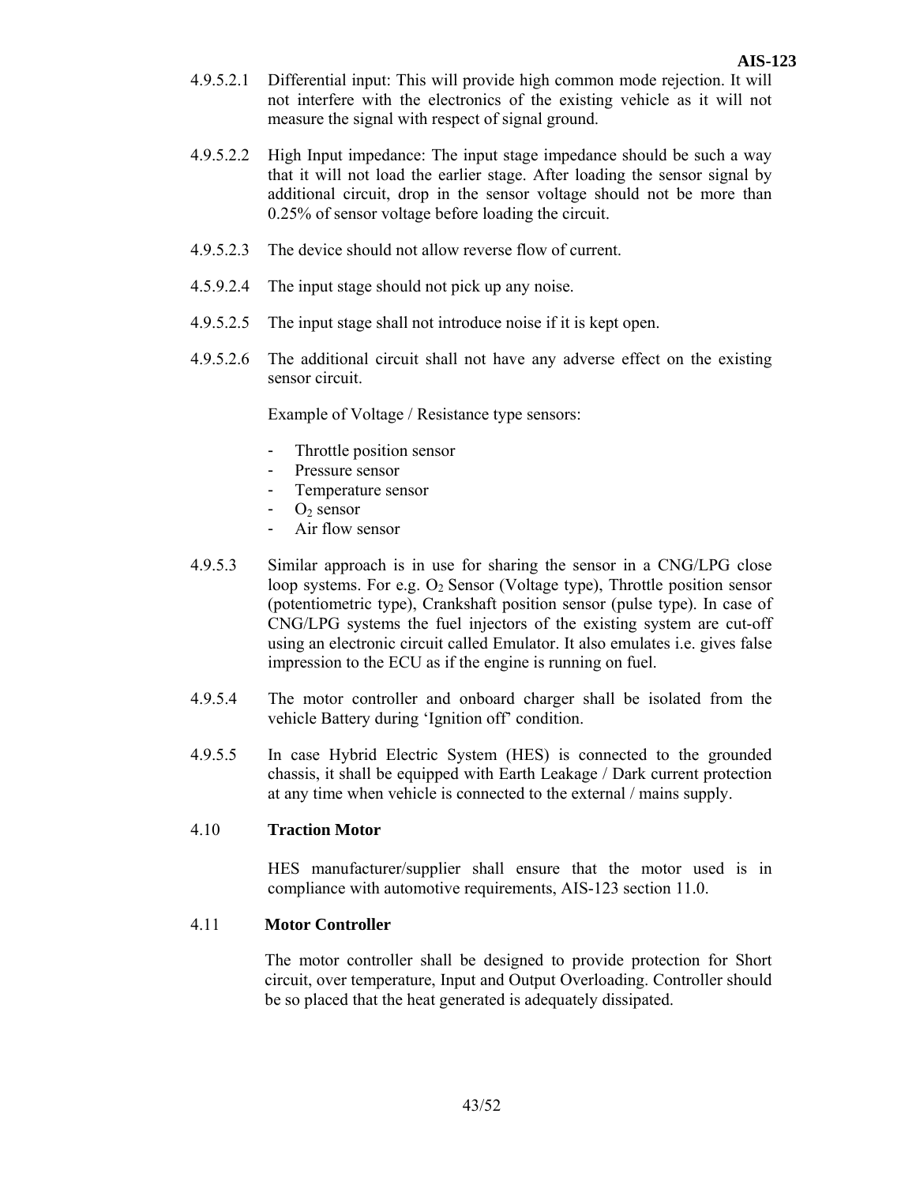4.9.5.2.1 Differential input: This will provide high common mode rejection. It will not interfere with the electronics of the existing vehicle as it will not measure the signal with respect of signal ground.

4.9.5.2.2 High Input impedance: The input stage impedance should be such a way that it will not load the earlier stage. After loading the sensor signal by additional circuit, drop in the sensor voltage should not be more than 0.25% of sensor voltage before loading the circuit.

4.9.5.2.3 The device should not allow reverse flow of current.

4.5.9.2.4 The input stage should not pick up any noise.

4.9.5.2.5 The input stage shall not introduce noise if it is kept open.

4.9.5.2.6 The additional circuit shall not have any adverse effect on the existing sensor circuit.

Example of Voltage / Resistance type sensors:

- Throttle position sensor
- Pressure sensor
- Temperature sensor
- $O_2$ sensor
- Air flow sensor

4.9.5.3 Similar approach is in use for sharing the sensor in a CNG/LPG close loop systems. For e.g. $O_2$ Sensor (Voltage type), Throttle position sensor (potentiometric type), Crankshaft position sensor (pulse type). In case of CNG/LPG systems the fuel injectors of the existing system are cut-off using an electronic circuit called Emulator. It also emulates i.e. gives false impression to the ECU as if the engine is running on fuel.

4.9.5.4 The motor controller and onboard charger shall be isolated from the vehicle Battery during 'Ignition off' condition.

4.9.5.5 In case Hybrid Electric System (HES) is connected to the grounded chassis, it shall be equipped with Earth Leakage / Dark current protection at any time when vehicle is connected to the external / mains supply.

## 4.10 Traction Motor

HES manufacturer/supplier shall ensure that the motor used is in compliance with automotive requirements, AIS-123 section 11.0.

## 4.11 Motor Controller

The motor controller shall be designed to provide protection for Short circuit, over temperature, Input and Output Overloading. Controller should be so placed that the heat generated is adequately dissipated.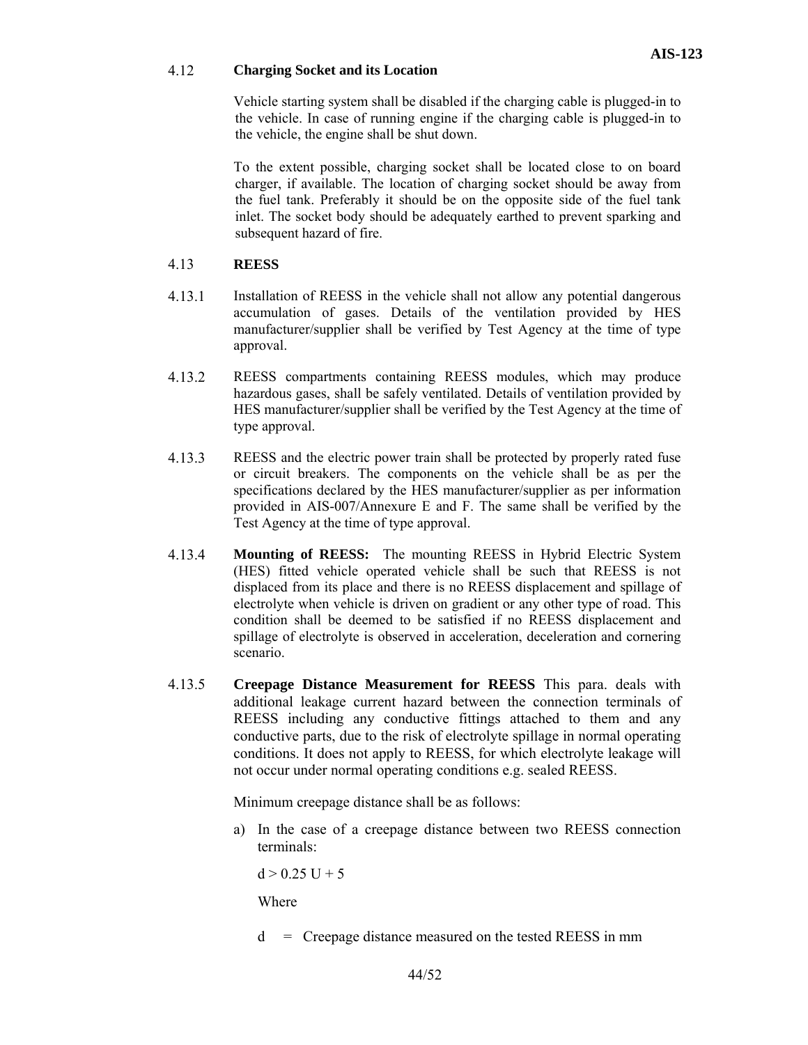4.12 **Charging Socket and its Location**

Vehicle starting system shall be disabled if the charging cable is plugged-in to the vehicle. In case of running engine if the charging cable is plugged-in to the vehicle, the engine shall be shut down.

To the extent possible, charging socket shall be located close to on board charger, if available. The location of charging socket should be away from the fuel tank. Preferably it should be on the opposite side of the fuel tank inlet. The socket body should be adequately earthed to prevent sparking and subsequent hazard of fire.

4.13 **REESS**

4.13.1 Installation of REESS in the vehicle shall not allow any potential dangerous accumulation of gases. Details of the ventilation provided by HES manufacturer/supplier shall be verified by Test Agency at the time of type approval.

4.13.2 REESS compartments containing REESS modules, which may produce hazardous gases, shall be safely ventilated. Details of ventilation provided by HES manufacturer/supplier shall be verified by the Test Agency at the time of type approval.

4.13.3 REESS and the electric power train shall be protected by properly rated fuse or circuit breakers. The components on the vehicle shall be as per the specifications declared by the HES manufacturer/supplier as per information provided in AIS-007/Annexure E and F. The same shall be verified by the Test Agency at the time of type approval.

4.13.4 **Mounting of REESS:** The mounting REESS in Hybrid Electric System (HES) fitted vehicle operated vehicle shall be such that REESS is not displaced from its place and there is no REESS displacement and spillage of electrolyte when vehicle is driven on gradient or any other type of road. This condition shall be deemed to be satisfied if no REESS displacement and spillage of electrolyte is observed in acceleration, deceleration and cornering scenario.

4.13.5 **Creepage Distance Measurement for REESS** This para. deals with additional leakage current hazard between the connection terminals of REESS including any conductive fittings attached to them and any conductive parts, due to the risk of electrolyte spillage in normal operating conditions. It does not apply to REESS, for which electrolyte leakage will not occur under normal operating conditions e.g. sealed REESS.

Minimum creepage distance shall be as follows:

a) In the case of a creepage distance between two REESS connection terminals:

$d > 0.25\ U + 5$

Where

$d$ = Creepage distance measured on the tested REESS in mm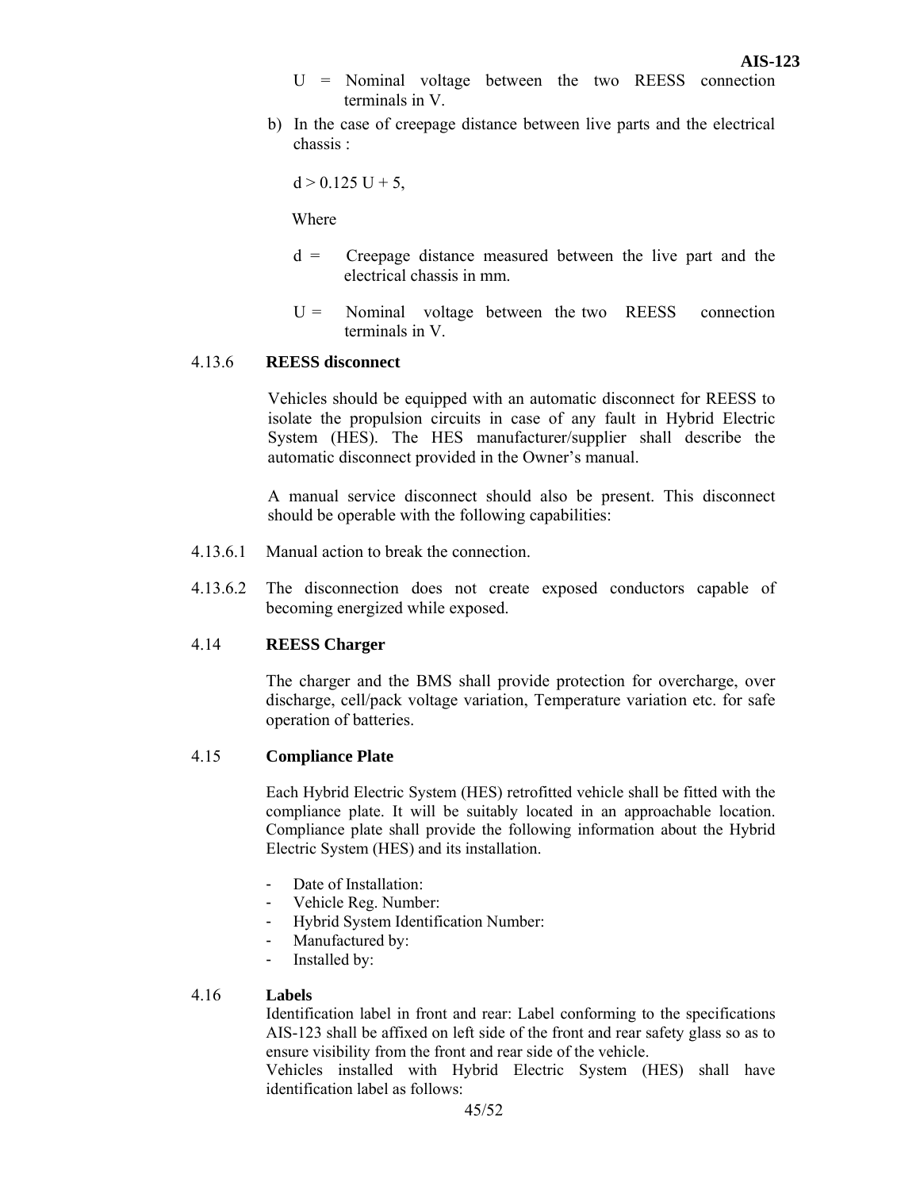U = Nominal voltage between the two REESS connection terminals in V.

b) In the case of creepage distance between live parts and the electrical chassis :

$d > 0.125\,U + 5$,

Where

d = Creepage distance measured between the live part and the electrical chassis in mm.

U = Nominal voltage between the two REESS connection terminals in V.

### 4.13.6 REESS disconnect

Vehicles should be equipped with an automatic disconnect for REESS to isolate the propulsion circuits in case of any fault in Hybrid Electric System (HES). The HES manufacturer/supplier shall describe the automatic disconnect provided in the Owner's manual.

A manual service disconnect should also be present. This disconnect should be operable with the following capabilities:

4.13.6.1 Manual action to break the connection.

4.13.6.2 The disconnection does not create exposed conductors capable of becoming energized while exposed.

### 4.14 REESS Charger

The charger and the BMS shall provide protection for overcharge, over discharge, cell/pack voltage variation, Temperature variation etc. for safe operation of batteries.

### 4.15 Compliance Plate

Each Hybrid Electric System (HES) retrofitted vehicle shall be fitted with the compliance plate. It will be suitably located in an approachable location. Compliance plate shall provide the following information about the Hybrid Electric System (HES) and its installation.

- Date of Installation:
- Vehicle Reg. Number:
- Hybrid System Identification Number:
- Manufactured by:
- Installed by:

### 4.16 Labels

Identification label in front and rear: Label conforming to the specifications AIS-123 shall be affixed on left side of the front and rear safety glass so as to ensure visibility from the front and rear side of the vehicle.

Vehicles installed with Hybrid Electric System (HES) shall have identification label as follows: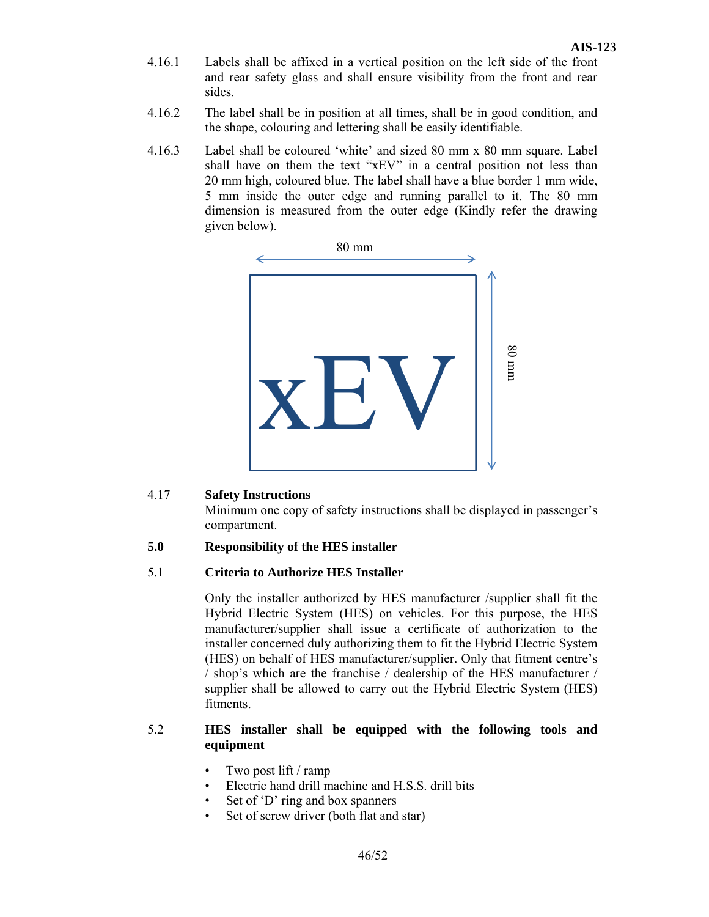4.16.1 Labels shall be affixed in a vertical position on the left side of the front and rear safety glass and shall ensure visibility from the front and rear sides.

4.16.2 The label shall be in position at all times, shall be in good condition, and the shape, colouring and lettering shall be easily identifiable.

4.16.3 Label shall be coloured 'white' and sized 80 mm x 80 mm square. Label shall have on them the text "xEV" in a central position not less than 20 mm high, coloured blue. The label shall have a blue border 1 mm wide, 5 mm inside the outer edge and running parallel to it. The 80 mm dimension is measured from the outer edge (Kindly refer the drawing given below).

80 mm

xEV

80 mm

4.17 **Safety Instructions**

Minimum one copy of safety instructions shall be displayed in passenger's compartment.

## 5.0 Responsibility of the HES installer

### 5.1 Criteria to Authorize HES Installer

Only the installer authorized by HES manufacturer /supplier shall fit the Hybrid Electric System (HES) on vehicles. For this purpose, the HES manufacturer/supplier shall issue a certificate of authorization to the installer concerned duly authorizing them to fit the Hybrid Electric System (HES) on behalf of HES manufacturer/supplier. Only that fitment centre's / shop's which are the franchise / dealership of the HES manufacturer / supplier shall be allowed to carry out the Hybrid Electric System (HES) fitments.

### 5.2 HES installer shall be equipped with the following tools and equipment

- Two post lift / ramp
- Electric hand drill machine and H.S.S. drill bits
- Set of 'D' ring and box spanners
- Set of screw driver (both flat and star)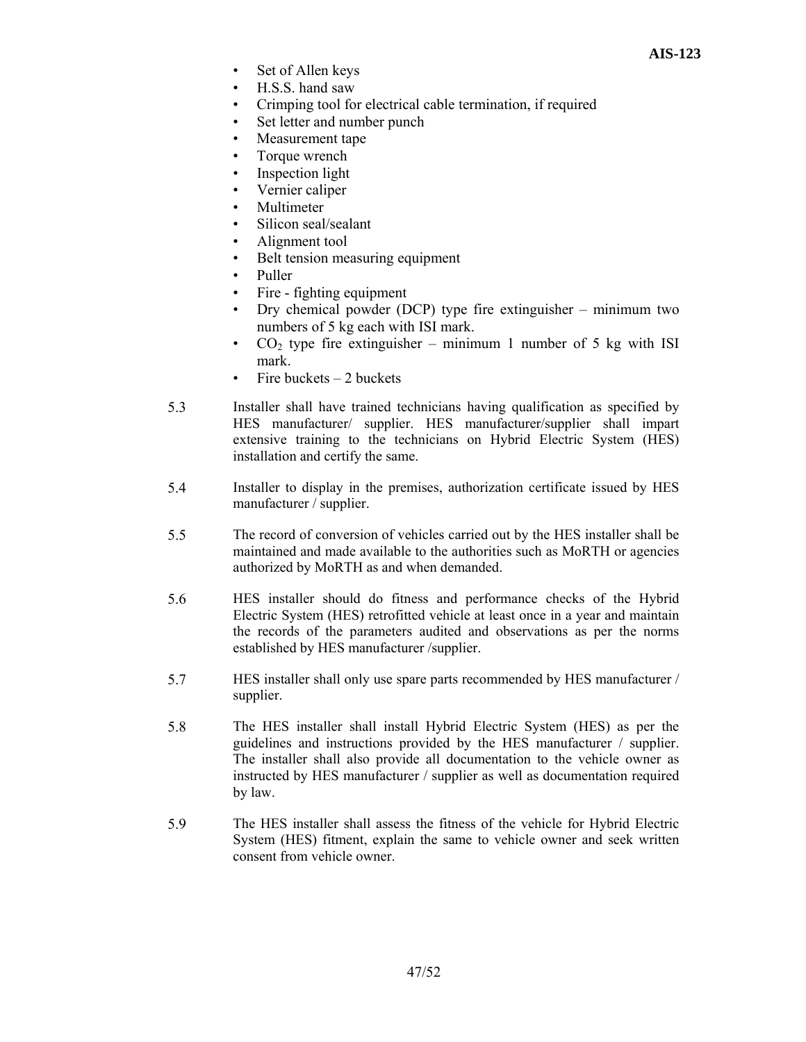- Set of Allen keys
- H.S.S. hand saw
- Crimping tool for electrical cable termination, if required
- Set letter and number punch
- Measurement tape
- Torque wrench
- Inspection light
- Vernier caliper
- Multimeter
- Silicon seal/sealant
- Alignment tool
- Belt tension measuring equipment
- Puller
- Fire - fighting equipment
- Dry chemical powder (DCP) type fire extinguisher – minimum two numbers of 5 kg each with ISI mark.
- $CO_2$ type fire extinguisher – minimum 1 number of 5 kg with ISI mark.
- Fire buckets – 2 buckets

5.3 Installer shall have trained technicians having qualification as specified by HES manufacturer/ supplier. HES manufacturer/supplier shall impart extensive training to the technicians on Hybrid Electric System (HES) installation and certify the same.

5.4 Installer to display in the premises, authorization certificate issued by HES manufacturer / supplier.

5.5 The record of conversion of vehicles carried out by the HES installer shall be maintained and made available to the authorities such as MoRTH or agencies authorized by MoRTH as and when demanded.

5.6 HES installer should do fitness and performance checks of the Hybrid Electric System (HES) retrofitted vehicle at least once in a year and maintain the records of the parameters audited and observations as per the norms established by HES manufacturer /supplier.

5.7 HES installer shall only use spare parts recommended by HES manufacturer / supplier.

5.8 The HES installer shall install Hybrid Electric System (HES) as per the guidelines and instructions provided by the HES manufacturer / supplier. The installer shall also provide all documentation to the vehicle owner as instructed by HES manufacturer / supplier as well as documentation required by law.

5.9 The HES installer shall assess the fitness of the vehicle for Hybrid Electric System (HES) fitment, explain the same to vehicle owner and seek written consent from vehicle owner.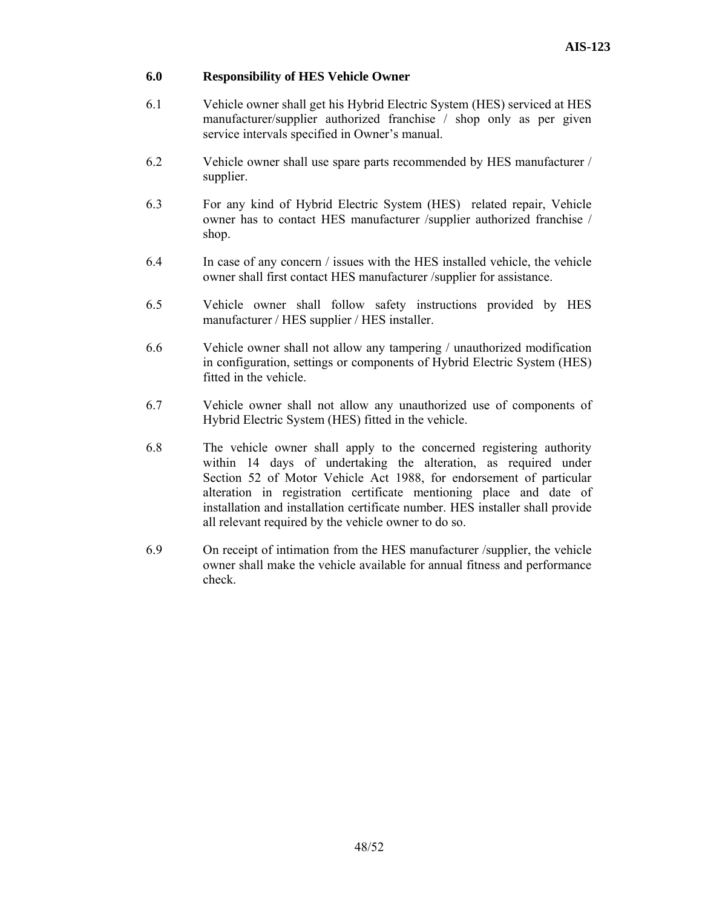## 6.0 Responsibility of HES Vehicle Owner

6.1 Vehicle owner shall get his Hybrid Electric System (HES) serviced at HES manufacturer/supplier authorized franchise / shop only as per given service intervals specified in Owner's manual.

6.2 Vehicle owner shall use spare parts recommended by HES manufacturer / supplier.

6.3 For any kind of Hybrid Electric System (HES) related repair, Vehicle owner has to contact HES manufacturer /supplier authorized franchise / shop.

6.4 In case of any concern / issues with the HES installed vehicle, the vehicle owner shall first contact HES manufacturer /supplier for assistance.

6.5 Vehicle owner shall follow safety instructions provided by HES manufacturer / HES supplier / HES installer.

6.6 Vehicle owner shall not allow any tampering / unauthorized modification in configuration, settings or components of Hybrid Electric System (HES) fitted in the vehicle.

6.7 Vehicle owner shall not allow any unauthorized use of components of Hybrid Electric System (HES) fitted in the vehicle.

6.8 The vehicle owner shall apply to the concerned registering authority within 14 days of undertaking the alteration, as required under Section 52 of Motor Vehicle Act 1988, for endorsement of particular alteration in registration certificate mentioning place and date of installation and installation certificate number. HES installer shall provide all relevant required by the vehicle owner to do so.

6.9 On receipt of intimation from the HES manufacturer /supplier, the vehicle owner shall make the vehicle available for annual fitness and performance check.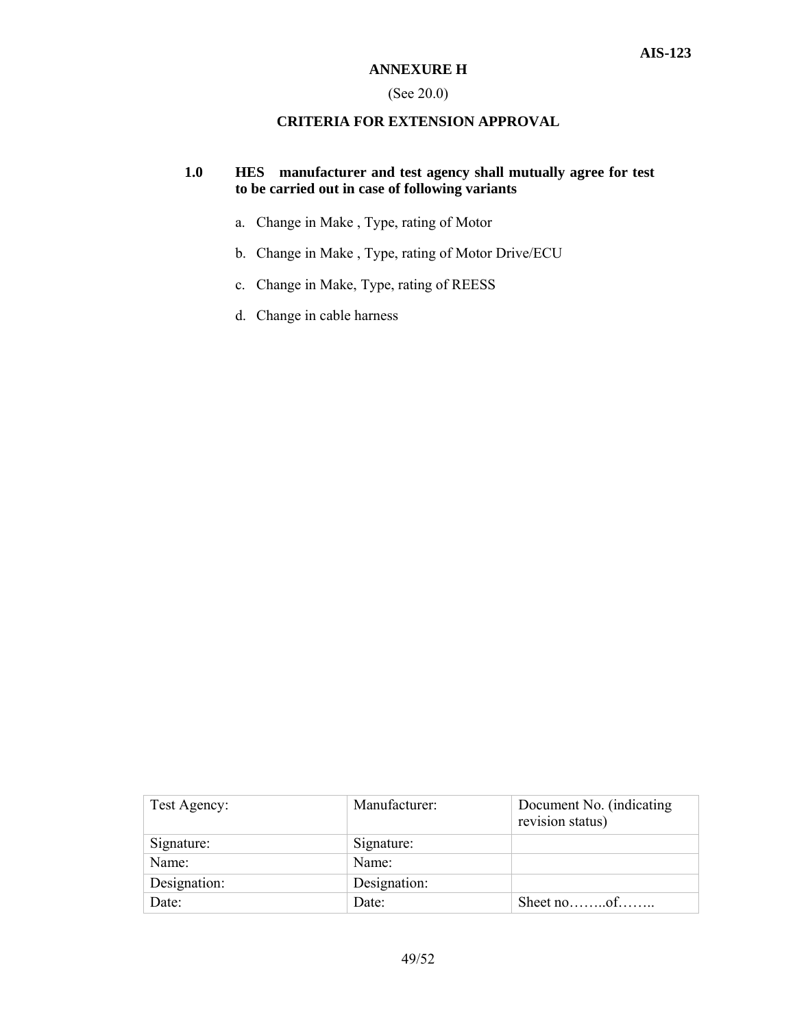## ANNEXURE H

(See 20.0)

### CRITERIA FOR EXTENSION APPROVAL

**1.0 HES manufacturer and test agency shall mutually agree for test to be carried out in case of following variants**

a. Change in Make , Type, rating of Motor

b. Change in Make , Type, rating of Motor Drive/ECU

c. Change in Make, Type, rating of REESS

d. Change in cable harness

| Test Agency: | Manufacturer: | Document No. (indicating revision status) |
|---|---|---|
| Signature: | Signature: | |
| Name: | Name: | |
| Designation: | Designation: | |
| Date: | Date: | Sheet no……..of…….. |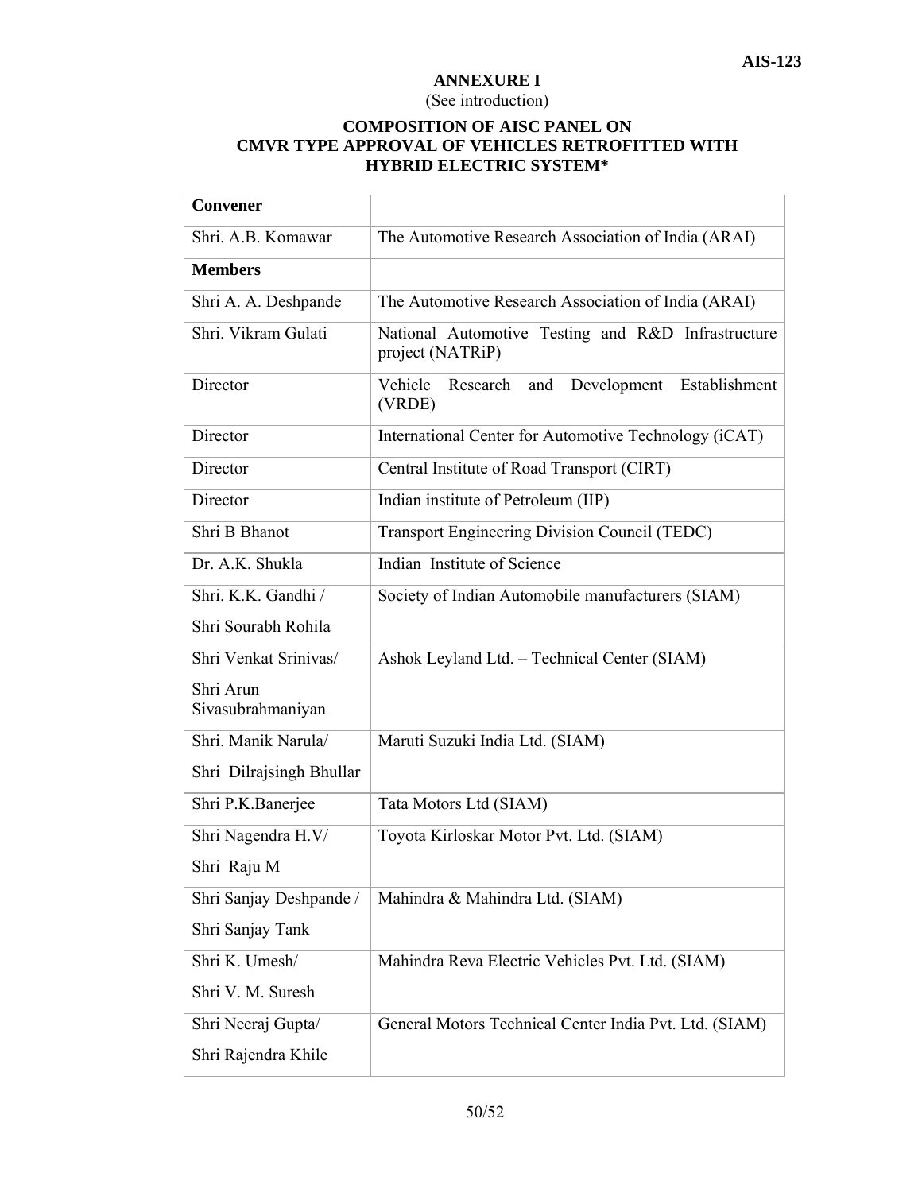## ANNEXURE I

(See introduction)

### COMPOSITION OF AISC PANEL ON CMVR TYPE APPROVAL OF VEHICLES RETROFITTED WITH HYBRID ELECTRIC SYSTEM*

| **Convener** | |
|---|---|
| Shri. A.B. Komawar | The Automotive Research Association of India (ARAI) |
| **Members** | |
| Shri A. A. Deshpande | The Automotive Research Association of India (ARAI) |
| Shri. Vikram Gulati | National Automotive Testing and R&D Infrastructure project (NATRiP) |
| Director | Vehicle Research and Development Establishment (VRDE) |
| Director | International Center for Automotive Technology (iCAT) |
| Director | Central Institute of Road Transport (CIRT) |
| Director | Indian institute of Petroleum (IIP) |
| Shri B Bhanot | Transport Engineering Division Council (TEDC) |
| Dr. A.K. Shukla | Indian Institute of Science |
| Shri. K.K. Gandhi / Shri Sourabh Rohila | Society of Indian Automobile manufacturers (SIAM) |
| Shri Venkat Srinivas/ Shri Arun Sivasubrahmaniyan | Ashok Leyland Ltd. – Technical Center (SIAM) |
| Shri. Manik Narula/ Shri Dilrajsingh Bhullar | Maruti Suzuki India Ltd. (SIAM) |
| Shri P.K.Banerjee | Tata Motors Ltd (SIAM) |
| Shri Nagendra H.V/ Shri Raju M | Toyota Kirloskar Motor Pvt. Ltd. (SIAM) |
| Shri Sanjay Deshpande / Shri Sanjay Tank | Mahindra & Mahindra Ltd. (SIAM) |
| Shri K. Umesh/ Shri V. M. Suresh | Mahindra Reva Electric Vehicles Pvt. Ltd. (SIAM) |
| Shri Neeraj Gupta/ Shri Rajendra Khile | General Motors Technical Center India Pvt. Ltd. (SIAM) |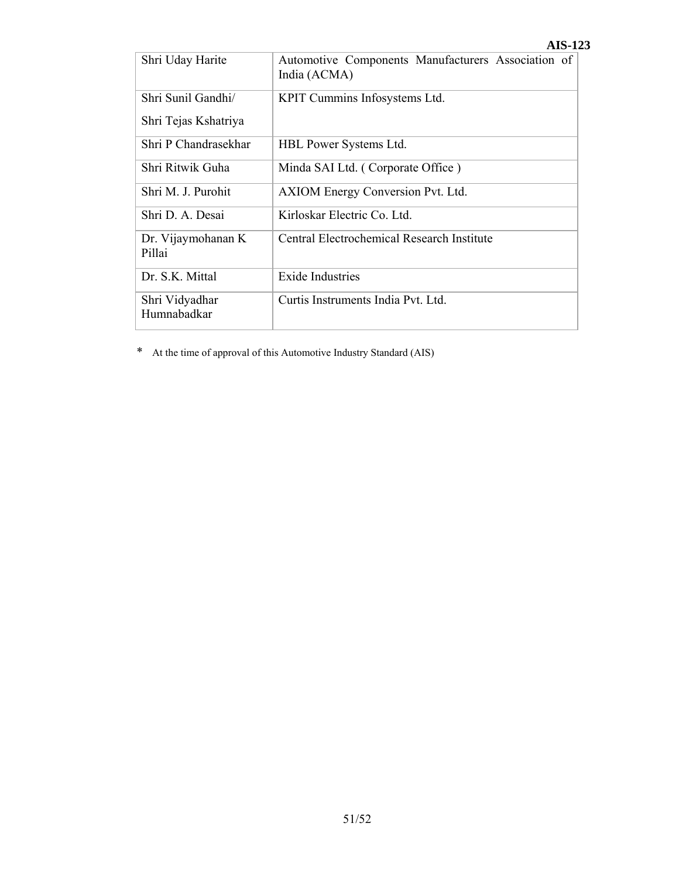| | |
|---|---|
| Shri Uday Harite | Automotive Components Manufacturers Association of India (ACMA) |
| Shri Sunil Gandhi/<br>Shri Tejas Kshatriya | KPIT Cummins Infosystems Ltd. |
| Shri P Chandrasekhar | HBL Power Systems Ltd. |
| Shri Ritwik Guha | Minda SAI Ltd. ( Corporate Office ) |
| Shri M. J. Purohit | AXIOM Energy Conversion Pvt. Ltd. |
| Shri D. A. Desai | Kirloskar Electric Co. Ltd. |
| Dr. Vijaymohanan K Pillai | Central Electrochemical Research Institute |
| Dr. S.K. Mittal | Exide Industries |
| Shri Vidyadhar Humnabadkar | Curtis Instruments India Pvt. Ltd. |

\* At the time of approval of this Automotive Industry Standard (AIS)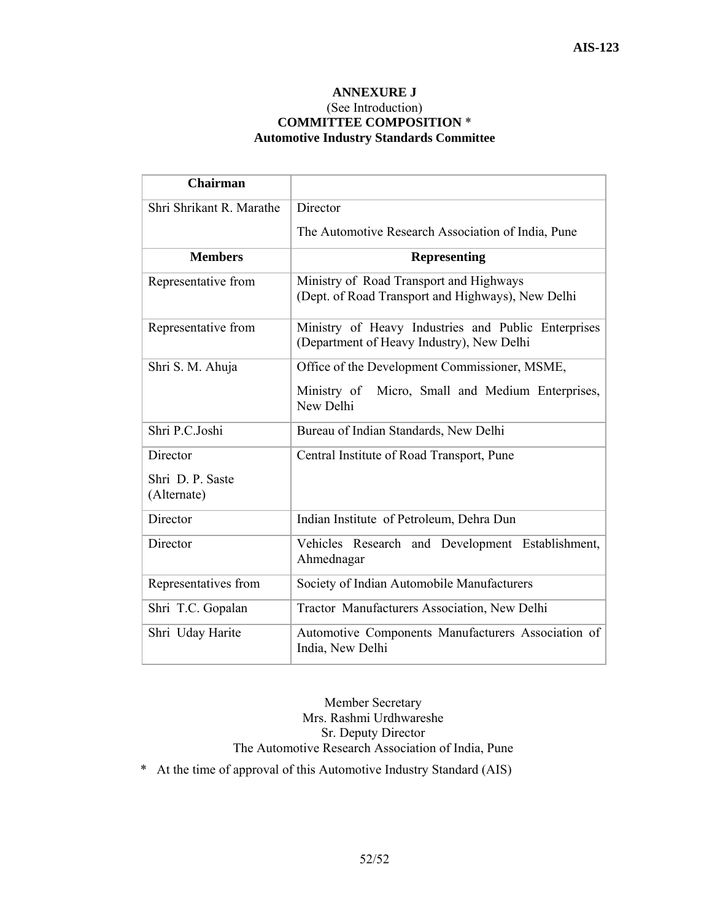**ANNEXURE J**

(See Introduction)

**COMMITTEE COMPOSITION** *

**Automotive Industry Standards Committee**

| **Chairman** | |
|---|---|
| Shri Shrikant R. Marathe | Director<br><br>The Automotive Research Association of India, Pune |
| **Members** | **Representing** |
| Representative from | Ministry of Road Transport and Highways (Dept. of Road Transport and Highways), New Delhi |
| Representative from | Ministry of Heavy Industries and Public Enterprises (Department of Heavy Industry), New Delhi |
| Shri S. M. Ahuja | Office of the Development Commissioner, MSME,<br><br>Ministry of Micro, Small and Medium Enterprises, New Delhi |
| Shri P.C.Joshi | Bureau of Indian Standards, New Delhi |
| Director<br><br>Shri D. P. Saste (Alternate) | Central Institute of Road Transport, Pune |
| Director | Indian Institute of Petroleum, Dehra Dun |
| Director | Vehicles Research and Development Establishment, Ahmednagar |
| Representatives from | Society of Indian Automobile Manufacturers |
| Shri T.C. Gopalan | Tractor Manufacturers Association, New Delhi |
| Shri Uday Harite | Automotive Components Manufacturers Association of India, New Delhi |

Member Secretary

Mrs. Rashmi Urdhwareshe

Sr. Deputy Director

The Automotive Research Association of India, Pune

\* At the time of approval of this Automotive Industry Standard (AIS)